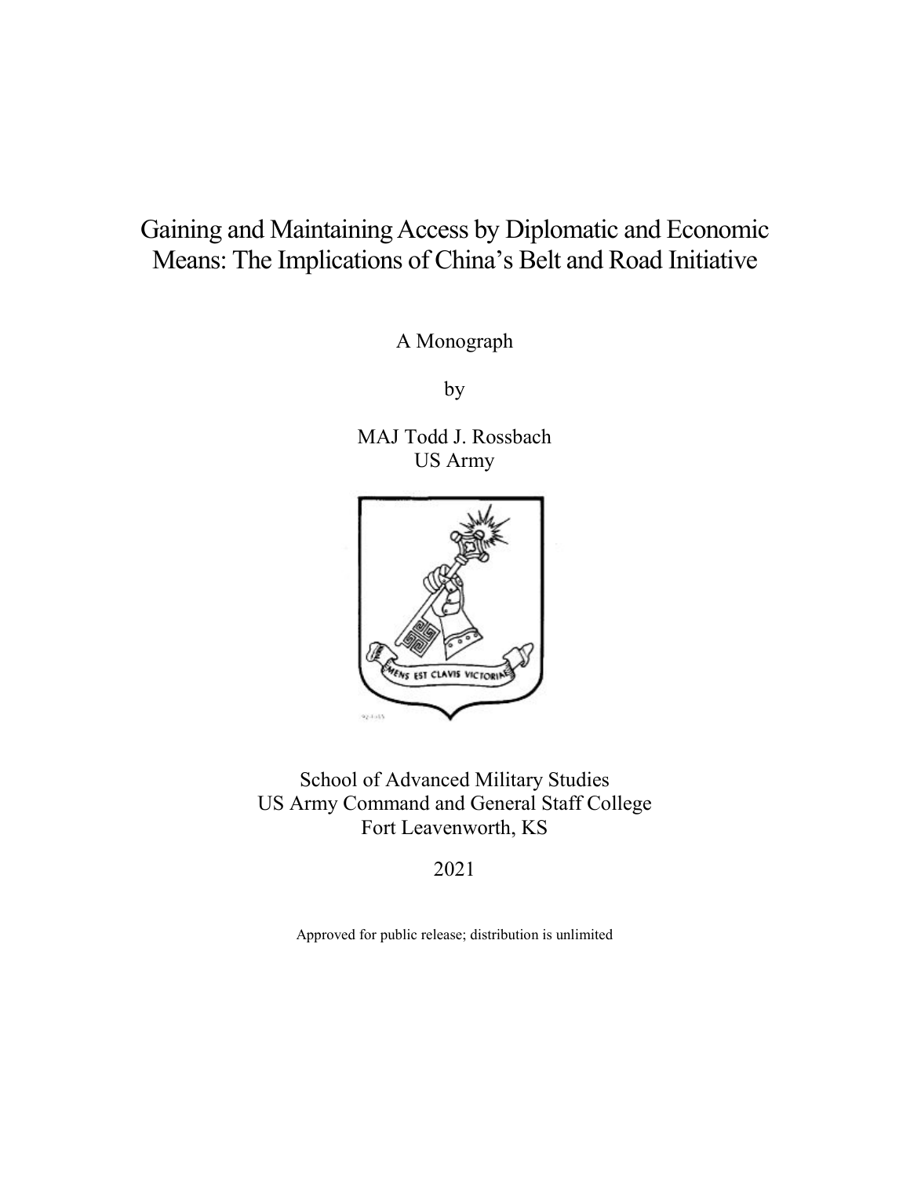# Gaining and Maintaining Access by Diplomatic and Economic Means: The Implications of China's Belt and Road Initiative

A Monograph

by

MAJ Todd J. Rossbach
US Army

School of Advanced Military Studies
US Army Command and General Staff College
Fort Leavenworth, KS

2021

Approved for public release; distribution is unlimited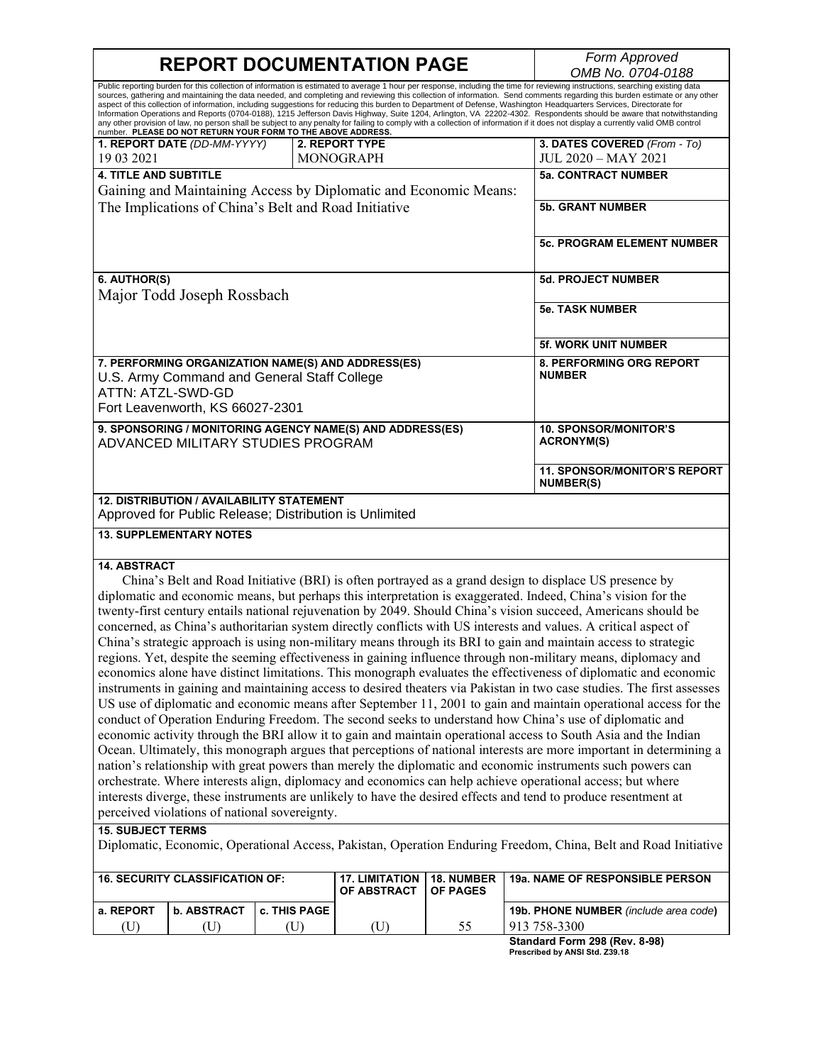# REPORT DOCUMENTATION PAGE

*Form Approved*
*OMB No. 0704-0188*

Public reporting burden for this collection of information is estimated to average 1 hour per response, including the time for reviewing instructions, searching existing data sources, gathering and maintaining the data needed, and completing and reviewing this collection of information. Send comments regarding this burden estimate or any other aspect of this collection of information, including suggestions for reducing this burden to Department of Defense, Washington Headquarters Services, Directorate for Information Operations and Reports (0704-0188), 1215 Jefferson Davis Highway, Suite 1204, Arlington, VA 22202-4302. Respondents should be aware that notwithstanding any other provision of law, no person shall be subject to any penalty for failing to comply with a collection of information if it does not display a currently valid OMB control number. **PLEASE DO NOT RETURN YOUR FORM TO THE ABOVE ADDRESS.**

| **1. REPORT DATE** *(DD-MM-YYYY)* | **2. REPORT TYPE** | **3. DATES COVERED** *(From - To)* |
|---|---|---|
| 19 03 2021 | MONOGRAPH | JUL 2020 – MAY 2021 |

**4. TITLE AND SUBTITLE**
Gaining and Maintaining Access by Diplomatic and Economic Means: The Implications of China's Belt and Road Initiative

**5a. CONTRACT NUMBER**

**5b. GRANT NUMBER**

**5c. PROGRAM ELEMENT NUMBER**

**6. AUTHOR(S)**
Major Todd Joseph Rossbach

**5d. PROJECT NUMBER**

**5e. TASK NUMBER**

**5f. WORK UNIT NUMBER**

**7. PERFORMING ORGANIZATION NAME(S) AND ADDRESS(ES)**
U.S. Army Command and General Staff College
ATTN: ATZL-SWD-GD
Fort Leavenworth, KS 66027-2301

**8. PERFORMING ORG REPORT NUMBER**

**9. SPONSORING / MONITORING AGENCY NAME(S) AND ADDRESS(ES)**
ADVANCED MILITARY STUDIES PROGRAM

**10. SPONSOR/MONITOR'S ACRONYM(S)**

**11. SPONSOR/MONITOR'S REPORT NUMBER(S)**

**12. DISTRIBUTION / AVAILABILITY STATEMENT**
Approved for Public Release; Distribution is Unlimited

**13. SUPPLEMENTARY NOTES**

**14. ABSTRACT**

China's Belt and Road Initiative (BRI) is often portrayed as a grand design to displace US presence by diplomatic and economic means, but perhaps this interpretation is exaggerated. Indeed, China's vision for the twenty-first century entails national rejuvenation by 2049. Should China's vision succeed, Americans should be concerned, as China's authoritarian system directly conflicts with US interests and values. A critical aspect of China's strategic approach is using non-military means through its BRI to gain and maintain access to strategic regions. Yet, despite the seeming effectiveness in gaining influence through non-military means, diplomacy and economics alone have distinct limitations. This monograph evaluates the effectiveness of diplomatic and economic instruments in gaining and maintaining access to desired theaters via Pakistan in two case studies. The first assesses US use of diplomatic and economic means after September 11, 2001 to gain and maintain operational access for the conduct of Operation Enduring Freedom. The second seeks to understand how China's use of diplomatic and economic activity through the BRI allow it to gain and maintain operational access to South Asia and the Indian Ocean. Ultimately, this monograph argues that perceptions of national interests are more important in determining a nation's relationship with great powers than merely the diplomatic and economic instruments such powers can orchestrate. Where interests align, diplomacy and economics can help achieve operational access; but where interests diverge, these instruments are unlikely to have the desired effects and tend to produce resentment at perceived violations of national sovereignty.

**15. SUBJECT TERMS**
Diplomatic, Economic, Operational Access, Pakistan, Operation Enduring Freedom, China, Belt and Road Initiative

| **16. SECURITY CLASSIFICATION OF:** | | | **17. LIMITATION OF ABSTRACT** | **18. NUMBER OF PAGES** | **19a. NAME OF RESPONSIBLE PERSON** |
|---|---|---|---|---|---|
| **a. REPORT** | **b. ABSTRACT** | **c. THIS PAGE** | | | **19b. PHONE NUMBER** *(include area code)* |
| (U) | (U) | (U) | (U) | 55 | 913 758-3300 |

**Standard Form 298 (Rev. 8-98)**
**Prescribed by ANSI Std. Z39.18**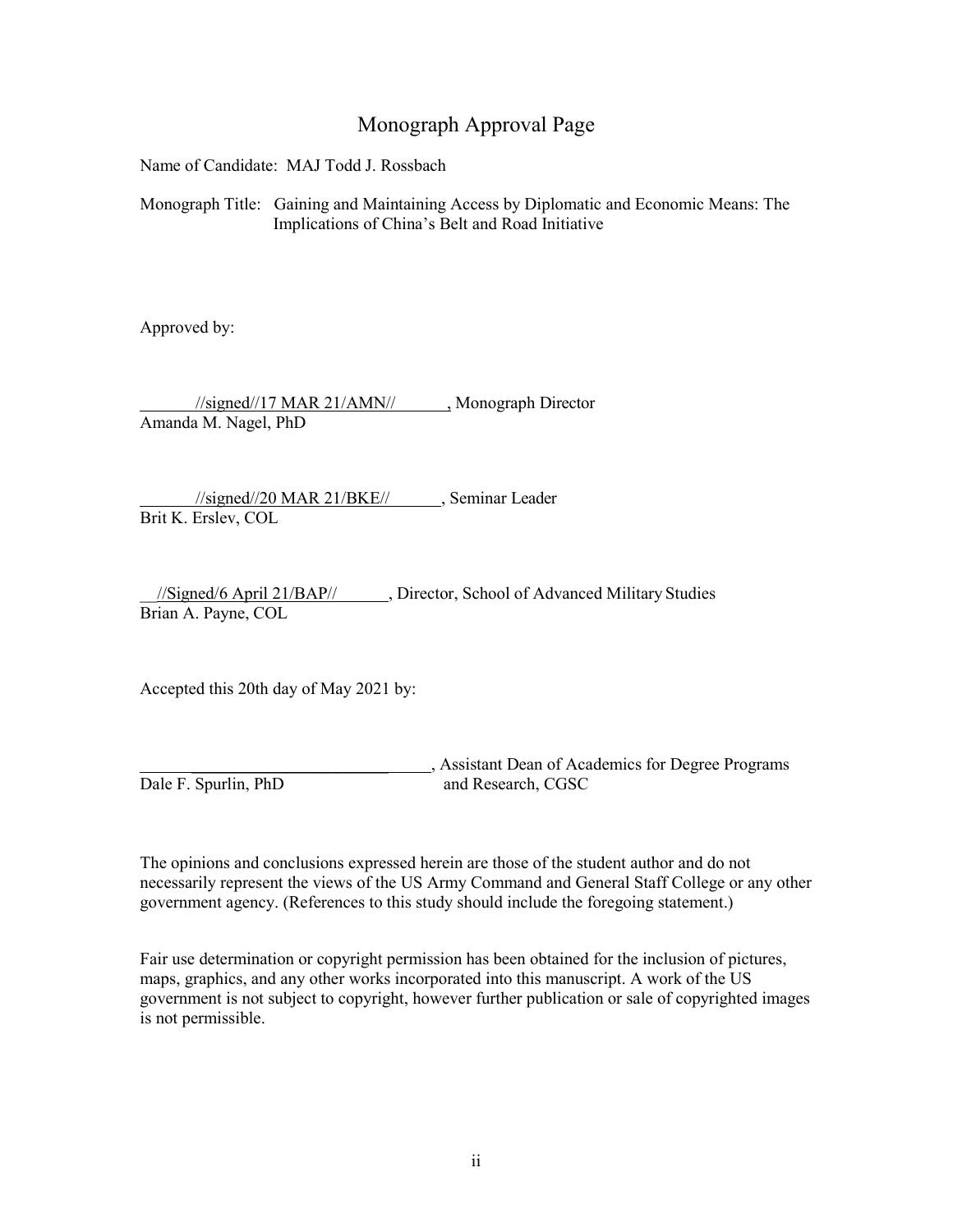# Monograph Approval Page

Name of Candidate: MAJ Todd J. Rossbach

Monograph Title: Gaining and Maintaining Access by Diplomatic and Economic Means: The Implications of China's Belt and Road Initiative

Approved by:

//signed//17 MAR 21/AMN//, Monograph Director
Amanda M. Nagel, PhD

//signed//20 MAR 21/BKE//, Seminar Leader
Brit K. Erslev, COL

//Signed/6 April 21/BAP//, Director, School of Advanced Military Studies
Brian A. Payne, COL

Accepted this 20th day of May 2021 by:

______________________________, Assistant Dean of Academics for Degree Programs and Research, CGSC
Dale F. Spurlin, PhD

The opinions and conclusions expressed herein are those of the student author and do not necessarily represent the views of the US Army Command and General Staff College or any other government agency. (References to this study should include the foregoing statement.)

Fair use determination or copyright permission has been obtained for the inclusion of pictures, maps, graphics, and any other works incorporated into this manuscript. A work of the US government is not subject to copyright, however further publication or sale of copyrighted images is not permissible.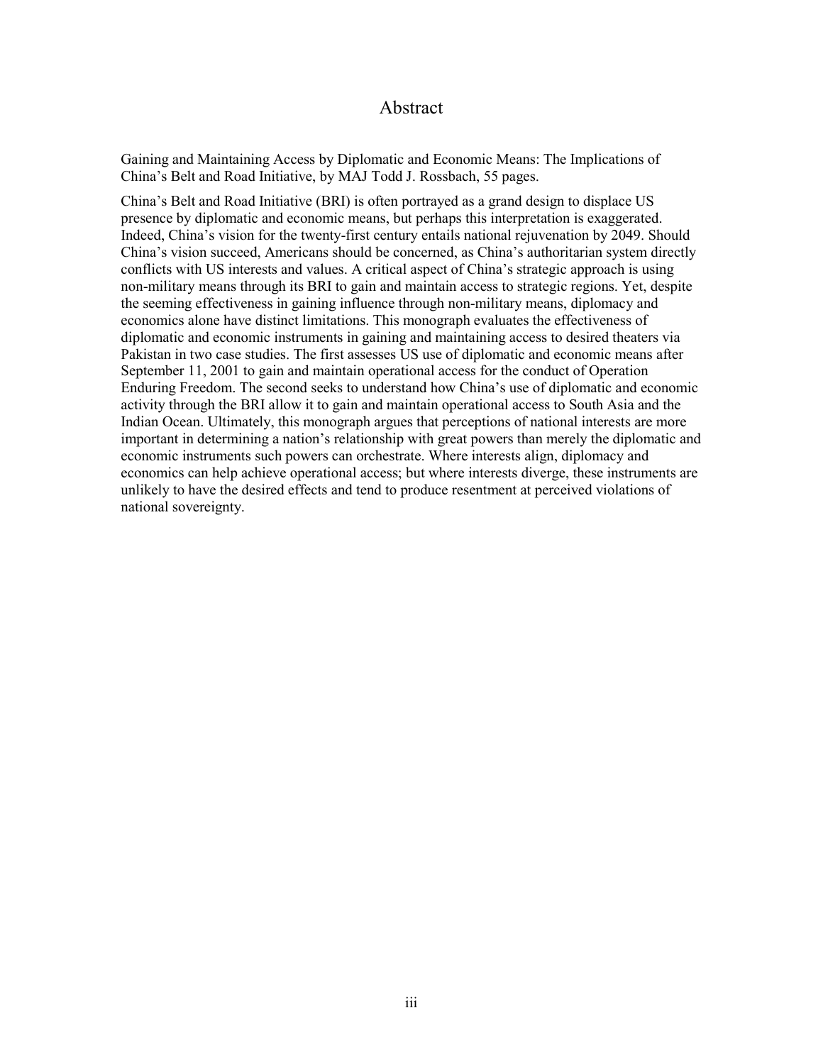# Abstract

Gaining and Maintaining Access by Diplomatic and Economic Means: The Implications of China's Belt and Road Initiative, by MAJ Todd J. Rossbach, 55 pages.

China's Belt and Road Initiative (BRI) is often portrayed as a grand design to displace US presence by diplomatic and economic means, but perhaps this interpretation is exaggerated. Indeed, China's vision for the twenty-first century entails national rejuvenation by 2049. Should China's vision succeed, Americans should be concerned, as China's authoritarian system directly conflicts with US interests and values. A critical aspect of China's strategic approach is using non-military means through its BRI to gain and maintain access to strategic regions. Yet, despite the seeming effectiveness in gaining influence through non-military means, diplomacy and economics alone have distinct limitations. This monograph evaluates the effectiveness of diplomatic and economic instruments in gaining and maintaining access to desired theaters via Pakistan in two case studies. The first assesses US use of diplomatic and economic means after September 11, 2001 to gain and maintain operational access for the conduct of Operation Enduring Freedom. The second seeks to understand how China's use of diplomatic and economic activity through the BRI allow it to gain and maintain operational access to South Asia and the Indian Ocean. Ultimately, this monograph argues that perceptions of national interests are more important in determining a nation's relationship with great powers than merely the diplomatic and economic instruments such powers can orchestrate. Where interests align, diplomacy and economics can help achieve operational access; but where interests diverge, these instruments are unlikely to have the desired effects and tend to produce resentment at perceived violations of national sovereignty.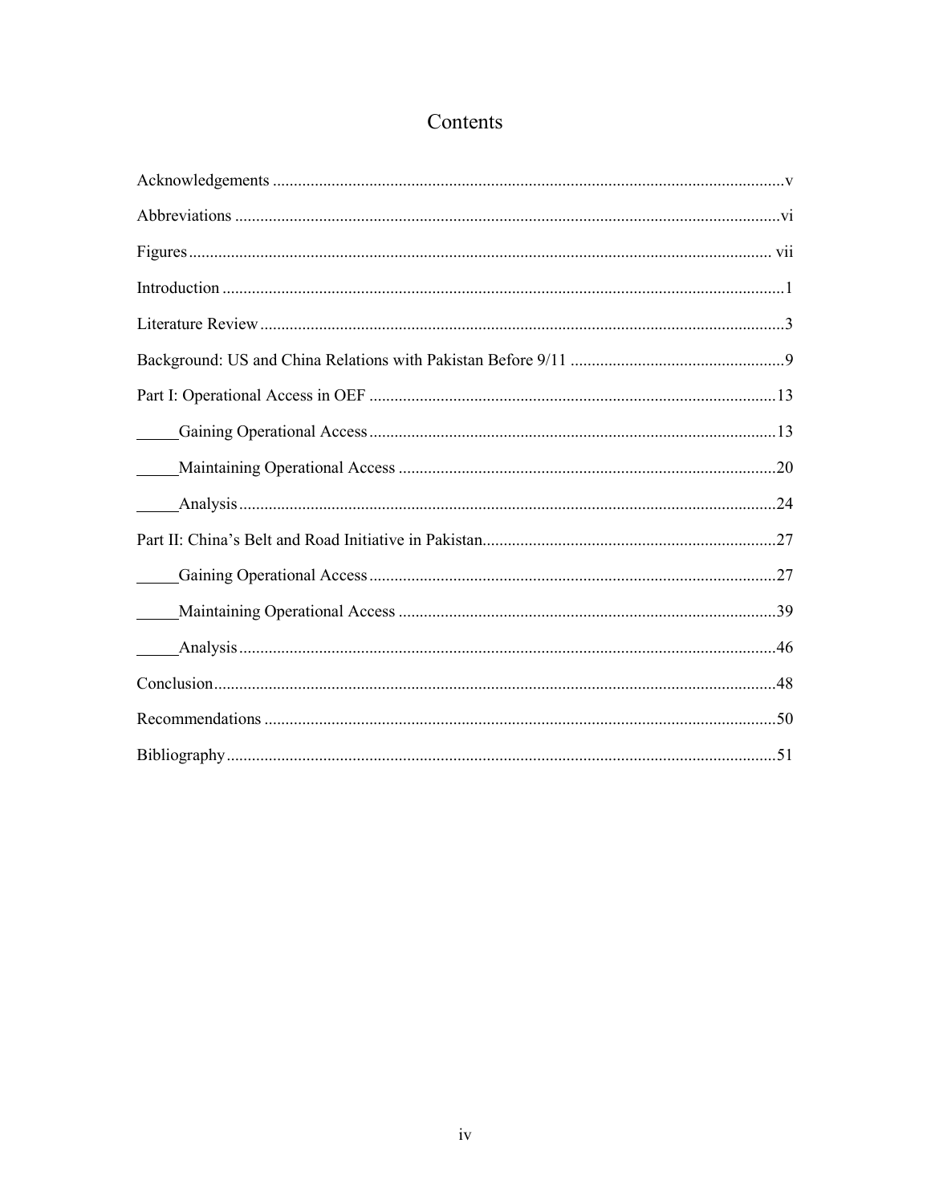# Contents

Acknowledgements ........ v

Abbreviations ........ vi

Figures ........ vii

Introduction ........ 1

Literature Review ........ 3

Background: US and China Relations with Pakistan Before 9/11 ........ 9

Part I: Operational Access in OEF ........ 13

- Gaining Operational Access ........ 13
- Maintaining Operational Access ........ 20
- Analysis ........ 24

Part II: China's Belt and Road Initiative in Pakistan ........ 27

- Gaining Operational Access ........ 27
- Maintaining Operational Access ........ 39
- Analysis ........ 46

Conclusion ........ 48

Recommendations ........ 50

Bibliography ........ 51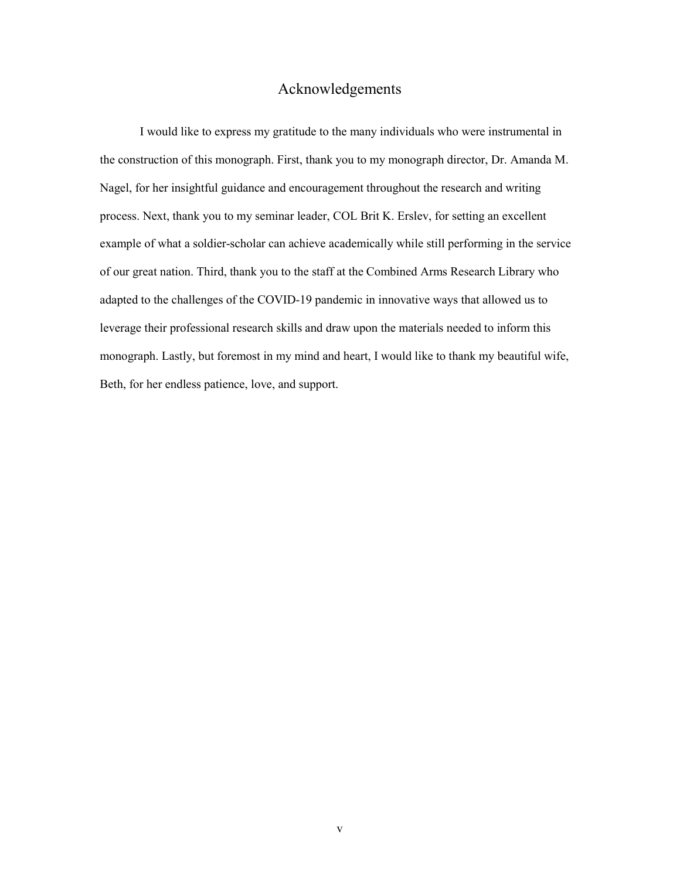# Acknowledgements

I would like to express my gratitude to the many individuals who were instrumental in the construction of this monograph. First, thank you to my monograph director, Dr. Amanda M. Nagel, for her insightful guidance and encouragement throughout the research and writing process. Next, thank you to my seminar leader, COL Brit K. Erslev, for setting an excellent example of what a soldier-scholar can achieve academically while still performing in the service of our great nation. Third, thank you to the staff at the Combined Arms Research Library who adapted to the challenges of the COVID-19 pandemic in innovative ways that allowed us to leverage their professional research skills and draw upon the materials needed to inform this monograph. Lastly, but foremost in my mind and heart, I would like to thank my beautiful wife, Beth, for her endless patience, love, and support.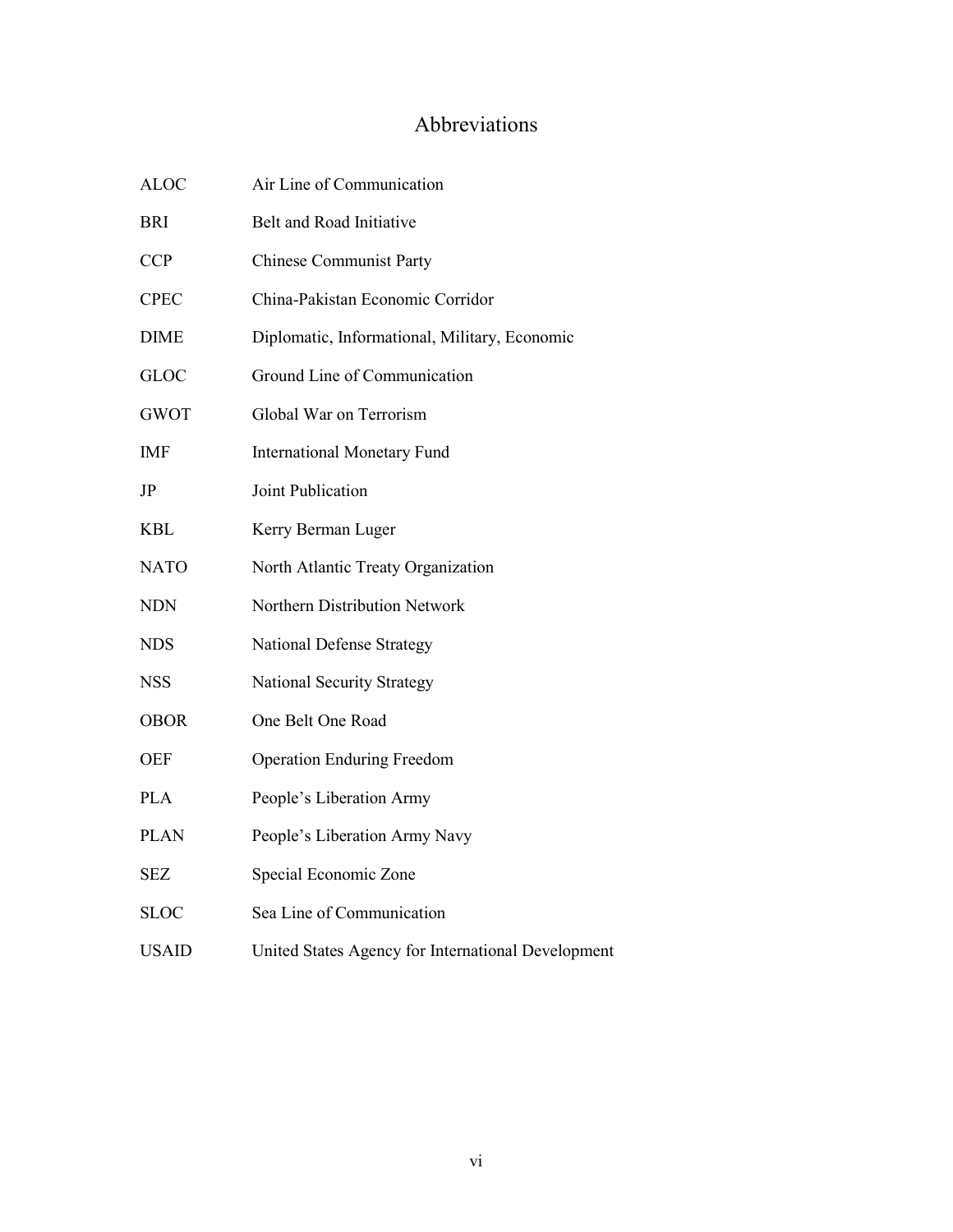# Abbreviations

| | |
|---|---|
| ALOC | Air Line of Communication |
| BRI | Belt and Road Initiative |
| CCP | Chinese Communist Party |
| CPEC | China-Pakistan Economic Corridor |
| DIME | Diplomatic, Informational, Military, Economic |
| GLOC | Ground Line of Communication |
| GWOT | Global War on Terrorism |
| IMF | International Monetary Fund |
| JP | Joint Publication |
| KBL | Kerry Berman Luger |
| NATO | North Atlantic Treaty Organization |
| NDN | Northern Distribution Network |
| NDS | National Defense Strategy |
| NSS | National Security Strategy |
| OBOR | One Belt One Road |
| OEF | Operation Enduring Freedom |
| PLA | People's Liberation Army |
| PLAN | People's Liberation Army Navy |
| SEZ | Special Economic Zone |
| SLOC | Sea Line of Communication |
| USAID | United States Agency for International Development |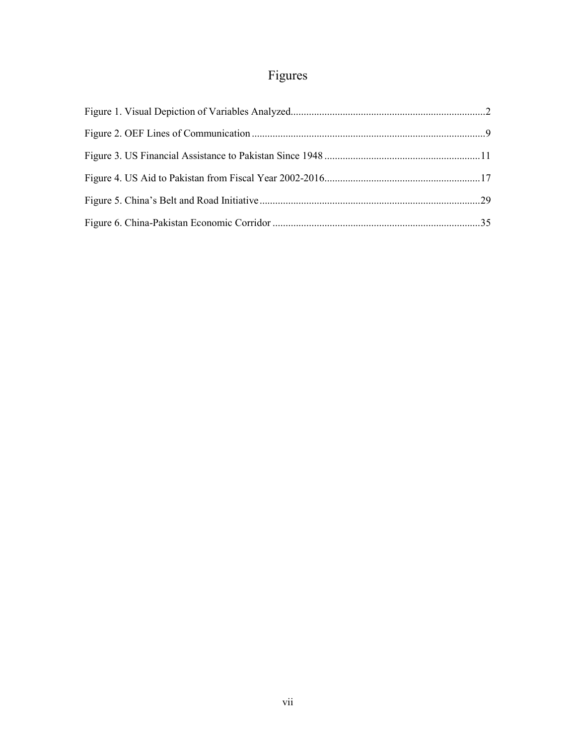# Figures

Figure 1. Visual Depiction of Variables Analyzed .......... 2

Figure 2. OEF Lines of Communication .......... 9

Figure 3. US Financial Assistance to Pakistan Since 1948 .......... 11

Figure 4. US Aid to Pakistan from Fiscal Year 2002-2016 .......... 17

Figure 5. China's Belt and Road Initiative .......... 29

Figure 6. China-Pakistan Economic Corridor .......... 35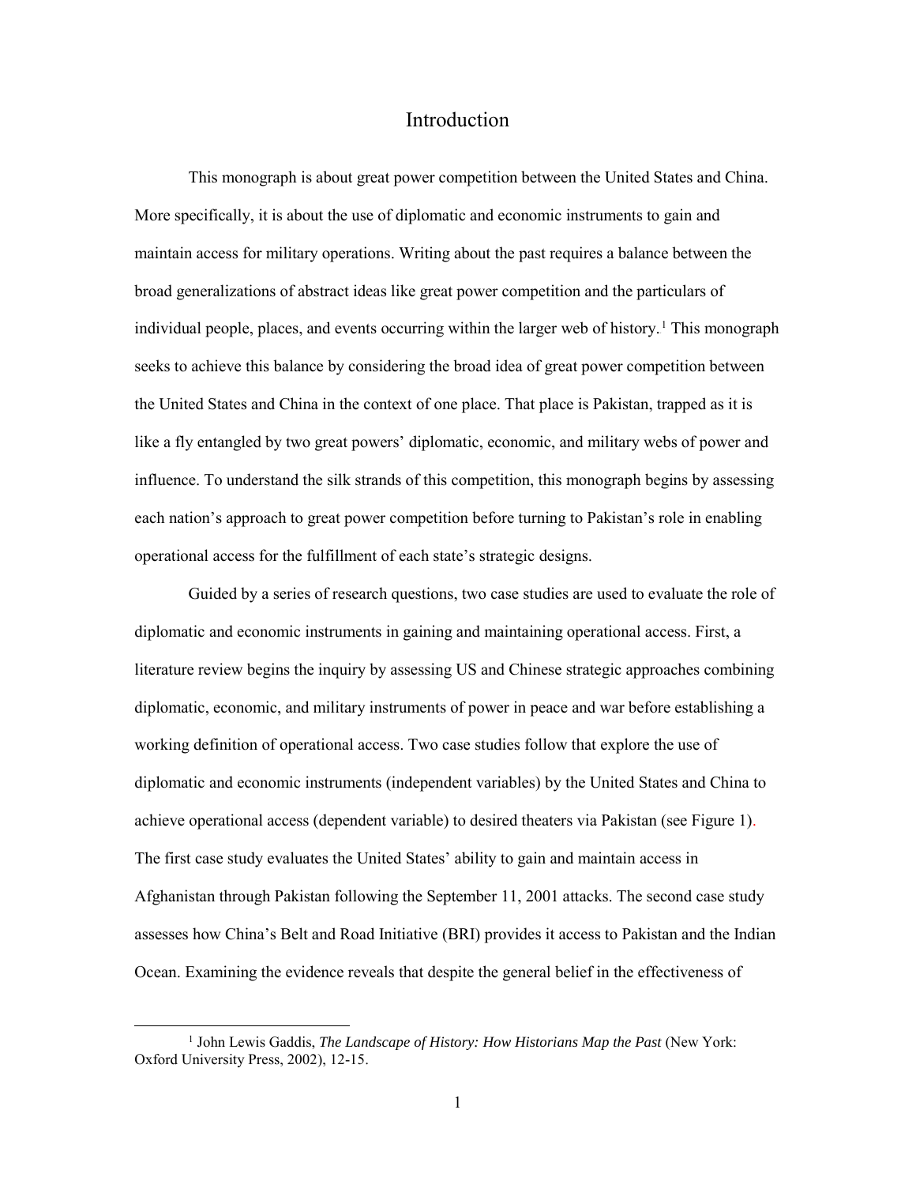# Introduction

This monograph is about great power competition between the United States and China. More specifically, it is about the use of diplomatic and economic instruments to gain and maintain access for military operations. Writing about the past requires a balance between the broad generalizations of abstract ideas like great power competition and the particulars of individual people, places, and events occurring within the larger web of history.[1] This monograph seeks to achieve this balance by considering the broad idea of great power competition between the United States and China in the context of one place. That place is Pakistan, trapped as it is like a fly entangled by two great powers' diplomatic, economic, and military webs of power and influence. To understand the silk strands of this competition, this monograph begins by assessing each nation's approach to great power competition before turning to Pakistan's role in enabling operational access for the fulfillment of each state's strategic designs.

Guided by a series of research questions, two case studies are used to evaluate the role of diplomatic and economic instruments in gaining and maintaining operational access. First, a literature review begins the inquiry by assessing US and Chinese strategic approaches combining diplomatic, economic, and military instruments of power in peace and war before establishing a working definition of operational access. Two case studies follow that explore the use of diplomatic and economic instruments (independent variables) by the United States and China to achieve operational access (dependent variable) to desired theaters via Pakistan (see Figure 1). The first case study evaluates the United States' ability to gain and maintain access in Afghanistan through Pakistan following the September 11, 2001 attacks. The second case study assesses how China's Belt and Road Initiative (BRI) provides it access to Pakistan and the Indian Ocean. Examining the evidence reveals that despite the general belief in the effectiveness of

[1] John Lewis Gaddis, *The Landscape of History: How Historians Map the Past* (New York: Oxford University Press, 2002), 12-15.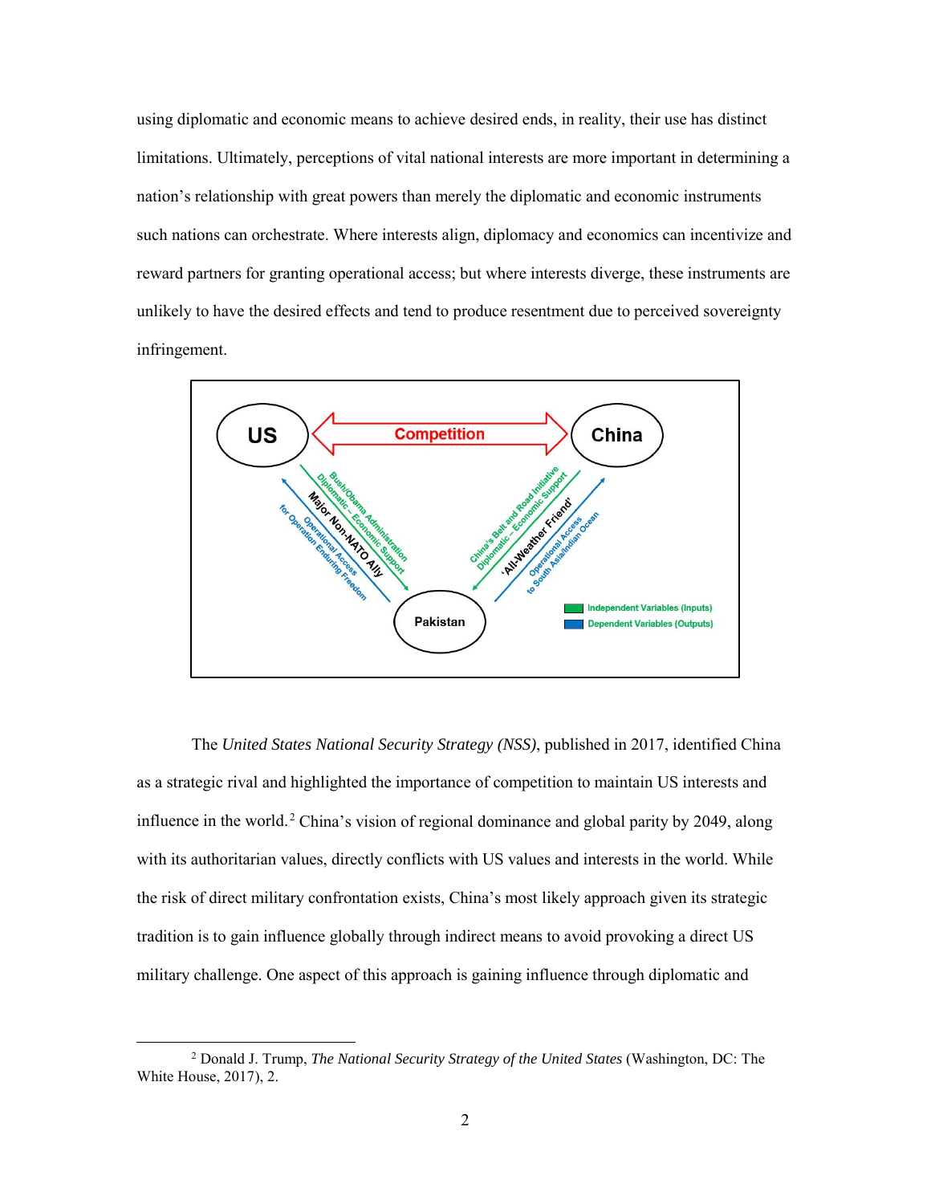using diplomatic and economic means to achieve desired ends, in reality, their use has distinct limitations. Ultimately, perceptions of vital national interests are more important in determining a nation's relationship with great powers than merely the diplomatic and economic instruments such nations can orchestrate. Where interests align, diplomacy and economics can incentivize and reward partners for granting operational access; but where interests diverge, these instruments are unlikely to have the desired effects and tend to produce resentment due to perceived sovereignty infringement.

The *United States National Security Strategy (NSS)*, published in 2017, identified China as a strategic rival and highlighted the importance of competition to maintain US interests and influence in the world.[2] China's vision of regional dominance and global parity by 2049, along with its authoritarian values, directly conflicts with US values and interests in the world. While the risk of direct military confrontation exists, China's most likely approach given its strategic tradition is to gain influence globally through indirect means to avoid provoking a direct US military challenge. One aspect of this approach is gaining influence through diplomatic and

[2] Donald J. Trump, *The National Security Strategy of the United States* (Washington, DC: The White House, 2017), 2.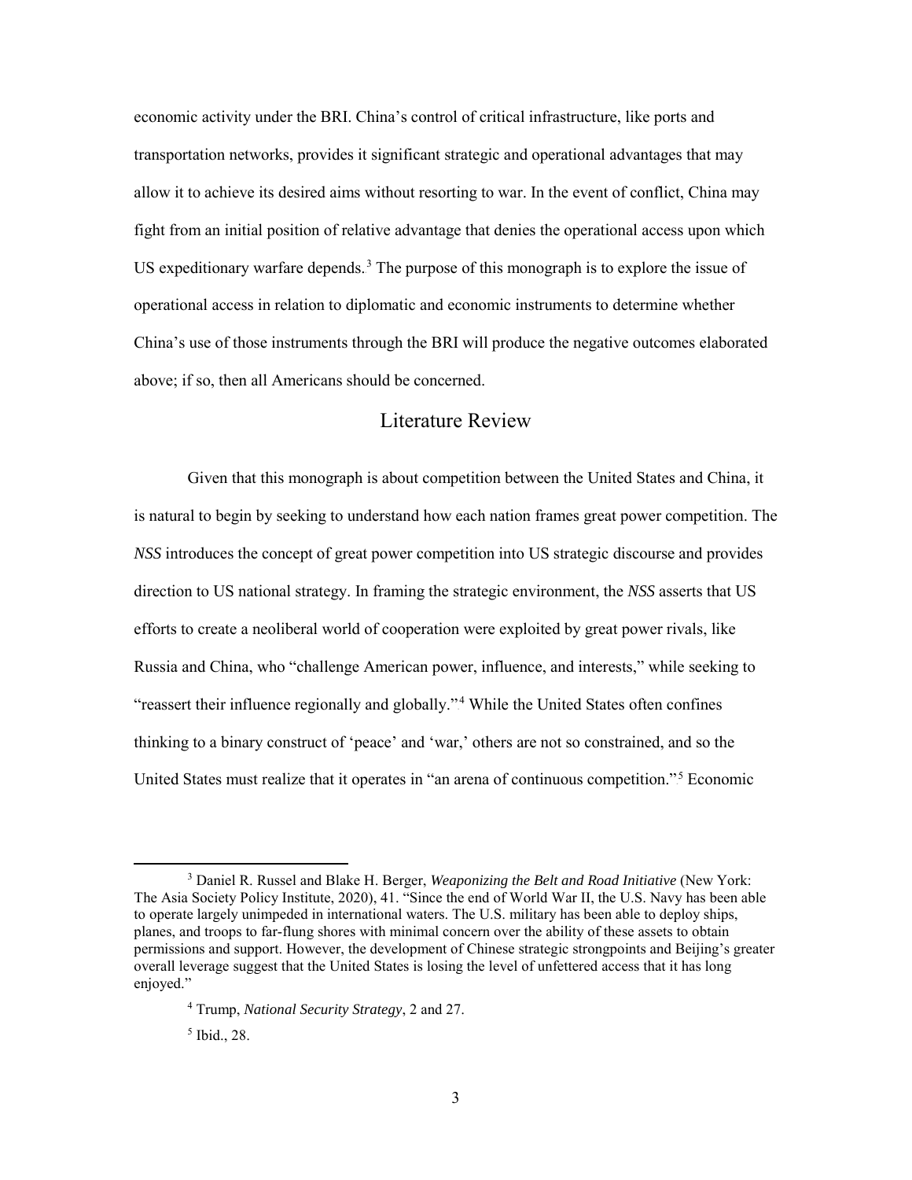economic activity under the BRI. China's control of critical infrastructure, like ports and transportation networks, provides it significant strategic and operational advantages that may allow it to achieve its desired aims without resorting to war. In the event of conflict, China may fight from an initial position of relative advantage that denies the operational access upon which US expeditionary warfare depends.[3] The purpose of this monograph is to explore the issue of operational access in relation to diplomatic and economic instruments to determine whether China's use of those instruments through the BRI will produce the negative outcomes elaborated above; if so, then all Americans should be concerned.

## Literature Review

Given that this monograph is about competition between the United States and China, it is natural to begin by seeking to understand how each nation frames great power competition. The *NSS* introduces the concept of great power competition into US strategic discourse and provides direction to US national strategy. In framing the strategic environment, the *NSS* asserts that US efforts to create a neoliberal world of cooperation were exploited by great power rivals, like Russia and China, who "challenge American power, influence, and interests," while seeking to "reassert their influence regionally and globally."[4] While the United States often confines thinking to a binary construct of 'peace' and 'war,' others are not so constrained, and so the United States must realize that it operates in "an arena of continuous competition."[5] Economic

---

[3] Daniel R. Russel and Blake H. Berger, *Weaponizing the Belt and Road Initiative* (New York: The Asia Society Policy Institute, 2020), 41. "Since the end of World War II, the U.S. Navy has been able to operate largely unimpeded in international waters. The U.S. military has been able to deploy ships, planes, and troops to far-flung shores with minimal concern over the ability of these assets to obtain permissions and support. However, the development of Chinese strategic strongpoints and Beijing's greater overall leverage suggest that the United States is losing the level of unfettered access that it has long enjoyed."

[4] Trump, *National Security Strategy*, 2 and 27.

[5] Ibid., 28.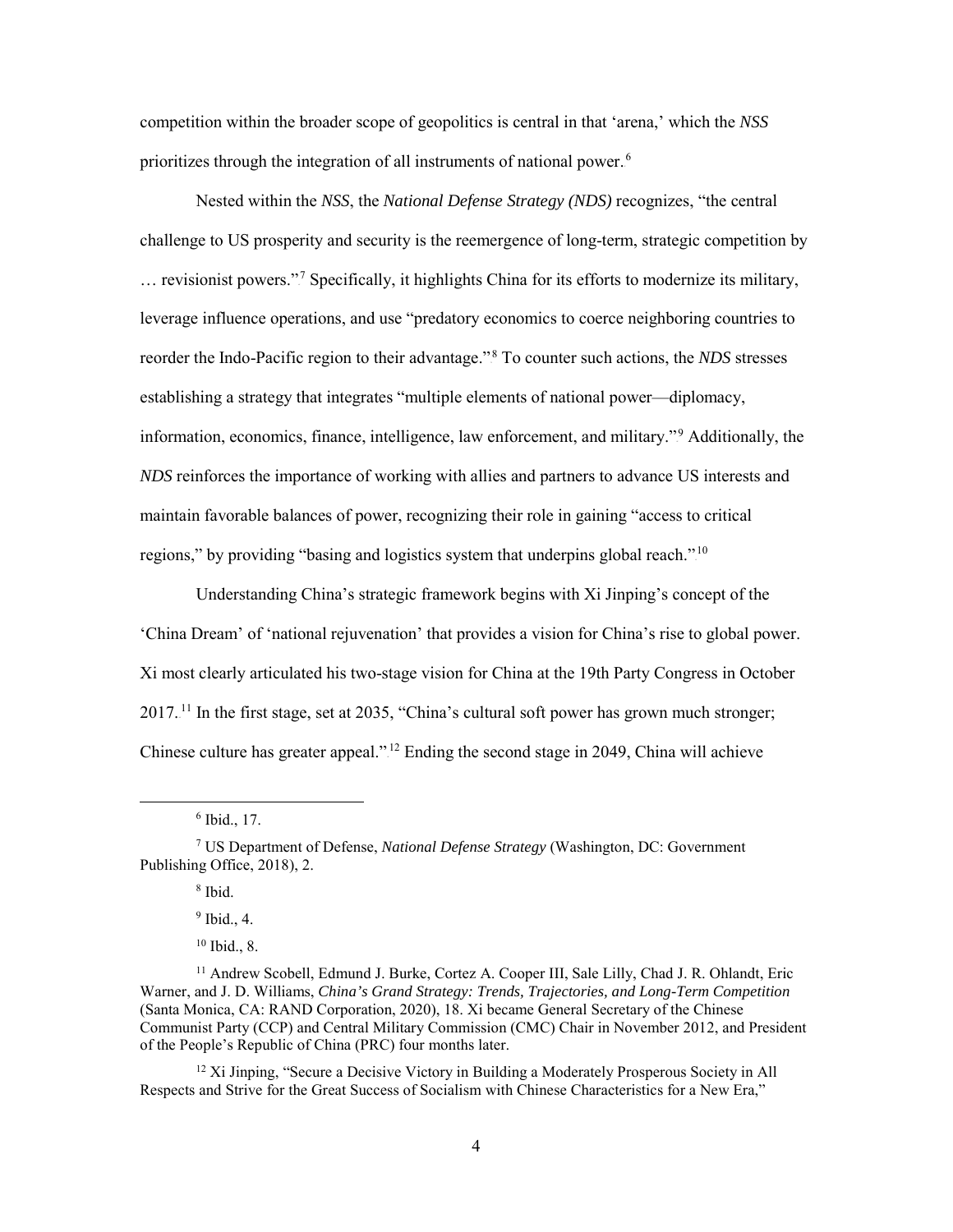competition within the broader scope of geopolitics is central in that 'arena,' which the *NSS* prioritizes through the integration of all instruments of national power.[6]

Nested within the *NSS*, the *National Defense Strategy (NDS)* recognizes, "the central challenge to US prosperity and security is the reemergence of long-term, strategic competition by … revisionist powers."[7] Specifically, it highlights China for its efforts to modernize its military, leverage influence operations, and use "predatory economics to coerce neighboring countries to reorder the Indo-Pacific region to their advantage."[8] To counter such actions, the *NDS* stresses establishing a strategy that integrates "multiple elements of national power—diplomacy, information, economics, finance, intelligence, law enforcement, and military."[9] Additionally, the *NDS* reinforces the importance of working with allies and partners to advance US interests and maintain favorable balances of power, recognizing their role in gaining "access to critical regions," by providing "basing and logistics system that underpins global reach."[10]

Understanding China's strategic framework begins with Xi Jinping's concept of the 'China Dream' of 'national rejuvenation' that provides a vision for China's rise to global power. Xi most clearly articulated his two-stage vision for China at the 19th Party Congress in October 2017.[11] In the first stage, set at 2035, "China's cultural soft power has grown much stronger; Chinese culture has greater appeal."[12] Ending the second stage in 2049, China will achieve

---

[6] Ibid., 17.

[7] US Department of Defense, *National Defense Strategy* (Washington, DC: Government Publishing Office, 2018), 2.

[8] Ibid.

[9] Ibid., 4.

[10] Ibid., 8.

[11] Andrew Scobell, Edmund J. Burke, Cortez A. Cooper III, Sale Lilly, Chad J. R. Ohlandt, Eric Warner, and J. D. Williams, *China's Grand Strategy: Trends, Trajectories, and Long-Term Competition* (Santa Monica, CA: RAND Corporation, 2020), 18. Xi became General Secretary of the Chinese Communist Party (CCP) and Central Military Commission (CMC) Chair in November 2012, and President of the People's Republic of China (PRC) four months later.

[12] Xi Jinping, "Secure a Decisive Victory in Building a Moderately Prosperous Society in All Respects and Strive for the Great Success of Socialism with Chinese Characteristics for a New Era,"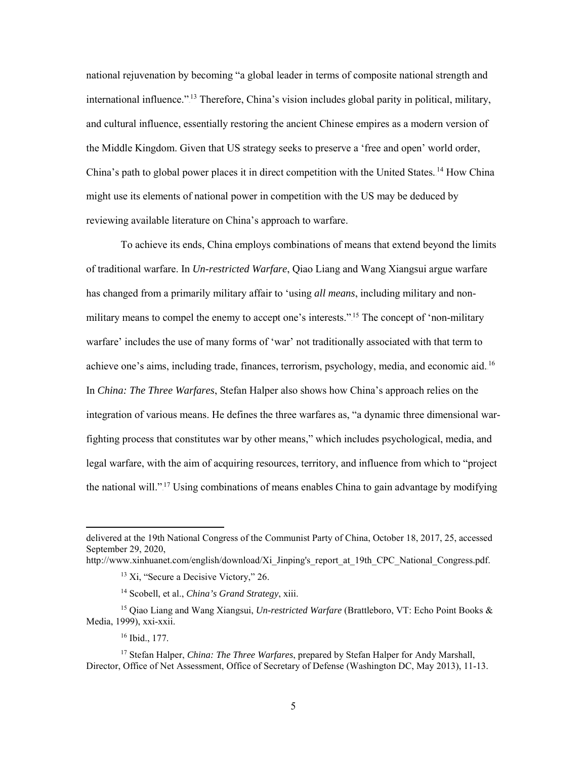national rejuvenation by becoming "a global leader in terms of composite national strength and international influence."[13] Therefore, China's vision includes global parity in political, military, and cultural influence, essentially restoring the ancient Chinese empires as a modern version of the Middle Kingdom. Given that US strategy seeks to preserve a 'free and open' world order, China's path to global power places it in direct competition with the United States.[14] How China might use its elements of national power in competition with the US may be deduced by reviewing available literature on China's approach to warfare.

To achieve its ends, China employs combinations of means that extend beyond the limits of traditional warfare. In *Un-restricted Warfare*, Qiao Liang and Wang Xiangsui argue warfare has changed from a primarily military affair to 'using *all means*, including military and non-military means to compel the enemy to accept one's interests."[15] The concept of 'non-military warfare' includes the use of many forms of 'war' not traditionally associated with that term to achieve one's aims, including trade, finances, terrorism, psychology, media, and economic aid.[16] In *China: The Three Warfares*, Stefan Halper also shows how China's approach relies on the integration of various means. He defines the three warfares as, "a dynamic three dimensional war-fighting process that constitutes war by other means," which includes psychological, media, and legal warfare, with the aim of acquiring resources, territory, and influence from which to "project the national will."[17] Using combinations of means enables China to gain advantage by modifying

---

delivered at the 19th National Congress of the Communist Party of China, October 18, 2017, 25, accessed September 29, 2020, http://www.xinhuanet.com/english/download/Xi_Jinping's_report_at_19th_CPC_National_Congress.pdf.

[13] Xi, "Secure a Decisive Victory," 26.

[14] Scobell, et al., *China's Grand Strategy*, xiii.

[15] Qiao Liang and Wang Xiangsui, *Un-restricted Warfare* (Brattleboro, VT: Echo Point Books & Media, 1999), xxi-xxii.

[16] Ibid., 177.

[17] Stefan Halper, *China: The Three Warfares*, prepared by Stefan Halper for Andy Marshall, Director, Office of Net Assessment, Office of Secretary of Defense (Washington DC, May 2013), 11-13.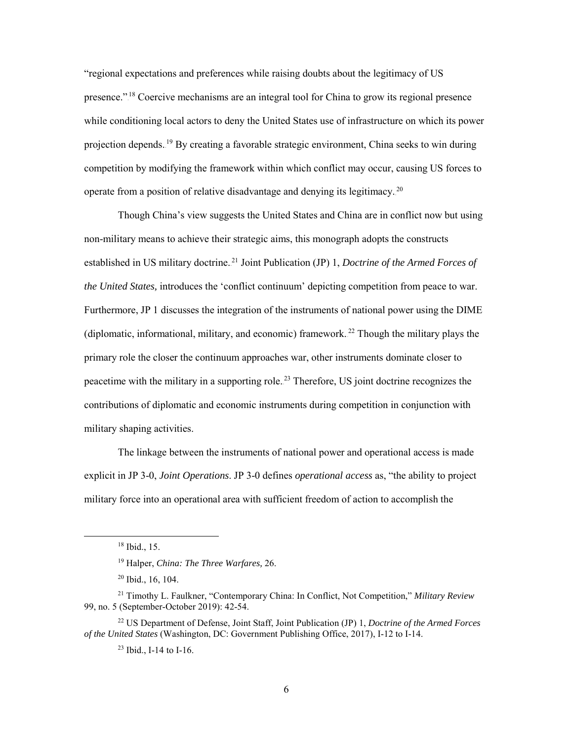"regional expectations and preferences while raising doubts about the legitimacy of US presence."[18] Coercive mechanisms are an integral tool for China to grow its regional presence while conditioning local actors to deny the United States use of infrastructure on which its power projection depends.[19] By creating a favorable strategic environment, China seeks to win during competition by modifying the framework within which conflict may occur, causing US forces to operate from a position of relative disadvantage and denying its legitimacy.[20]

Though China's view suggests the United States and China are in conflict now but using non-military means to achieve their strategic aims, this monograph adopts the constructs established in US military doctrine.[21] Joint Publication (JP) 1, *Doctrine of the Armed Forces of the United States,* introduces the 'conflict continuum' depicting competition from peace to war. Furthermore, JP 1 discusses the integration of the instruments of national power using the DIME (diplomatic, informational, military, and economic) framework.[22] Though the military plays the primary role the closer the continuum approaches war, other instruments dominate closer to peacetime with the military in a supporting role.[23] Therefore, US joint doctrine recognizes the contributions of diplomatic and economic instruments during competition in conjunction with military shaping activities.

The linkage between the instruments of national power and operational access is made explicit in JP 3-0, *Joint Operations*. JP 3-0 defines *operational access* as, "the ability to project military force into an operational area with sufficient freedom of action to accomplish the

---

[18] Ibid., 15.

[19] Halper, *China: The Three Warfares,* 26.

[20] Ibid., 16, 104.

[21] Timothy L. Faulkner, "Contemporary China: In Conflict, Not Competition," *Military Review* 99, no. 5 (September-October 2019): 42-54.

[22] US Department of Defense, Joint Staff, Joint Publication (JP) 1, *Doctrine of the Armed Forces of the United States* (Washington, DC: Government Publishing Office, 2017), I-12 to I-14.

[23] Ibid., I-14 to I-16.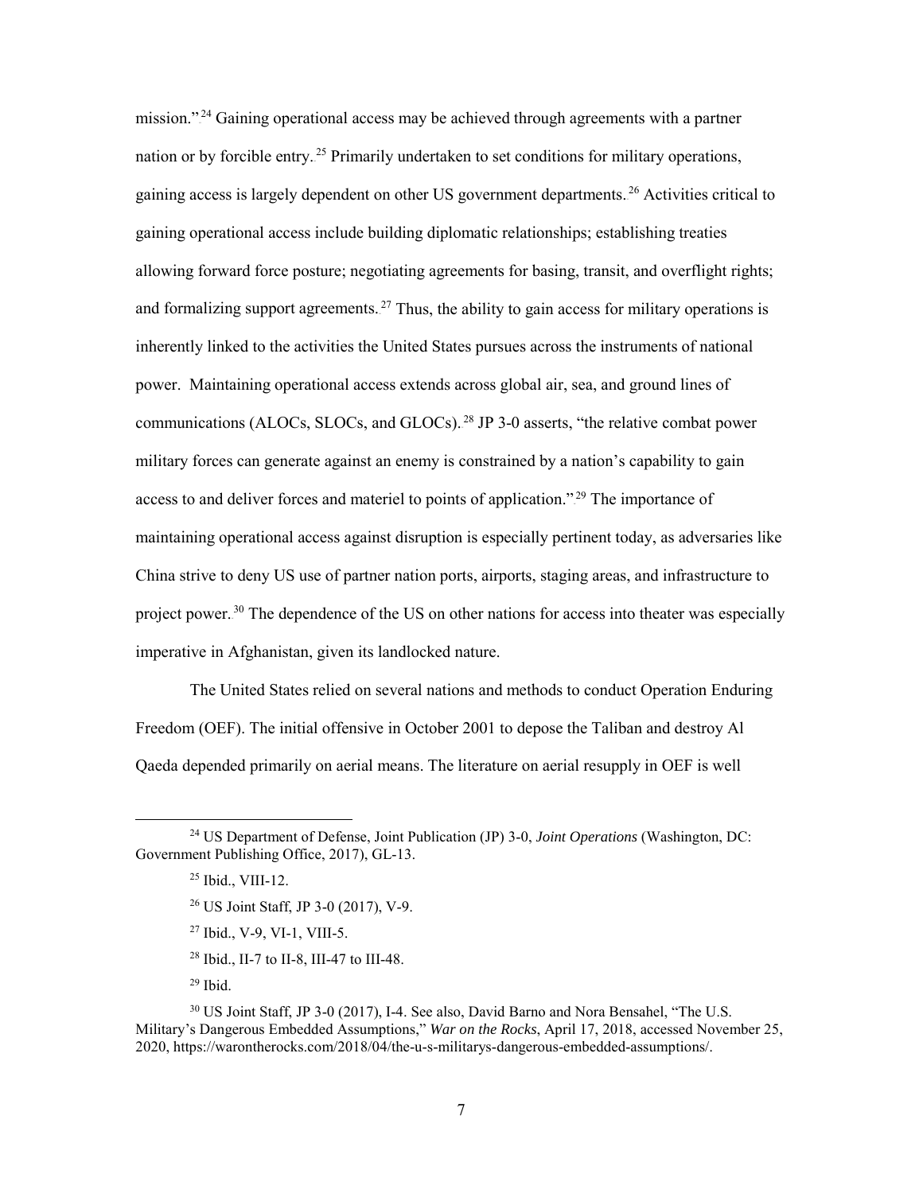mission."[24] Gaining operational access may be achieved through agreements with a partner nation or by forcible entry.[25] Primarily undertaken to set conditions for military operations, gaining access is largely dependent on other US government departments.[26] Activities critical to gaining operational access include building diplomatic relationships; establishing treaties allowing forward force posture; negotiating agreements for basing, transit, and overflight rights; and formalizing support agreements.[27] Thus, the ability to gain access for military operations is inherently linked to the activities the United States pursues across the instruments of national power. Maintaining operational access extends across global air, sea, and ground lines of communications (ALOCs, SLOCs, and GLOCs).[28] JP 3-0 asserts, "the relative combat power military forces can generate against an enemy is constrained by a nation's capability to gain access to and deliver forces and materiel to points of application."[29] The importance of maintaining operational access against disruption is especially pertinent today, as adversaries like China strive to deny US use of partner nation ports, airports, staging areas, and infrastructure to project power.[30] The dependence of the US on other nations for access into theater was especially imperative in Afghanistan, given its landlocked nature.

The United States relied on several nations and methods to conduct Operation Enduring Freedom (OEF). The initial offensive in October 2001 to depose the Taliban and destroy Al Qaeda depended primarily on aerial means. The literature on aerial resupply in OEF is well

---

[24] US Department of Defense, Joint Publication (JP) 3-0, *Joint Operations* (Washington, DC: Government Publishing Office, 2017), GL-13.

[25] Ibid., VIII-12.

[26] US Joint Staff, JP 3-0 (2017), V-9.

[27] Ibid., V-9, VI-1, VIII-5.

[28] Ibid., II-7 to II-8, III-47 to III-48.

[29] Ibid.

[30] US Joint Staff, JP 3-0 (2017), I-4. See also, David Barno and Nora Bensahel, "The U.S. Military's Dangerous Embedded Assumptions," *War on the Rocks*, April 17, 2018, accessed November 25, 2020, https://warontherocks.com/2018/04/the-u-s-militarys-dangerous-embedded-assumptions/.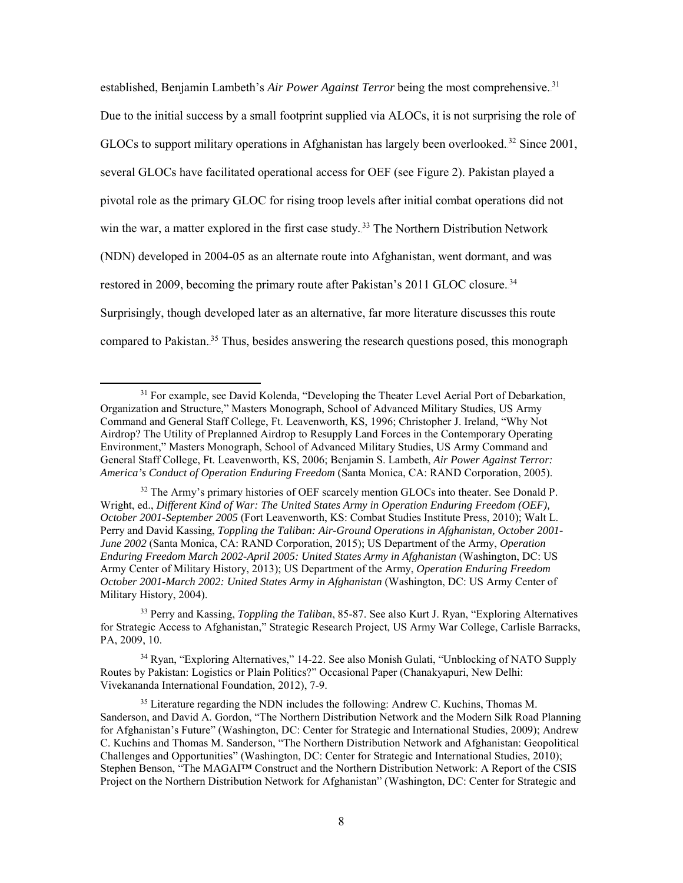established, Benjamin Lambeth's *Air Power Against Terror* being the most comprehensive.[31] Due to the initial success by a small footprint supplied via ALOCs, it is not surprising the role of GLOCs to support military operations in Afghanistan has largely been overlooked.[32] Since 2001, several GLOCs have facilitated operational access for OEF (see Figure 2). Pakistan played a pivotal role as the primary GLOC for rising troop levels after initial combat operations did not win the war, a matter explored in the first case study.[33] The Northern Distribution Network (NDN) developed in 2004-05 as an alternate route into Afghanistan, went dormant, and was restored in 2009, becoming the primary route after Pakistan's 2011 GLOC closure.[34] Surprisingly, though developed later as an alternative, far more literature discusses this route compared to Pakistan.[35] Thus, besides answering the research questions posed, this monograph

[31] For example, see David Kolenda, "Developing the Theater Level Aerial Port of Debarkation, Organization and Structure," Masters Monograph, School of Advanced Military Studies, US Army Command and General Staff College, Ft. Leavenworth, KS, 1996; Christopher J. Ireland, "Why Not Airdrop? The Utility of Preplanned Airdrop to Resupply Land Forces in the Contemporary Operating Environment," Masters Monograph, School of Advanced Military Studies, US Army Command and General Staff College, Ft. Leavenworth, KS, 2006; Benjamin S. Lambeth, *Air Power Against Terror: America's Conduct of Operation Enduring Freedom* (Santa Monica, CA: RAND Corporation, 2005).

[32] The Army's primary histories of OEF scarcely mention GLOCs into theater. See Donald P. Wright, ed., *Different Kind of War: The United States Army in Operation Enduring Freedom (OEF), October 2001-September 2005* (Fort Leavenworth, KS: Combat Studies Institute Press, 2010); Walt L. Perry and David Kassing, *Toppling the Taliban: Air-Ground Operations in Afghanistan, October 2001-June 2002* (Santa Monica, CA: RAND Corporation, 2015); US Department of the Army, *Operation Enduring Freedom March 2002-April 2005: United States Army in Afghanistan* (Washington, DC: US Army Center of Military History, 2013); US Department of the Army, *Operation Enduring Freedom October 2001-March 2002: United States Army in Afghanistan* (Washington, DC: US Army Center of Military History, 2004).

[33] Perry and Kassing, *Toppling the Taliban*, 85-87. See also Kurt J. Ryan, "Exploring Alternatives for Strategic Access to Afghanistan," Strategic Research Project, US Army War College, Carlisle Barracks, PA, 2009, 10.

[34] Ryan, "Exploring Alternatives," 14-22. See also Monish Gulati, "Unblocking of NATO Supply Routes by Pakistan: Logistics or Plain Politics?" Occasional Paper (Chanakyapuri, New Delhi: Vivekananda International Foundation, 2012), 7-9.

[35] Literature regarding the NDN includes the following: Andrew C. Kuchins, Thomas M. Sanderson, and David A. Gordon, "The Northern Distribution Network and the Modern Silk Road Planning for Afghanistan's Future" (Washington, DC: Center for Strategic and International Studies, 2009); Andrew C. Kuchins and Thomas M. Sanderson, "The Northern Distribution Network and Afghanistan: Geopolitical Challenges and Opportunities" (Washington, DC: Center for Strategic and International Studies, 2010); Stephen Benson, "The MAGAI™ Construct and the Northern Distribution Network: A Report of the CSIS Project on the Northern Distribution Network for Afghanistan" (Washington, DC: Center for Strategic and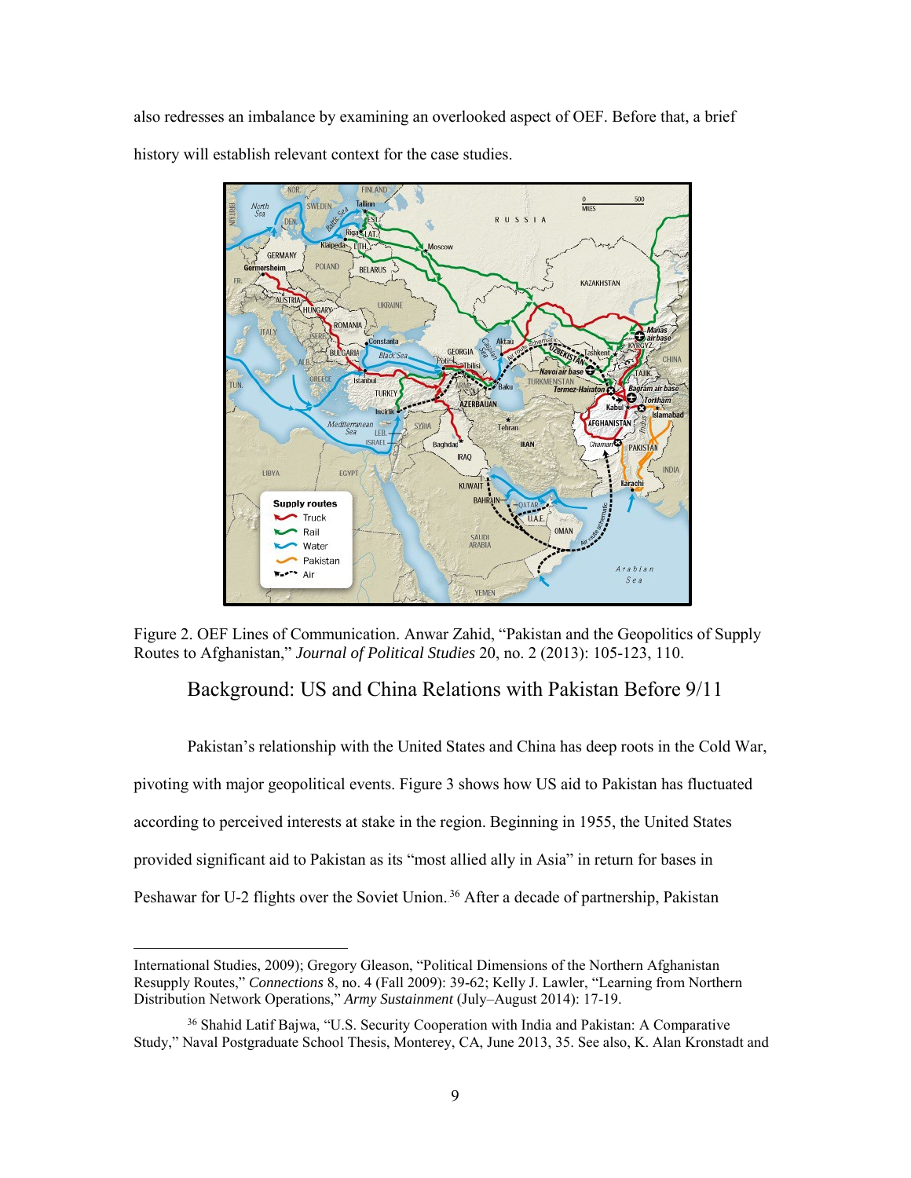also redresses an imbalance by examining an overlooked aspect of OEF. Before that, a brief history will establish relevant context for the case studies.

Figure 2. OEF Lines of Communication. Anwar Zahid, “Pakistan and the Geopolitics of Supply Routes to Afghanistan,” *Journal of Political Studies* 20, no. 2 (2013): 105-123, 110.

## Background: US and China Relations with Pakistan Before 9/11

Pakistan’s relationship with the United States and China has deep roots in the Cold War, pivoting with major geopolitical events. Figure 3 shows how US aid to Pakistan has fluctuated according to perceived interests at stake in the region. Beginning in 1955, the United States provided significant aid to Pakistan as its “most allied ally in Asia” in return for bases in Peshawar for U-2 flights over the Soviet Union.[36] After a decade of partnership, Pakistan

---

International Studies, 2009); Gregory Gleason, “Political Dimensions of the Northern Afghanistan Resupply Routes,” *Connections* 8, no. 4 (Fall 2009): 39-62; Kelly J. Lawler, “Learning from Northern Distribution Network Operations,” *Army Sustainment* (July–August 2014): 17-19.

[36] Shahid Latif Bajwa, “U.S. Security Cooperation with India and Pakistan: A Comparative Study,” Naval Postgraduate School Thesis, Monterey, CA, June 2013, 35. See also, K. Alan Kronstadt and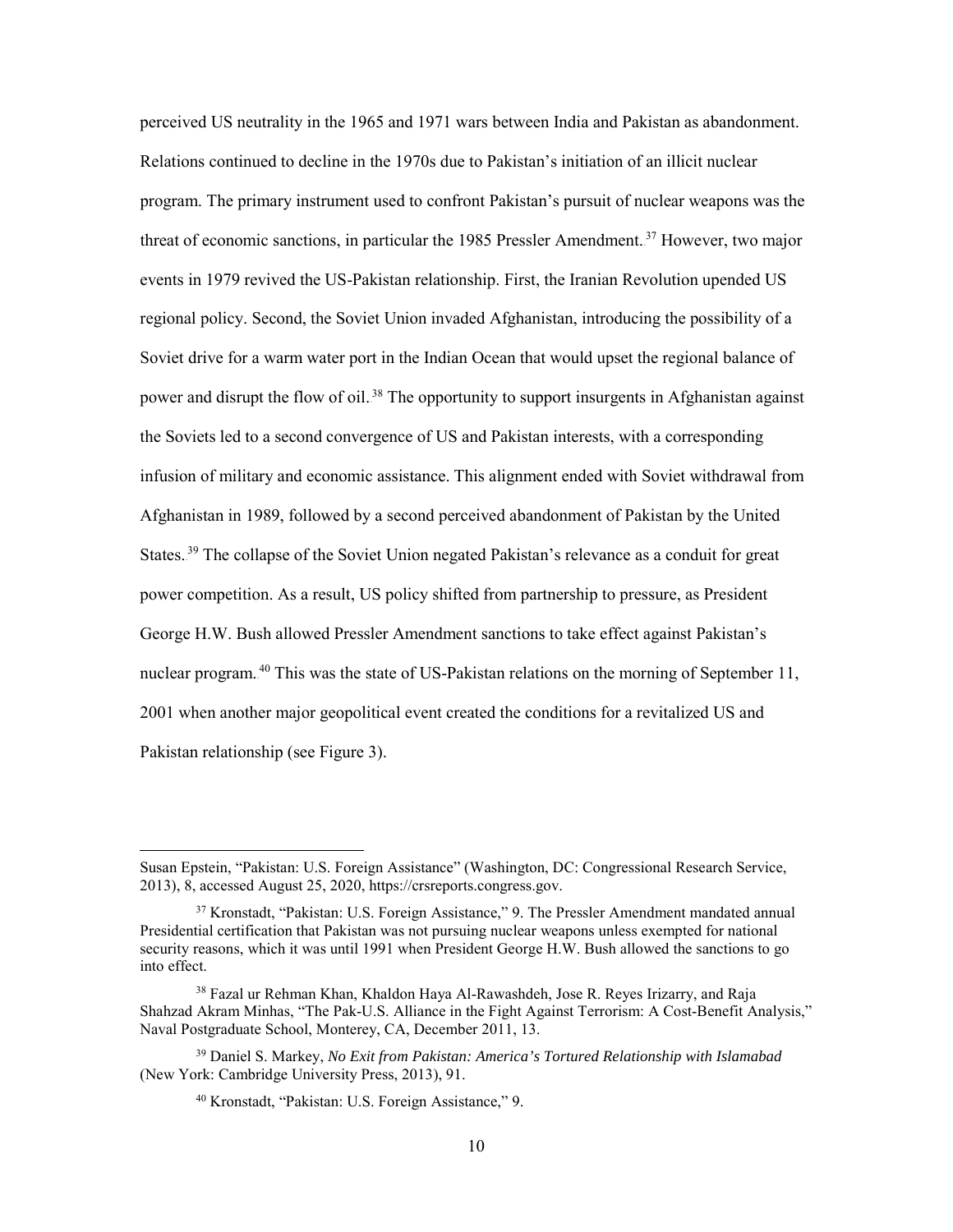perceived US neutrality in the 1965 and 1971 wars between India and Pakistan as abandonment. Relations continued to decline in the 1970s due to Pakistan's initiation of an illicit nuclear program. The primary instrument used to confront Pakistan's pursuit of nuclear weapons was the threat of economic sanctions, in particular the 1985 Pressler Amendment.[37] However, two major events in 1979 revived the US-Pakistan relationship. First, the Iranian Revolution upended US regional policy. Second, the Soviet Union invaded Afghanistan, introducing the possibility of a Soviet drive for a warm water port in the Indian Ocean that would upset the regional balance of power and disrupt the flow of oil.[38] The opportunity to support insurgents in Afghanistan against the Soviets led to a second convergence of US and Pakistan interests, with a corresponding infusion of military and economic assistance. This alignment ended with Soviet withdrawal from Afghanistan in 1989, followed by a second perceived abandonment of Pakistan by the United States.[39] The collapse of the Soviet Union negated Pakistan's relevance as a conduit for great power competition. As a result, US policy shifted from partnership to pressure, as President George H.W. Bush allowed Pressler Amendment sanctions to take effect against Pakistan's nuclear program.[40] This was the state of US-Pakistan relations on the morning of September 11, 2001 when another major geopolitical event created the conditions for a revitalized US and Pakistan relationship (see Figure 3).

---

Susan Epstein, "Pakistan: U.S. Foreign Assistance" (Washington, DC: Congressional Research Service, 2013), 8, accessed August 25, 2020, https://crsreports.congress.gov.

[37] Kronstadt, "Pakistan: U.S. Foreign Assistance," 9. The Pressler Amendment mandated annual Presidential certification that Pakistan was not pursuing nuclear weapons unless exempted for national security reasons, which it was until 1991 when President George H.W. Bush allowed the sanctions to go into effect.

[38] Fazal ur Rehman Khan, Khaldon Haya Al-Rawashdeh, Jose R. Reyes Irizarry, and Raja Shahzad Akram Minhas, "The Pak-U.S. Alliance in the Fight Against Terrorism: A Cost-Benefit Analysis," Naval Postgraduate School, Monterey, CA, December 2011, 13.

[39] Daniel S. Markey, *No Exit from Pakistan: America's Tortured Relationship with Islamabad* (New York: Cambridge University Press, 2013), 91.

[40] Kronstadt, "Pakistan: U.S. Foreign Assistance," 9.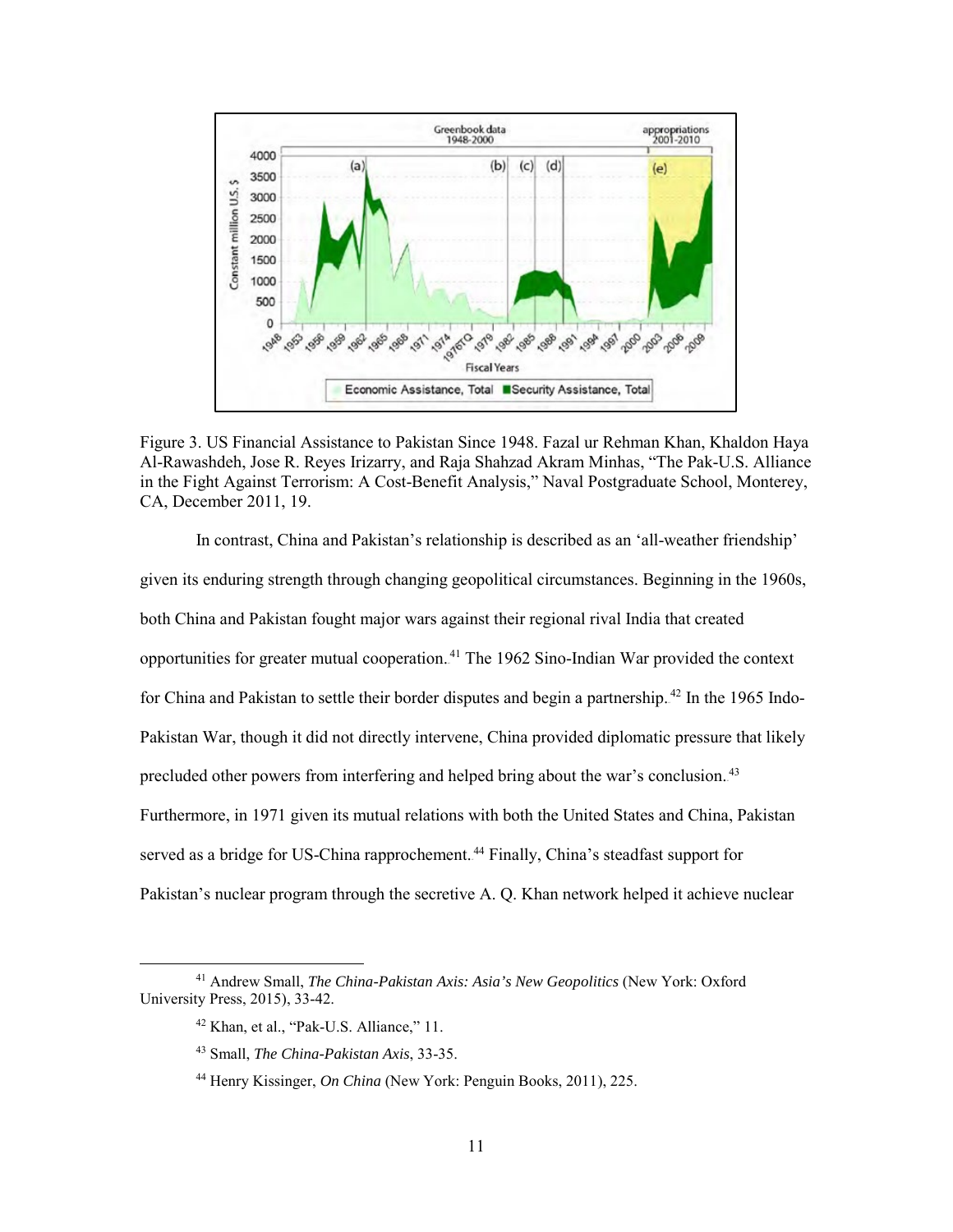Figure 3. US Financial Assistance to Pakistan Since 1948. Fazal ur Rehman Khan, Khaldon Haya Al-Rawashdeh, Jose R. Reyes Irizarry, and Raja Shahzad Akram Minhas, "The Pak-U.S. Alliance in the Fight Against Terrorism: A Cost-Benefit Analysis," Naval Postgraduate School, Monterey, CA, December 2011, 19.

In contrast, China and Pakistan's relationship is described as an 'all-weather friendship' given its enduring strength through changing geopolitical circumstances. Beginning in the 1960s, both China and Pakistan fought major wars against their regional rival India that created opportunities for greater mutual cooperation.[41] The 1962 Sino-Indian War provided the context for China and Pakistan to settle their border disputes and begin a partnership.[42] In the 1965 Indo-Pakistan War, though it did not directly intervene, China provided diplomatic pressure that likely precluded other powers from interfering and helped bring about the war's conclusion.[43] Furthermore, in 1971 given its mutual relations with both the United States and China, Pakistan served as a bridge for US-China rapprochement.[44] Finally, China's steadfast support for Pakistan's nuclear program through the secretive A. Q. Khan network helped it achieve nuclear

---

[41] Andrew Small, *The China-Pakistan Axis: Asia's New Geopolitics* (New York: Oxford University Press, 2015), 33-42.

[42] Khan, et al., "Pak-U.S. Alliance," 11.

[43] Small, *The China-Pakistan Axis*, 33-35.

[44] Henry Kissinger, *On China* (New York: Penguin Books, 2011), 225.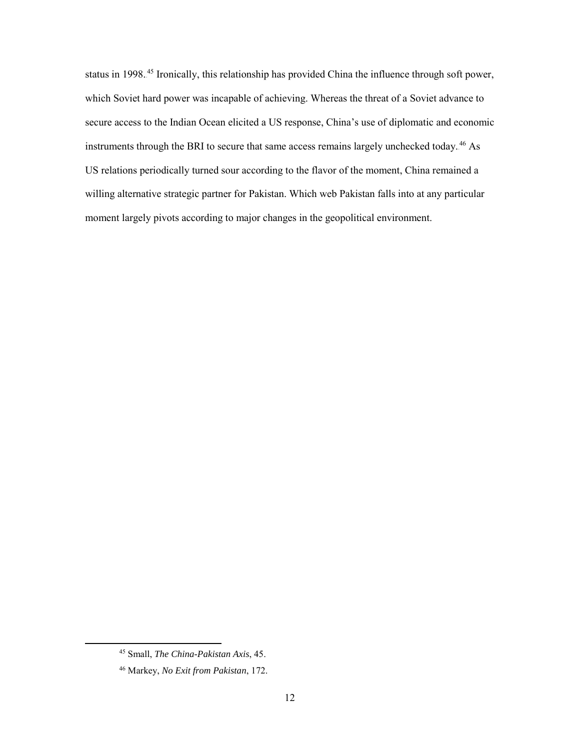status in 1998.[45] Ironically, this relationship has provided China the influence through soft power, which Soviet hard power was incapable of achieving. Whereas the threat of a Soviet advance to secure access to the Indian Ocean elicited a US response, China's use of diplomatic and economic instruments through the BRI to secure that same access remains largely unchecked today.[46] As US relations periodically turned sour according to the flavor of the moment, China remained a willing alternative strategic partner for Pakistan. Which web Pakistan falls into at any particular moment largely pivots according to major changes in the geopolitical environment.

---

[45] Small, *The China-Pakistan Axis*, 45.

[46] Markey, *No Exit from Pakistan*, 172.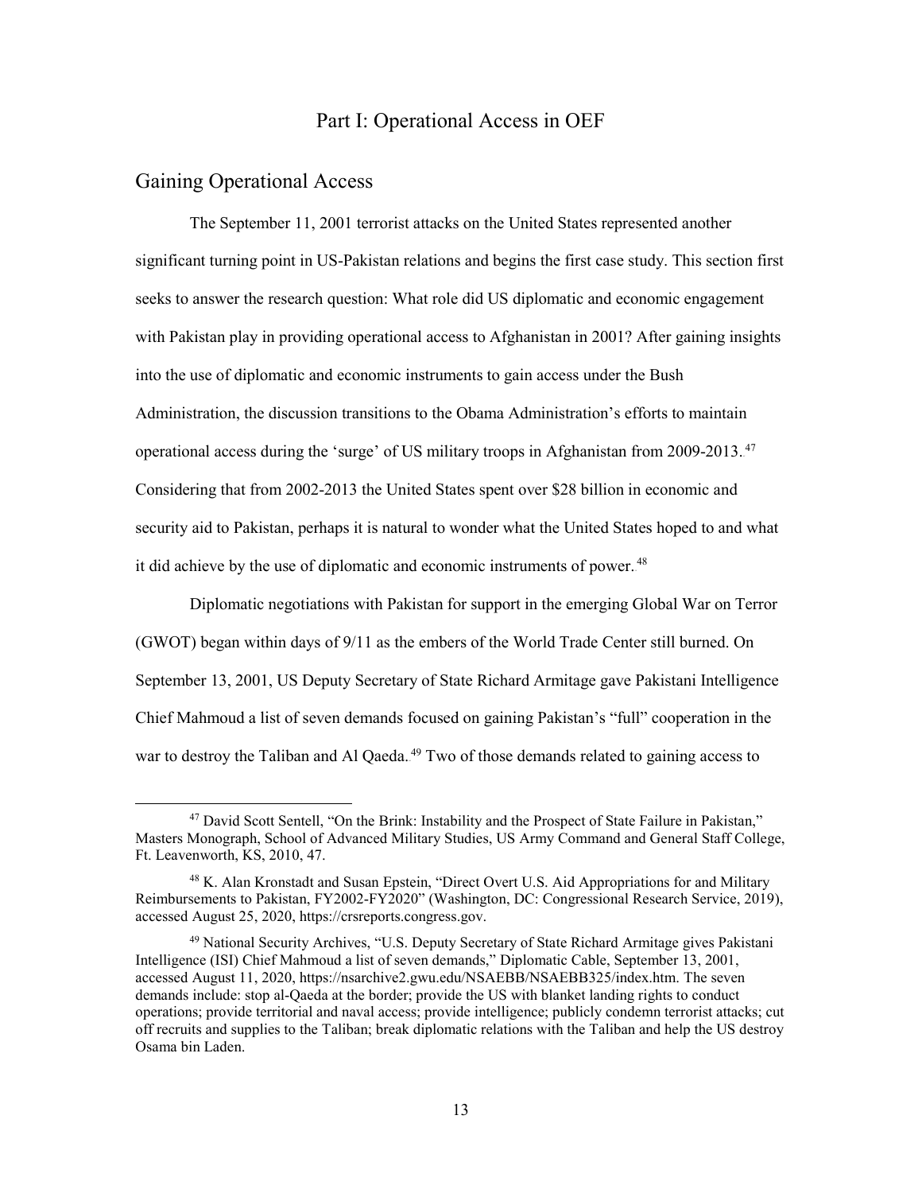# Part I: Operational Access in OEF

## Gaining Operational Access

The September 11, 2001 terrorist attacks on the United States represented another significant turning point in US-Pakistan relations and begins the first case study. This section first seeks to answer the research question: What role did US diplomatic and economic engagement with Pakistan play in providing operational access to Afghanistan in 2001? After gaining insights into the use of diplomatic and economic instruments to gain access under the Bush Administration, the discussion transitions to the Obama Administration's efforts to maintain operational access during the 'surge' of US military troops in Afghanistan from 2009-2013.[47] Considering that from 2002-2013 the United States spent over $28 billion in economic and security aid to Pakistan, perhaps it is natural to wonder what the United States hoped to and what it did achieve by the use of diplomatic and economic instruments of power.[48]

Diplomatic negotiations with Pakistan for support in the emerging Global War on Terror (GWOT) began within days of 9/11 as the embers of the World Trade Center still burned. On September 13, 2001, US Deputy Secretary of State Richard Armitage gave Pakistani Intelligence Chief Mahmoud a list of seven demands focused on gaining Pakistan's "full" cooperation in the war to destroy the Taliban and Al Qaeda.[49] Two of those demands related to gaining access to

---

[47] David Scott Sentell, "On the Brink: Instability and the Prospect of State Failure in Pakistan," Masters Monograph, School of Advanced Military Studies, US Army Command and General Staff College, Ft. Leavenworth, KS, 2010, 47.

[48] K. Alan Kronstadt and Susan Epstein, "Direct Overt U.S. Aid Appropriations for and Military Reimbursements to Pakistan, FY2002-FY2020" (Washington, DC: Congressional Research Service, 2019), accessed August 25, 2020, https://crsreports.congress.gov.

[49] National Security Archives, "U.S. Deputy Secretary of State Richard Armitage gives Pakistani Intelligence (ISI) Chief Mahmoud a list of seven demands," Diplomatic Cable, September 13, 2001, accessed August 11, 2020, https://nsarchive2.gwu.edu/NSAEBB/NSAEBB325/index.htm. The seven demands include: stop al-Qaeda at the border; provide the US with blanket landing rights to conduct operations; provide territorial and naval access; provide intelligence; publicly condemn terrorist attacks; cut off recruits and supplies to the Taliban; break diplomatic relations with the Taliban and help the US destroy Osama bin Laden.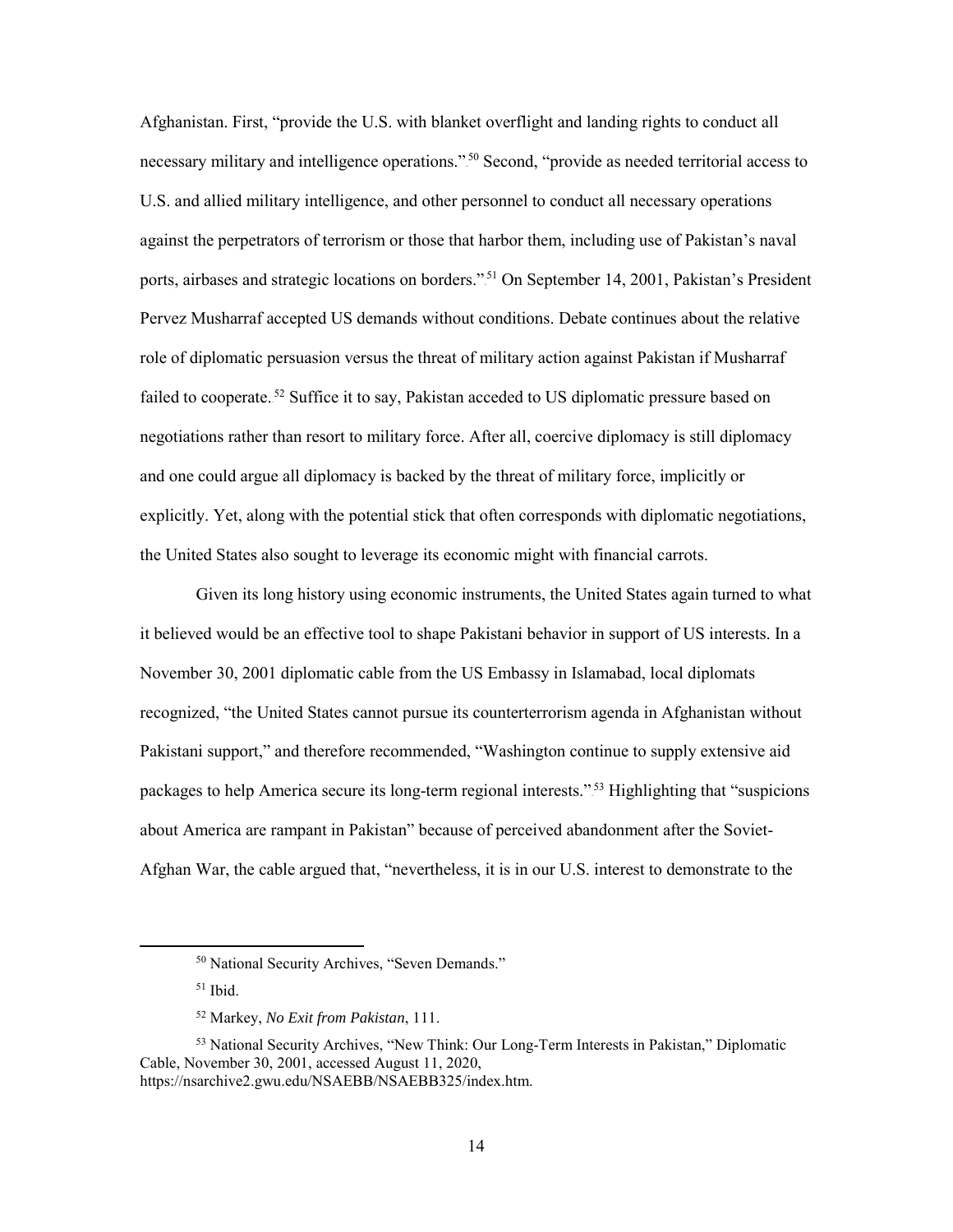Afghanistan. First, "provide the U.S. with blanket overflight and landing rights to conduct all necessary military and intelligence operations."[50] Second, "provide as needed territorial access to U.S. and allied military intelligence, and other personnel to conduct all necessary operations against the perpetrators of terrorism or those that harbor them, including use of Pakistan's naval ports, airbases and strategic locations on borders."[51] On September 14, 2001, Pakistan's President Pervez Musharraf accepted US demands without conditions. Debate continues about the relative role of diplomatic persuasion versus the threat of military action against Pakistan if Musharraf failed to cooperate.[52] Suffice it to say, Pakistan acceded to US diplomatic pressure based on negotiations rather than resort to military force. After all, coercive diplomacy is still diplomacy and one could argue all diplomacy is backed by the threat of military force, implicitly or explicitly. Yet, along with the potential stick that often corresponds with diplomatic negotiations, the United States also sought to leverage its economic might with financial carrots.

Given its long history using economic instruments, the United States again turned to what it believed would be an effective tool to shape Pakistani behavior in support of US interests. In a November 30, 2001 diplomatic cable from the US Embassy in Islamabad, local diplomats recognized, "the United States cannot pursue its counterterrorism agenda in Afghanistan without Pakistani support," and therefore recommended, "Washington continue to supply extensive aid packages to help America secure its long-term regional interests."[53] Highlighting that "suspicions about America are rampant in Pakistan" because of perceived abandonment after the Soviet-Afghan War, the cable argued that, "nevertheless, it is in our U.S. interest to demonstrate to the

---

[50] National Security Archives, "Seven Demands."

[51] Ibid.

[52] Markey, *No Exit from Pakistan*, 111.

[53] National Security Archives, "New Think: Our Long-Term Interests in Pakistan," Diplomatic Cable, November 30, 2001, accessed August 11, 2020, https://nsarchive2.gwu.edu/NSAEBB/NSAEBB325/index.htm.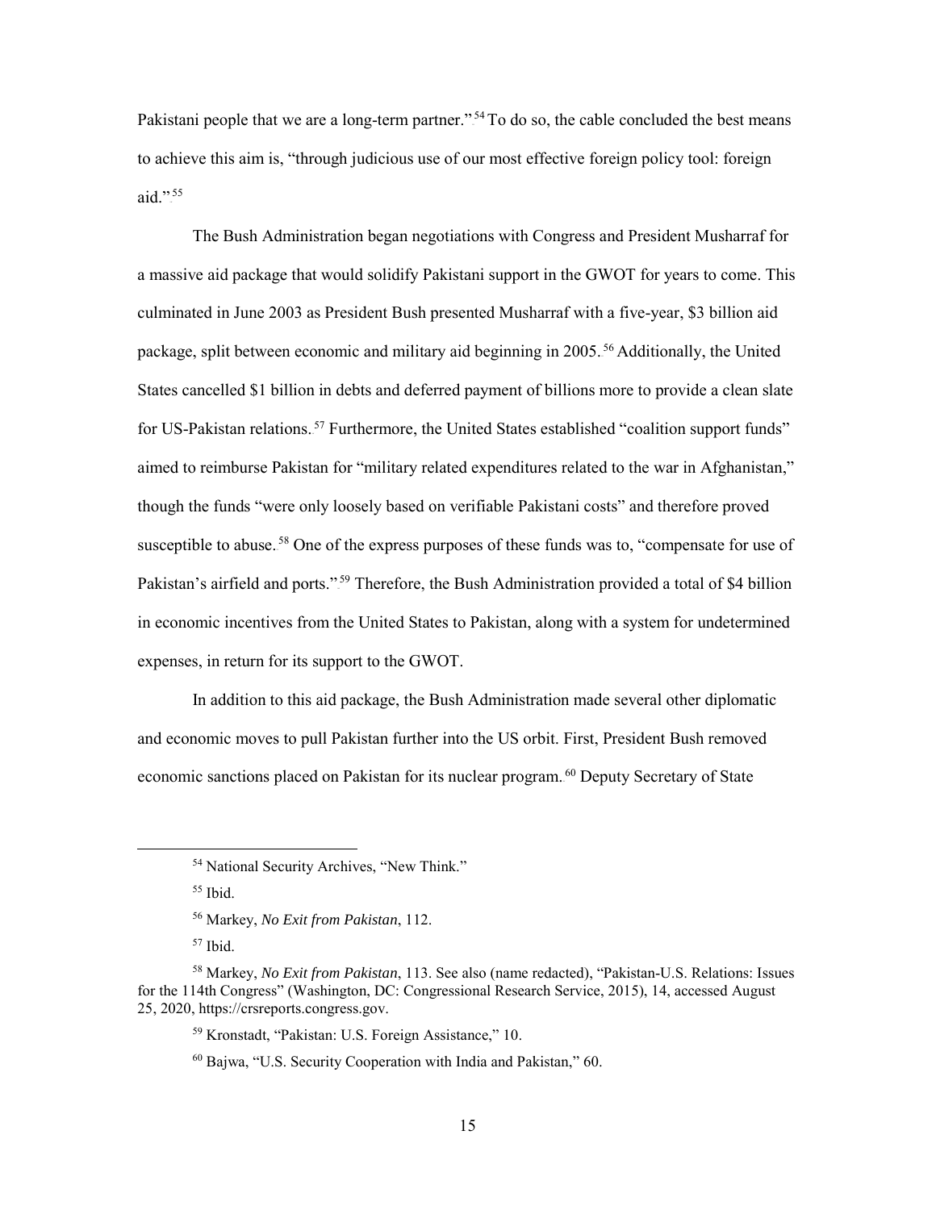Pakistani people that we are a long-term partner."[54] To do so, the cable concluded the best means to achieve this aim is, "through judicious use of our most effective foreign policy tool: foreign aid."[55]

The Bush Administration began negotiations with Congress and President Musharraf for a massive aid package that would solidify Pakistani support in the GWOT for years to come. This culminated in June 2003 as President Bush presented Musharraf with a five-year, $3 billion aid package, split between economic and military aid beginning in 2005.[56] Additionally, the United States cancelled $1 billion in debts and deferred payment of billions more to provide a clean slate for US-Pakistan relations.[57] Furthermore, the United States established "coalition support funds" aimed to reimburse Pakistan for "military related expenditures related to the war in Afghanistan," though the funds "were only loosely based on verifiable Pakistani costs" and therefore proved susceptible to abuse.[58] One of the express purposes of these funds was to, "compensate for use of Pakistan's airfield and ports."[59] Therefore, the Bush Administration provided a total of $4 billion in economic incentives from the United States to Pakistan, along with a system for undetermined expenses, in return for its support to the GWOT.

In addition to this aid package, the Bush Administration made several other diplomatic and economic moves to pull Pakistan further into the US orbit. First, President Bush removed economic sanctions placed on Pakistan for its nuclear program.[60] Deputy Secretary of State

---

[54] National Security Archives, "New Think."

[55] Ibid.

[56] Markey, *No Exit from Pakistan*, 112.

[57] Ibid.

[58] Markey, *No Exit from Pakistan*, 113. See also (name redacted), "Pakistan-U.S. Relations: Issues for the 114th Congress" (Washington, DC: Congressional Research Service, 2015), 14, accessed August 25, 2020, https://crsreports.congress.gov.

[59] Kronstadt, "Pakistan: U.S. Foreign Assistance," 10.

[60] Bajwa, "U.S. Security Cooperation with India and Pakistan," 60.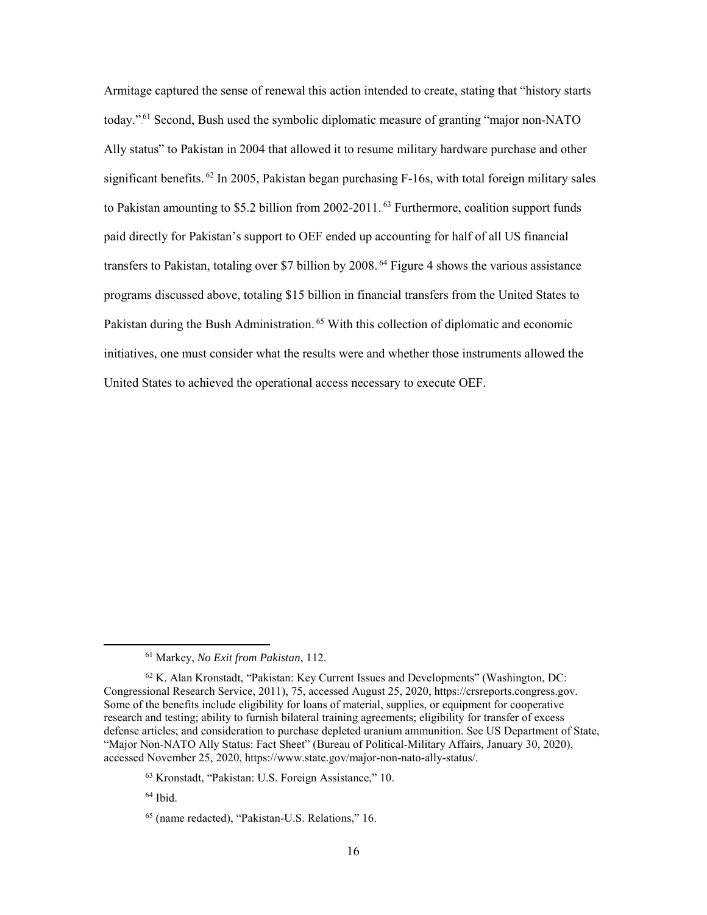Armitage captured the sense of renewal this action intended to create, stating that "history starts today."[61] Second, Bush used the symbolic diplomatic measure of granting "major non-NATO Ally status" to Pakistan in 2004 that allowed it to resume military hardware purchase and other significant benefits.[62] In 2005, Pakistan began purchasing F-16s, with total foreign military sales to Pakistan amounting to $5.2 billion from 2002-2011.[63] Furthermore, coalition support funds paid directly for Pakistan's support to OEF ended up accounting for half of all US financial transfers to Pakistan, totaling over $7 billion by 2008.[64] Figure 4 shows the various assistance programs discussed above, totaling $15 billion in financial transfers from the United States to Pakistan during the Bush Administration.[65] With this collection of diplomatic and economic initiatives, one must consider what the results were and whether those instruments allowed the United States to achieved the operational access necessary to execute OEF.

---

[61] Markey, *No Exit from Pakistan*, 112.

[62] K. Alan Kronstadt, "Pakistan: Key Current Issues and Developments" (Washington, DC: Congressional Research Service, 2011), 75, accessed August 25, 2020, https://crsreports.congress.gov. Some of the benefits include eligibility for loans of material, supplies, or equipment for cooperative research and testing; ability to furnish bilateral training agreements; eligibility for transfer of excess defense articles; and consideration to purchase depleted uranium ammunition. See US Department of State, "Major Non-NATO Ally Status: Fact Sheet" (Bureau of Political-Military Affairs, January 30, 2020), accessed November 25, 2020, https://www.state.gov/major-non-nato-ally-status/.

[63] Kronstadt, "Pakistan: U.S. Foreign Assistance," 10.

[64] Ibid.

[65] (name redacted), "Pakistan-U.S. Relations," 16.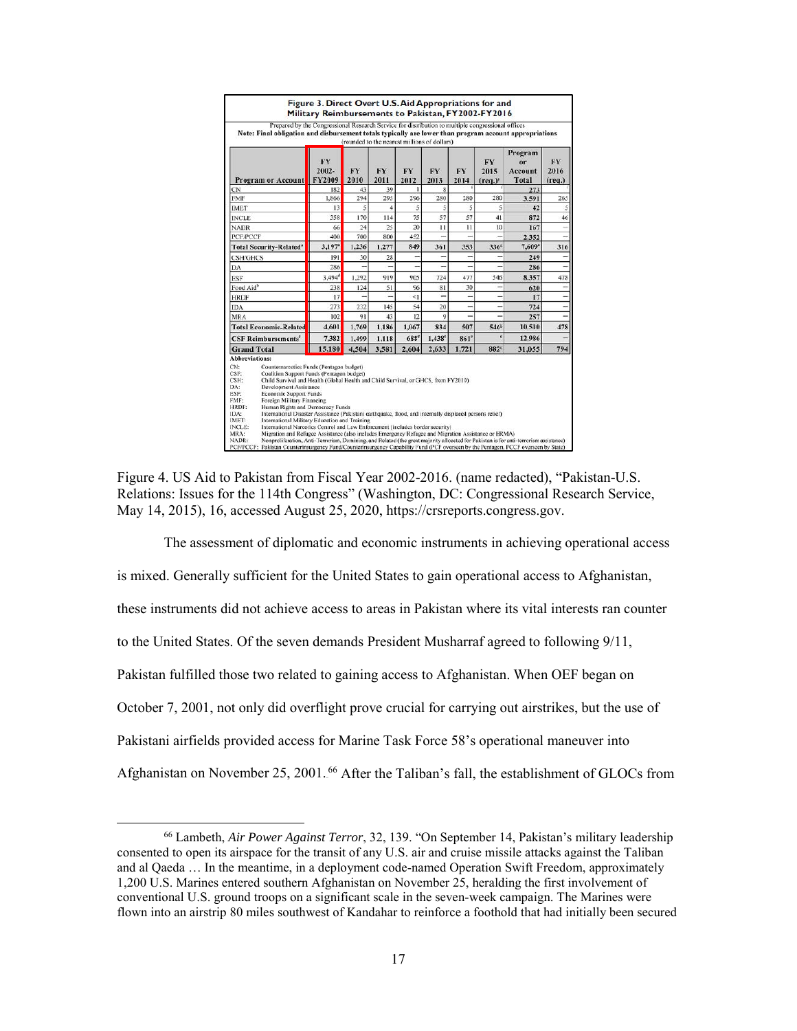**Figure 3. Direct Overt U.S. Aid Appropriations for and Military Reimbursements to Pakistan, FY2002-FY2016**

Prepared by the Congressional Research Service for distribution to multiple congressional offices

**Note: Final obligation and disbursement totals typically are lower than program account appropriations**

(rounded to the nearest millions of dollars)

| Program or Account | FY 2002-FY2009 | FY 2010 | FY 2011 | FY 2012 | FY 2013 | FY 2014 | FY 2015 (req.)[a] | Program or Account Total | FY 2016 (req.) |
|---|---|---|---|---|---|---|---|---|---|
| CN | 182 | 43 | 39 | 1 | 8 | [f] | [f] | 273 | [f] |
| FMF | 1,866 | 294 | 295 | 296 | 280 | 280 | 280 | 3,591 | 265 |
| IMET | 13 | 5 | 4 | 5 | 5 | 5 | 5 | 42 | 5 |
| INCLE | 258 | 170 | 114 | 75 | 57 | 57 | 41 | 872 | 46 |
| NADR | 66 | 24 | 25 | 20 | 11 | 11 | 10 | 167 | — |
| PCF/PCCF | 400 | 700 | 800 | 452 | — | — | — | 2,352 | — |
| **Total Security-Related[a]** | **3,197[a]** | **1,236** | **1,277** | **849** | **361** | **353** | **336[g]** | **7,609[a]** | **316** |
| CSH/GHCS | 191 | 30 | 28 | — | — | — | — | 249 | — |
| DA | 286 | — | — | — | — | — | — | 286 | — |
| ESF | 3,494[d] | 1,292 | 919 | 905 | 724 | 477 | 546 | 8,357 | 478 |
| Food Aid[b] | 238 | 124 | 51 | 96 | 81 | 30 | — | 620 | — |
| HRDF | 17 | — | — | <1 | — | — | — | 17 | — |
| IDA | 273 | 232 | 145 | 54 | 20 | — | — | 724 | — |
| MRA | 102 | 91 | 43 | 12 | 9 | — | — | 257 | — |
| **Total Economic-Related** | **4,601** | **1,769** | **1,186** | **1,067** | **834** | **507** | **546[g]** | **10,510** | **478** |
| **CSF Reimbursements[c]** | **7,382** | **1,499** | **1,118** | **688[e]** | **1,438[e]** | **861[e]** | **[e]** | **12,986** | — |
| **Grand Total** | **15,180** | **4,504** | **3,581** | **2,604** | **2,633** | **1,721** | **882[g]** | **31,055** | **794** |

**Abbreviations:**

CN: Counternarcotics Funds (Pentagon budget)
CSF: Coalition Support Funds (Pentagon budget)
CSH: Child Survival and Health (Global Health and Child Survival, or GHCS, from FY2010)
DA: Development Assistance
ESF: Economic Support Funds
FMF: Foreign Military Financing
HRDF: Human Rights and Democracy Funds
IDA: International Disaster Assistance (Pakistani earthquake, flood, and internally displaced persons relief)
IMET: International Military Education and Training
INCLE: International Narcotics Control and Law Enforcement (includes border security)
MRA: Migration and Refugee Assistance (also includes Emergency Refugee and Migration Assistance or ERMA)
NADR: Nonproliferation, Anti-Terrorism, Demining, and Related (the great majority allocated for Pakistan is for anti-terrorism assistance)
PCF/PCCF: Pakistan Counterinsurgency Fund/Counterinsurgency Capability Fund (PCF overseen by the Pentagon, PCCF overseen by State)

Figure 4. US Aid to Pakistan from Fiscal Year 2002-2016. (name redacted), "Pakistan-U.S. Relations: Issues for the 114th Congress" (Washington, DC: Congressional Research Service, May 14, 2015), 16, accessed August 25, 2020, https://crsreports.congress.gov.

The assessment of diplomatic and economic instruments in achieving operational access is mixed. Generally sufficient for the United States to gain operational access to Afghanistan, these instruments did not achieve access to areas in Pakistan where its vital interests ran counter to the United States. Of the seven demands President Musharraf agreed to following 9/11, Pakistan fulfilled those two related to gaining access to Afghanistan. When OEF began on October 7, 2001, not only did overflight prove crucial for carrying out airstrikes, but the use of Pakistani airfields provided access for Marine Task Force 58's operational maneuver into Afghanistan on November 25, 2001.[66] After the Taliban's fall, the establishment of GLOCs from

[66] Lambeth, *Air Power Against Terror*, 32, 139. "On September 14, Pakistan's military leadership consented to open its airspace for the transit of any U.S. air and cruise missile attacks against the Taliban and al Qaeda … In the meantime, in a deployment code-named Operation Swift Freedom, approximately 1,200 U.S. Marines entered southern Afghanistan on November 25, heralding the first involvement of conventional U.S. ground troops on a significant scale in the seven-week campaign. The Marines were flown into an airstrip 80 miles southwest of Kandahar to reinforce a foothold that had initially been secured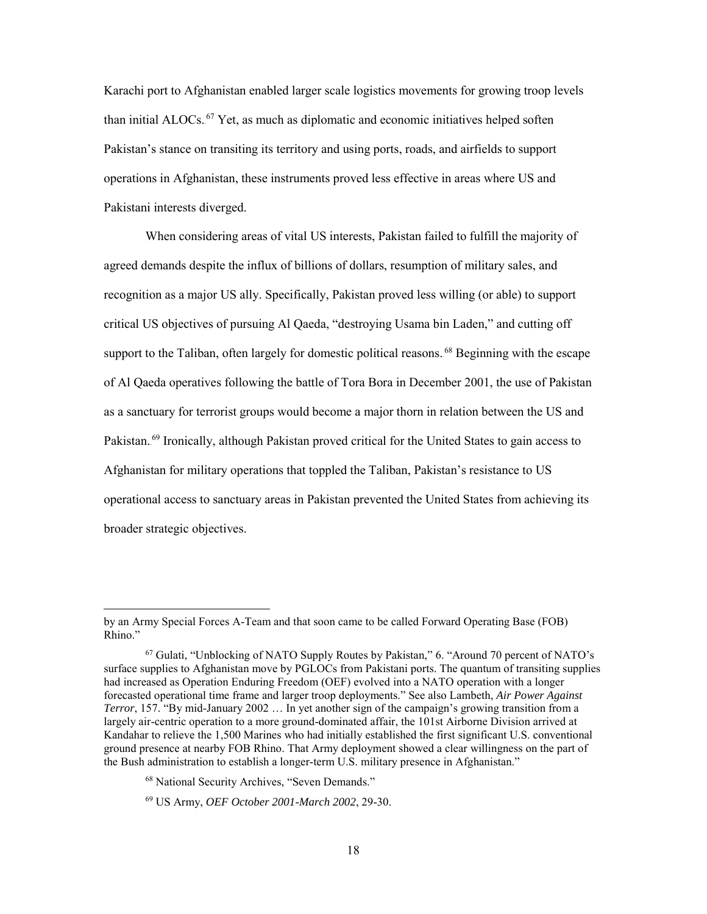Karachi port to Afghanistan enabled larger scale logistics movements for growing troop levels than initial ALOCs.[67] Yet, as much as diplomatic and economic initiatives helped soften Pakistan's stance on transiting its territory and using ports, roads, and airfields to support operations in Afghanistan, these instruments proved less effective in areas where US and Pakistani interests diverged.

When considering areas of vital US interests, Pakistan failed to fulfill the majority of agreed demands despite the influx of billions of dollars, resumption of military sales, and recognition as a major US ally. Specifically, Pakistan proved less willing (or able) to support critical US objectives of pursuing Al Qaeda, "destroying Usama bin Laden," and cutting off support to the Taliban, often largely for domestic political reasons.[68] Beginning with the escape of Al Qaeda operatives following the battle of Tora Bora in December 2001, the use of Pakistan as a sanctuary for terrorist groups would become a major thorn in relation between the US and Pakistan.[69] Ironically, although Pakistan proved critical for the United States to gain access to Afghanistan for military operations that toppled the Taliban, Pakistan's resistance to US operational access to sanctuary areas in Pakistan prevented the United States from achieving its broader strategic objectives.

---

by an Army Special Forces A-Team and that soon came to be called Forward Operating Base (FOB) Rhino."

[67] Gulati, "Unblocking of NATO Supply Routes by Pakistan," 6. "Around 70 percent of NATO's surface supplies to Afghanistan move by PGLOCs from Pakistani ports. The quantum of transiting supplies had increased as Operation Enduring Freedom (OEF) evolved into a NATO operation with a longer forecasted operational time frame and larger troop deployments." See also Lambeth, *Air Power Against Terror*, 157. "By mid-January 2002 … In yet another sign of the campaign's growing transition from a largely air-centric operation to a more ground-dominated affair, the 101st Airborne Division arrived at Kandahar to relieve the 1,500 Marines who had initially established the first significant U.S. conventional ground presence at nearby FOB Rhino. That Army deployment showed a clear willingness on the part of the Bush administration to establish a longer-term U.S. military presence in Afghanistan."

[68] National Security Archives, "Seven Demands."

[69] US Army, *OEF October 2001-March 2002*, 29-30.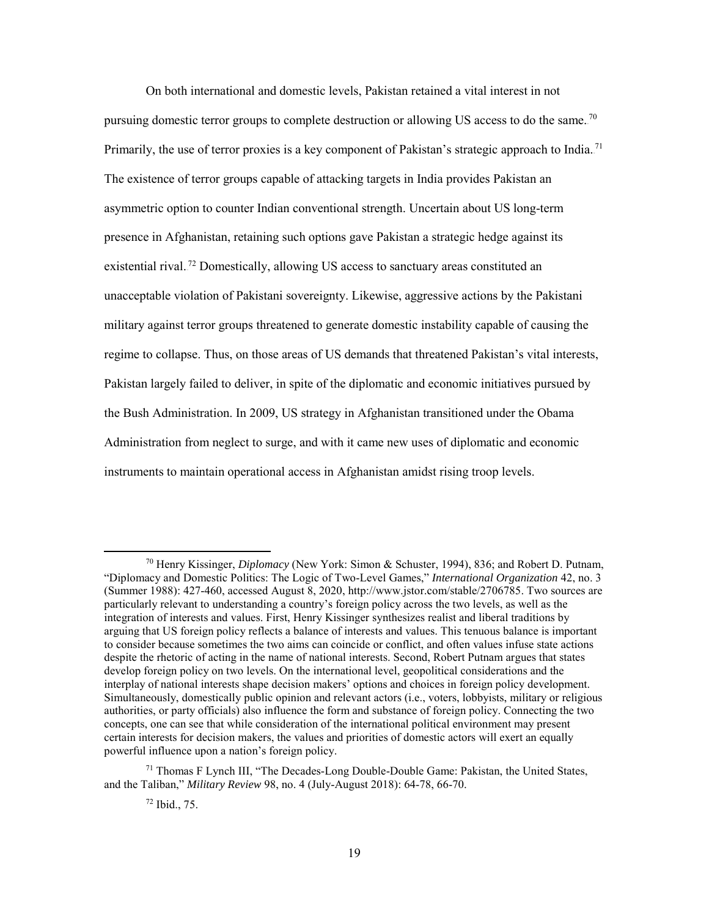On both international and domestic levels, Pakistan retained a vital interest in not pursuing domestic terror groups to complete destruction or allowing US access to do the same.[70] Primarily, the use of terror proxies is a key component of Pakistan's strategic approach to India.[71] The existence of terror groups capable of attacking targets in India provides Pakistan an asymmetric option to counter Indian conventional strength. Uncertain about US long-term presence in Afghanistan, retaining such options gave Pakistan a strategic hedge against its existential rival.[72] Domestically, allowing US access to sanctuary areas constituted an unacceptable violation of Pakistani sovereignty. Likewise, aggressive actions by the Pakistani military against terror groups threatened to generate domestic instability capable of causing the regime to collapse. Thus, on those areas of US demands that threatened Pakistan's vital interests, Pakistan largely failed to deliver, in spite of the diplomatic and economic initiatives pursued by the Bush Administration. In 2009, US strategy in Afghanistan transitioned under the Obama Administration from neglect to surge, and with it came new uses of diplomatic and economic instruments to maintain operational access in Afghanistan amidst rising troop levels.

---

[70] Henry Kissinger, *Diplomacy* (New York: Simon & Schuster, 1994), 836; and Robert D. Putnam, "Diplomacy and Domestic Politics: The Logic of Two-Level Games," *International Organization* 42, no. 3 (Summer 1988): 427-460, accessed August 8, 2020, http://www.jstor.com/stable/2706785. Two sources are particularly relevant to understanding a country's foreign policy across the two levels, as well as the integration of interests and values. First, Henry Kissinger synthesizes realist and liberal traditions by arguing that US foreign policy reflects a balance of interests and values. This tenuous balance is important to consider because sometimes the two aims can coincide or conflict, and often values infuse state actions despite the rhetoric of acting in the name of national interests. Second, Robert Putnam argues that states develop foreign policy on two levels. On the international level, geopolitical considerations and the interplay of national interests shape decision makers' options and choices in foreign policy development. Simultaneously, domestically public opinion and relevant actors (i.e., voters, lobbyists, military or religious authorities, or party officials) also influence the form and substance of foreign policy. Connecting the two concepts, one can see that while consideration of the international political environment may present certain interests for decision makers, the values and priorities of domestic actors will exert an equally powerful influence upon a nation's foreign policy.

[71] Thomas F Lynch III, "The Decades-Long Double-Double Game: Pakistan, the United States, and the Taliban," *Military Review* 98, no. 4 (July-August 2018): 64-78, 66-70.

[72] Ibid., 75.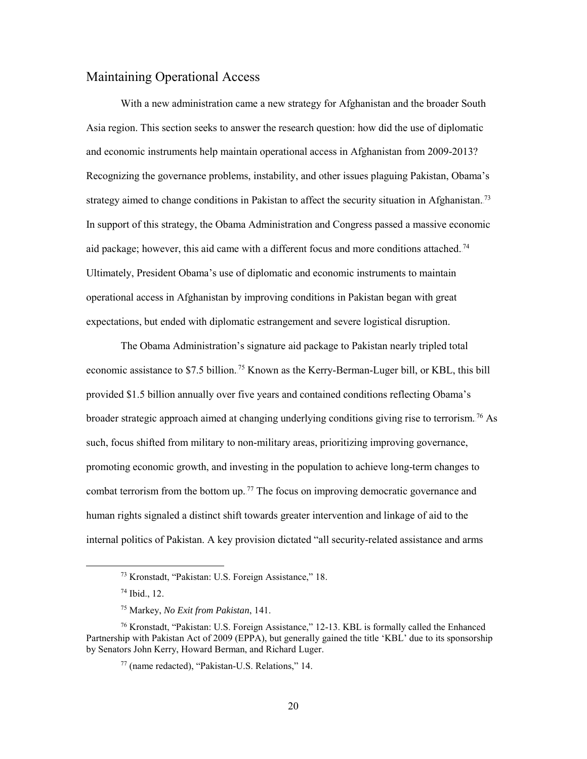## Maintaining Operational Access

With a new administration came a new strategy for Afghanistan and the broader South Asia region. This section seeks to answer the research question: how did the use of diplomatic and economic instruments help maintain operational access in Afghanistan from 2009-2013? Recognizing the governance problems, instability, and other issues plaguing Pakistan, Obama's strategy aimed to change conditions in Pakistan to affect the security situation in Afghanistan.[73] In support of this strategy, the Obama Administration and Congress passed a massive economic aid package; however, this aid came with a different focus and more conditions attached.[74] Ultimately, President Obama's use of diplomatic and economic instruments to maintain operational access in Afghanistan by improving conditions in Pakistan began with great expectations, but ended with diplomatic estrangement and severe logistical disruption.

The Obama Administration's signature aid package to Pakistan nearly tripled total economic assistance to \$7.5 billion.[75] Known as the Kerry-Berman-Luger bill, or KBL, this bill provided \$1.5 billion annually over five years and contained conditions reflecting Obama's broader strategic approach aimed at changing underlying conditions giving rise to terrorism.[76] As such, focus shifted from military to non-military areas, prioritizing improving governance, promoting economic growth, and investing in the population to achieve long-term changes to combat terrorism from the bottom up.[77] The focus on improving democratic governance and human rights signaled a distinct shift towards greater intervention and linkage of aid to the internal politics of Pakistan. A key provision dictated "all security-related assistance and arms

[73] Kronstadt, "Pakistan: U.S. Foreign Assistance," 18.

[74] Ibid., 12.

[75] Markey, *No Exit from Pakistan*, 141.

[76] Kronstadt, "Pakistan: U.S. Foreign Assistance," 12-13. KBL is formally called the Enhanced Partnership with Pakistan Act of 2009 (EPPA), but generally gained the title 'KBL' due to its sponsorship by Senators John Kerry, Howard Berman, and Richard Luger.

[77] (name redacted), "Pakistan-U.S. Relations," 14.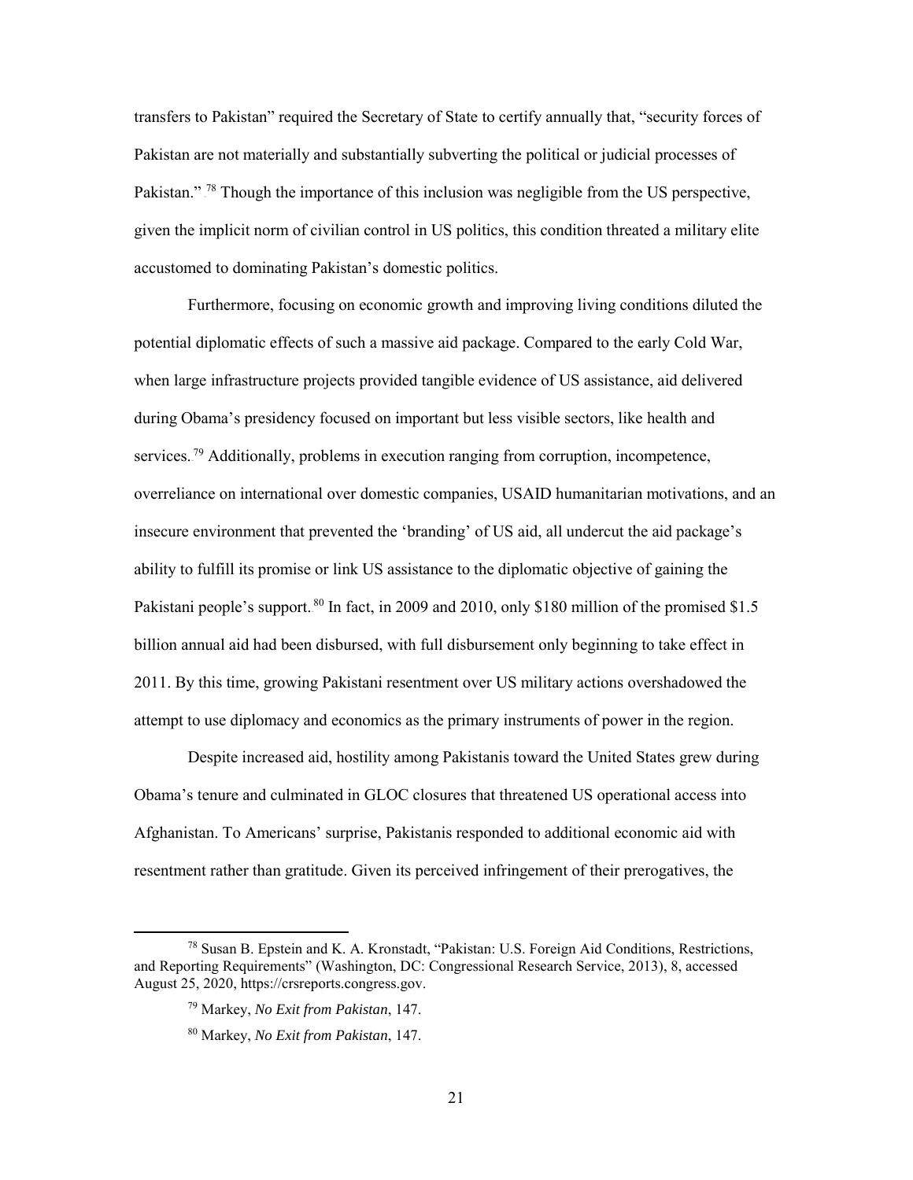transfers to Pakistan" required the Secretary of State to certify annually that, "security forces of Pakistan are not materially and substantially subverting the political or judicial processes of Pakistan."[78] Though the importance of this inclusion was negligible from the US perspective, given the implicit norm of civilian control in US politics, this condition threated a military elite accustomed to dominating Pakistan's domestic politics.

Furthermore, focusing on economic growth and improving living conditions diluted the potential diplomatic effects of such a massive aid package. Compared to the early Cold War, when large infrastructure projects provided tangible evidence of US assistance, aid delivered during Obama's presidency focused on important but less visible sectors, like health and services.[79] Additionally, problems in execution ranging from corruption, incompetence, overreliance on international over domestic companies, USAID humanitarian motivations, and an insecure environment that prevented the 'branding' of US aid, all undercut the aid package's ability to fulfill its promise or link US assistance to the diplomatic objective of gaining the Pakistani people's support.[80] In fact, in 2009 and 2010, only $180 million of the promised $1.5 billion annual aid had been disbursed, with full disbursement only beginning to take effect in 2011. By this time, growing Pakistani resentment over US military actions overshadowed the attempt to use diplomacy and economics as the primary instruments of power in the region.

Despite increased aid, hostility among Pakistanis toward the United States grew during Obama's tenure and culminated in GLOC closures that threatened US operational access into Afghanistan. To Americans' surprise, Pakistanis responded to additional economic aid with resentment rather than gratitude. Given its perceived infringement of their prerogatives, the

---

[78] Susan B. Epstein and K. A. Kronstadt, "Pakistan: U.S. Foreign Aid Conditions, Restrictions, and Reporting Requirements" (Washington, DC: Congressional Research Service, 2013), 8, accessed August 25, 2020, https://crsreports.congress.gov.

[79] Markey, *No Exit from Pakistan*, 147.

[80] Markey, *No Exit from Pakistan*, 147.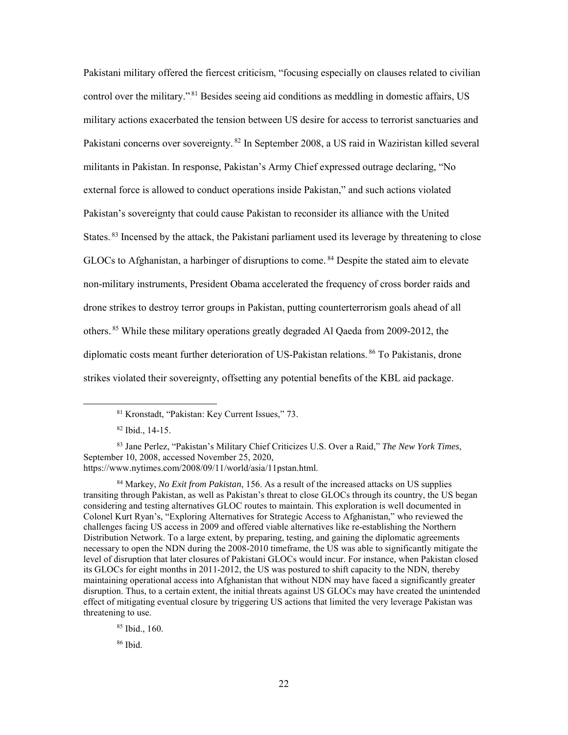Pakistani military offered the fiercest criticism, "focusing especially on clauses related to civilian control over the military."[81] Besides seeing aid conditions as meddling in domestic affairs, US military actions exacerbated the tension between US desire for access to terrorist sanctuaries and Pakistani concerns over sovereignty.[82] In September 2008, a US raid in Waziristan killed several militants in Pakistan. In response, Pakistan's Army Chief expressed outrage declaring, "No external force is allowed to conduct operations inside Pakistan," and such actions violated Pakistan's sovereignty that could cause Pakistan to reconsider its alliance with the United States.[83] Incensed by the attack, the Pakistani parliament used its leverage by threatening to close GLOCs to Afghanistan, a harbinger of disruptions to come.[84] Despite the stated aim to elevate non-military instruments, President Obama accelerated the frequency of cross border raids and drone strikes to destroy terror groups in Pakistan, putting counterterrorism goals ahead of all others.[85] While these military operations greatly degraded Al Qaeda from 2009-2012, the diplomatic costs meant further deterioration of US-Pakistan relations.[86] To Pakistanis, drone strikes violated their sovereignty, offsetting any potential benefits of the KBL aid package.

---

[81] Kronstadt, "Pakistan: Key Current Issues," 73.

[82] Ibid., 14-15.

[83] Jane Perlez, "Pakistan's Military Chief Criticizes U.S. Over a Raid," *The New York Times*, September 10, 2008, accessed November 25, 2020, https://www.nytimes.com/2008/09/11/world/asia/11pstan.html.

[84] Markey, *No Exit from Pakistan*, 156. As a result of the increased attacks on US supplies transiting through Pakistan, as well as Pakistan's threat to close GLOCs through its country, the US began considering and testing alternatives GLOC routes to maintain. This exploration is well documented in Colonel Kurt Ryan's, "Exploring Alternatives for Strategic Access to Afghanistan," who reviewed the challenges facing US access in 2009 and offered viable alternatives like re-establishing the Northern Distribution Network. To a large extent, by preparing, testing, and gaining the diplomatic agreements necessary to open the NDN during the 2008-2010 timeframe, the US was able to significantly mitigate the level of disruption that later closures of Pakistani GLOCs would incur. For instance, when Pakistan closed its GLOCs for eight months in 2011-2012, the US was postured to shift capacity to the NDN, thereby maintaining operational access into Afghanistan that without NDN may have faced a significantly greater disruption. Thus, to a certain extent, the initial threats against US GLOCs may have created the unintended effect of mitigating eventual closure by triggering US actions that limited the very leverage Pakistan was threatening to use.

[85] Ibid., 160.

[86] Ibid.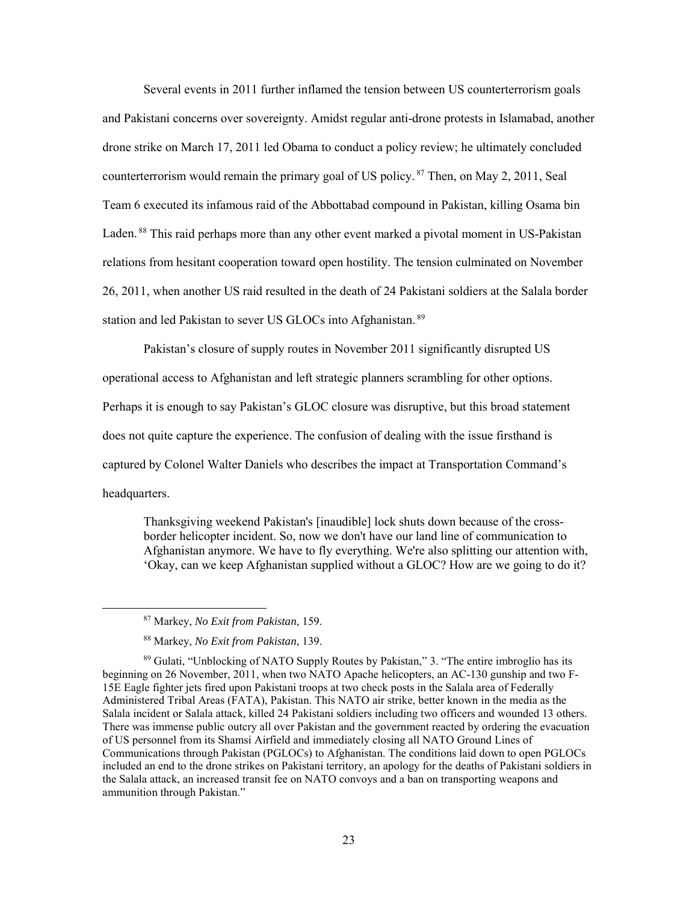Several events in 2011 further inflamed the tension between US counterterrorism goals and Pakistani concerns over sovereignty. Amidst regular anti-drone protests in Islamabad, another drone strike on March 17, 2011 led Obama to conduct a policy review; he ultimately concluded counterterrorism would remain the primary goal of US policy.[87] Then, on May 2, 2011, Seal Team 6 executed its infamous raid of the Abbottabad compound in Pakistan, killing Osama bin Laden.[88] This raid perhaps more than any other event marked a pivotal moment in US-Pakistan relations from hesitant cooperation toward open hostility. The tension culminated on November 26, 2011, when another US raid resulted in the death of 24 Pakistani soldiers at the Salala border station and led Pakistan to sever US GLOCs into Afghanistan.[89]

Pakistan's closure of supply routes in November 2011 significantly disrupted US operational access to Afghanistan and left strategic planners scrambling for other options. Perhaps it is enough to say Pakistan's GLOC closure was disruptive, but this broad statement does not quite capture the experience. The confusion of dealing with the issue firsthand is captured by Colonel Walter Daniels who describes the impact at Transportation Command's headquarters.

> Thanksgiving weekend Pakistan's [inaudible] lock shuts down because of the cross-border helicopter incident. So, now we don't have our land line of communication to Afghanistan anymore. We have to fly everything. We're also splitting our attention with, 'Okay, can we keep Afghanistan supplied without a GLOC? How are we going to do it?

---

[87] Markey, *No Exit from Pakistan*, 159.

[88] Markey, *No Exit from Pakistan*, 139.

[89] Gulati, "Unblocking of NATO Supply Routes by Pakistan," 3. "The entire imbroglio has its beginning on 26 November, 2011, when two NATO Apache helicopters, an AC-130 gunship and two F-15E Eagle fighter jets fired upon Pakistani troops at two check posts in the Salala area of Federally Administered Tribal Areas (FATA), Pakistan. This NATO air strike, better known in the media as the Salala incident or Salala attack, killed 24 Pakistani soldiers including two officers and wounded 13 others. There was immense public outcry all over Pakistan and the government reacted by ordering the evacuation of US personnel from its Shamsi Airfield and immediately closing all NATO Ground Lines of Communications through Pakistan (PGLOCs) to Afghanistan. The conditions laid down to open PGLOCs included an end to the drone strikes on Pakistani territory, an apology for the deaths of Pakistani soldiers in the Salala attack, an increased transit fee on NATO convoys and a ban on transporting weapons and ammunition through Pakistan."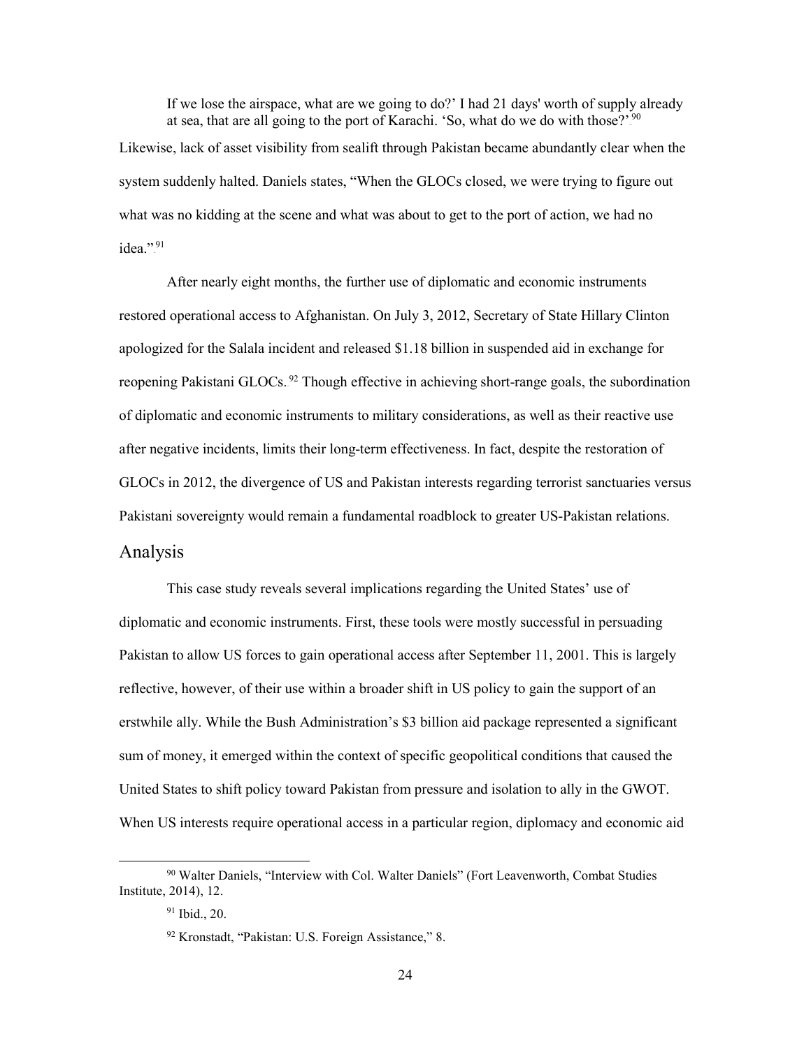If we lose the airspace, what are we going to do?' I had 21 days' worth of supply already at sea, that are all going to the port of Karachi. 'So, what do we do with those?'[90]

Likewise, lack of asset visibility from sealift through Pakistan became abundantly clear when the system suddenly halted. Daniels states, "When the GLOCs closed, we were trying to figure out what was no kidding at the scene and what was about to get to the port of action, we had no idea."[91]

After nearly eight months, the further use of diplomatic and economic instruments restored operational access to Afghanistan. On July 3, 2012, Secretary of State Hillary Clinton apologized for the Salala incident and released $1.18 billion in suspended aid in exchange for reopening Pakistani GLOCs.[92] Though effective in achieving short-range goals, the subordination of diplomatic and economic instruments to military considerations, as well as their reactive use after negative incidents, limits their long-term effectiveness. In fact, despite the restoration of GLOCs in 2012, the divergence of US and Pakistan interests regarding terrorist sanctuaries versus Pakistani sovereignty would remain a fundamental roadblock to greater US-Pakistan relations.

## Analysis

This case study reveals several implications regarding the United States' use of diplomatic and economic instruments. First, these tools were mostly successful in persuading Pakistan to allow US forces to gain operational access after September 11, 2001. This is largely reflective, however, of their use within a broader shift in US policy to gain the support of an erstwhile ally. While the Bush Administration's $3 billion aid package represented a significant sum of money, it emerged within the context of specific geopolitical conditions that caused the United States to shift policy toward Pakistan from pressure and isolation to ally in the GWOT. When US interests require operational access in a particular region, diplomacy and economic aid

---

[90] Walter Daniels, "Interview with Col. Walter Daniels" (Fort Leavenworth, Combat Studies Institute, 2014), 12.

[91] Ibid., 20.

[92] Kronstadt, "Pakistan: U.S. Foreign Assistance," 8.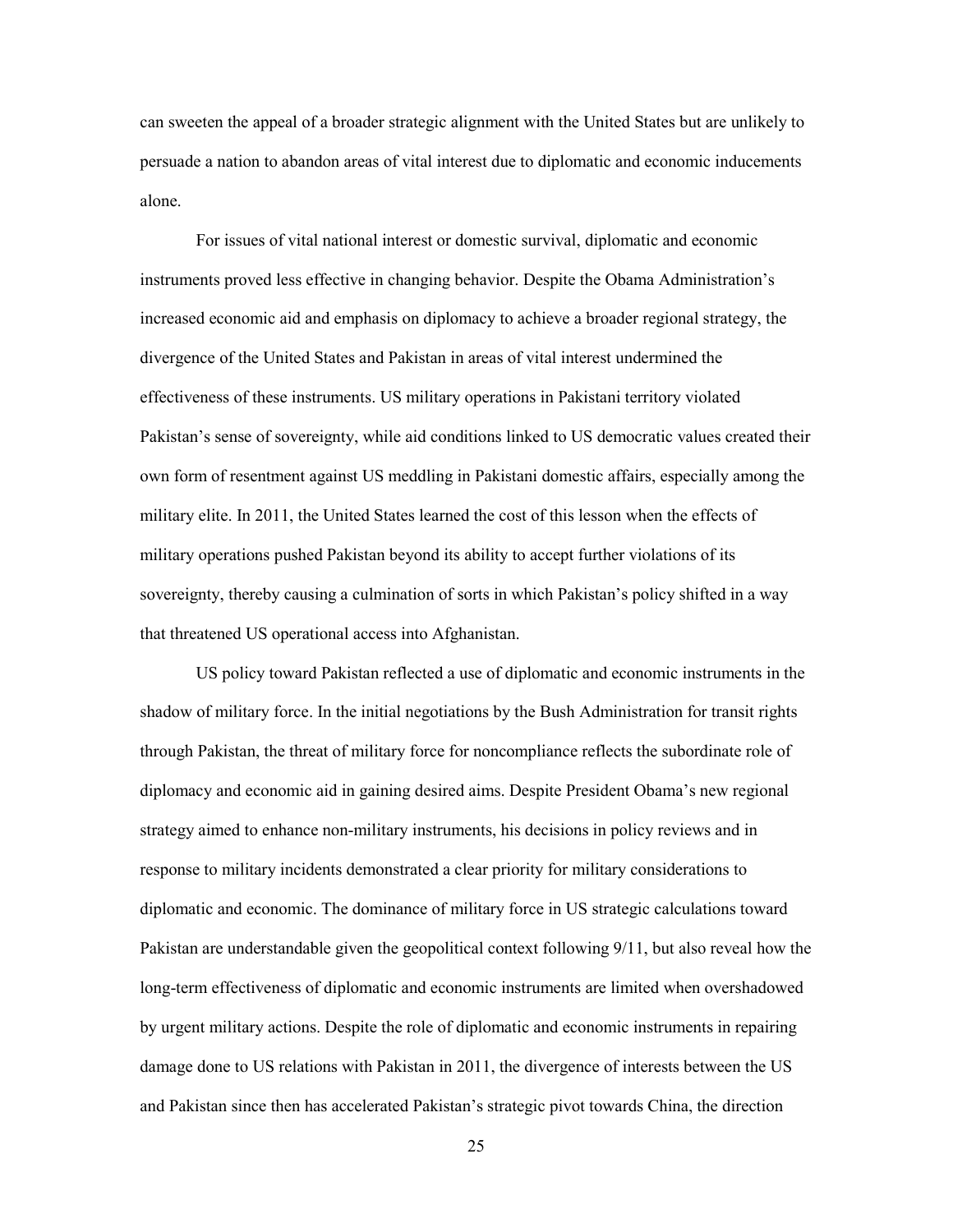can sweeten the appeal of a broader strategic alignment with the United States but are unlikely to persuade a nation to abandon areas of vital interest due to diplomatic and economic inducements alone.

For issues of vital national interest or domestic survival, diplomatic and economic instruments proved less effective in changing behavior. Despite the Obama Administration's increased economic aid and emphasis on diplomacy to achieve a broader regional strategy, the divergence of the United States and Pakistan in areas of vital interest undermined the effectiveness of these instruments. US military operations in Pakistani territory violated Pakistan's sense of sovereignty, while aid conditions linked to US democratic values created their own form of resentment against US meddling in Pakistani domestic affairs, especially among the military elite. In 2011, the United States learned the cost of this lesson when the effects of military operations pushed Pakistan beyond its ability to accept further violations of its sovereignty, thereby causing a culmination of sorts in which Pakistan's policy shifted in a way that threatened US operational access into Afghanistan.

US policy toward Pakistan reflected a use of diplomatic and economic instruments in the shadow of military force. In the initial negotiations by the Bush Administration for transit rights through Pakistan, the threat of military force for noncompliance reflects the subordinate role of diplomacy and economic aid in gaining desired aims. Despite President Obama's new regional strategy aimed to enhance non-military instruments, his decisions in policy reviews and in response to military incidents demonstrated a clear priority for military considerations to diplomatic and economic. The dominance of military force in US strategic calculations toward Pakistan are understandable given the geopolitical context following 9/11, but also reveal how the long-term effectiveness of diplomatic and economic instruments are limited when overshadowed by urgent military actions. Despite the role of diplomatic and economic instruments in repairing damage done to US relations with Pakistan in 2011, the divergence of interests between the US and Pakistan since then has accelerated Pakistan's strategic pivot towards China, the direction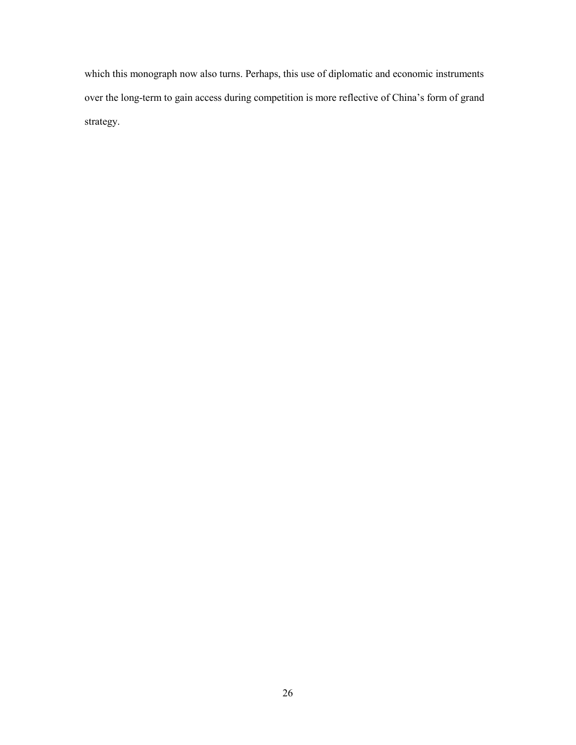which this monograph now also turns. Perhaps, this use of diplomatic and economic instruments over the long-term to gain access during competition is more reflective of China's form of grand strategy.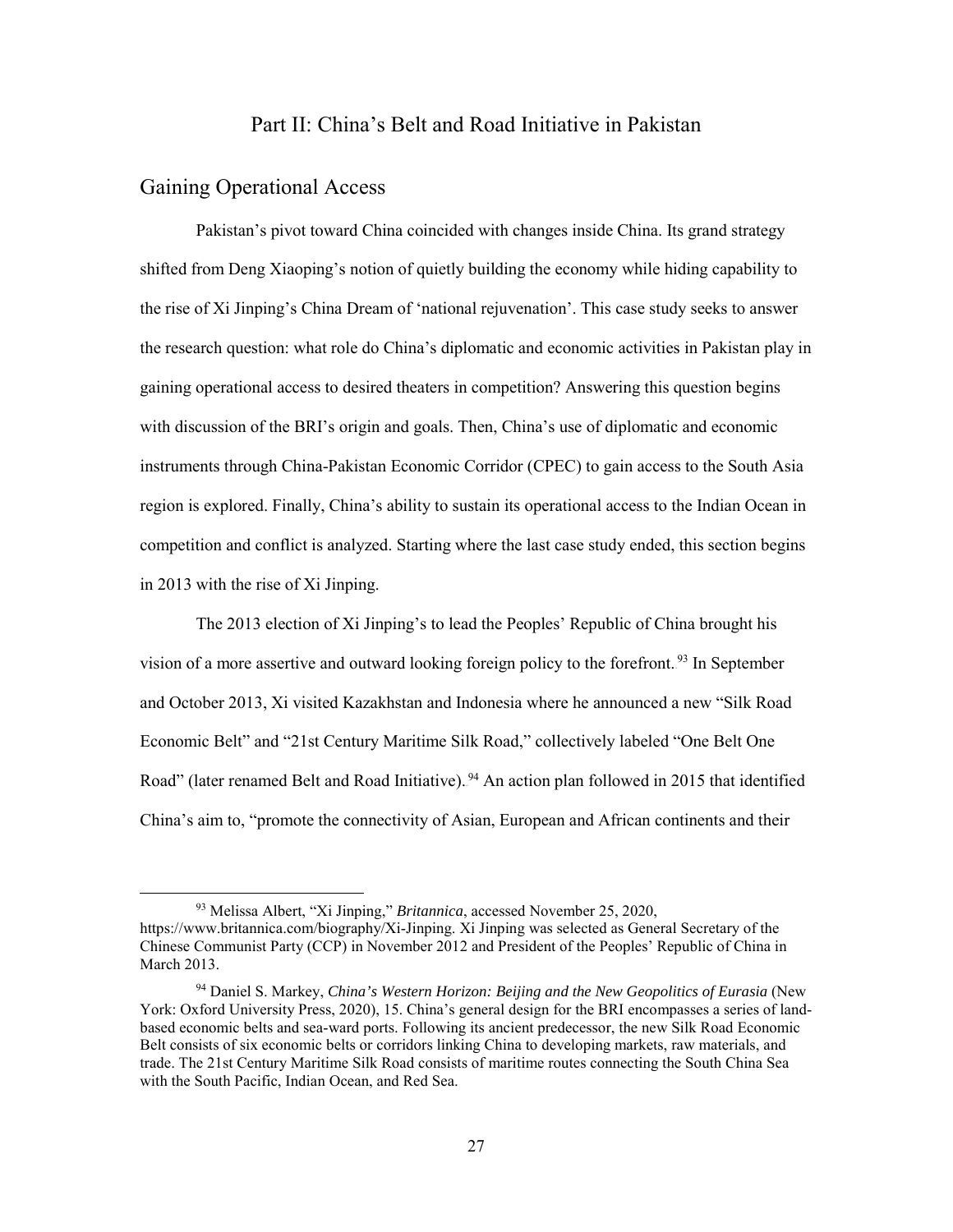# Part II: China's Belt and Road Initiative in Pakistan

## Gaining Operational Access

Pakistan's pivot toward China coincided with changes inside China. Its grand strategy shifted from Deng Xiaoping's notion of quietly building the economy while hiding capability to the rise of Xi Jinping's China Dream of 'national rejuvenation'. This case study seeks to answer the research question: what role do China's diplomatic and economic activities in Pakistan play in gaining operational access to desired theaters in competition? Answering this question begins with discussion of the BRI's origin and goals. Then, China's use of diplomatic and economic instruments through China-Pakistan Economic Corridor (CPEC) to gain access to the South Asia region is explored. Finally, China's ability to sustain its operational access to the Indian Ocean in competition and conflict is analyzed. Starting where the last case study ended, this section begins in 2013 with the rise of Xi Jinping.

The 2013 election of Xi Jinping's to lead the Peoples' Republic of China brought his vision of a more assertive and outward looking foreign policy to the forefront.[93] In September and October 2013, Xi visited Kazakhstan and Indonesia where he announced a new "Silk Road Economic Belt" and "21st Century Maritime Silk Road," collectively labeled "One Belt One Road" (later renamed Belt and Road Initiative).[94] An action plan followed in 2015 that identified China's aim to, "promote the connectivity of Asian, European and African continents and their

---

[93] Melissa Albert, "Xi Jinping," *Britannica*, accessed November 25, 2020, https://www.britannica.com/biography/Xi-Jinping. Xi Jinping was selected as General Secretary of the Chinese Communist Party (CCP) in November 2012 and President of the Peoples' Republic of China in March 2013.

[94] Daniel S. Markey, *China's Western Horizon: Beijing and the New Geopolitics of Eurasia* (New York: Oxford University Press, 2020), 15. China's general design for the BRI encompasses a series of land-based economic belts and sea-ward ports. Following its ancient predecessor, the new Silk Road Economic Belt consists of six economic belts or corridors linking China to developing markets, raw materials, and trade. The 21st Century Maritime Silk Road consists of maritime routes connecting the South China Sea with the South Pacific, Indian Ocean, and Red Sea.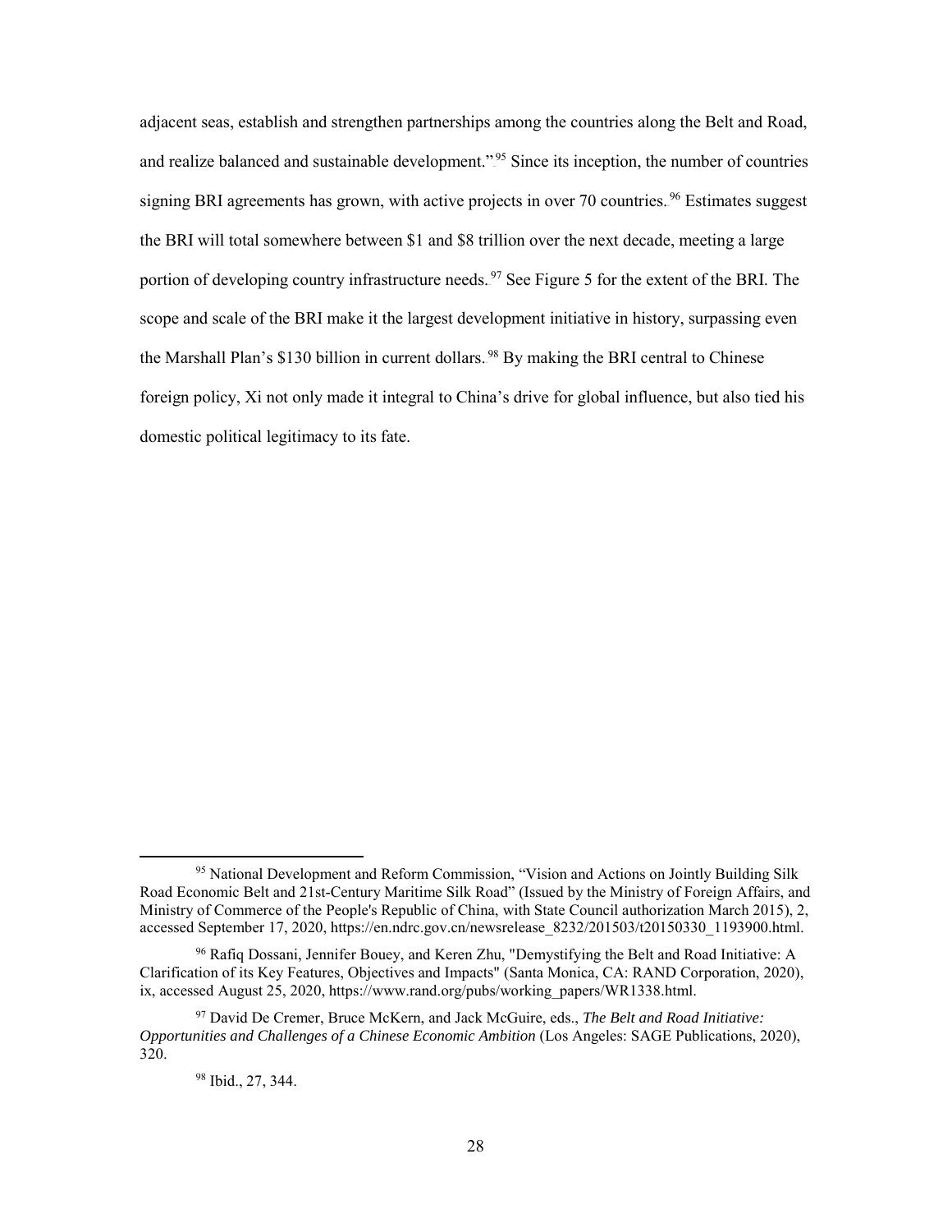adjacent seas, establish and strengthen partnerships among the countries along the Belt and Road, and realize balanced and sustainable development."[95] Since its inception, the number of countries signing BRI agreements has grown, with active projects in over 70 countries.[96] Estimates suggest the BRI will total somewhere between $1 and $8 trillion over the next decade, meeting a large portion of developing country infrastructure needs.[97] See Figure 5 for the extent of the BRI. The scope and scale of the BRI make it the largest development initiative in history, surpassing even the Marshall Plan's $130 billion in current dollars.[98] By making the BRI central to Chinese foreign policy, Xi not only made it integral to China's drive for global influence, but also tied his domestic political legitimacy to its fate.

---

[95] National Development and Reform Commission, "Vision and Actions on Jointly Building Silk Road Economic Belt and 21st-Century Maritime Silk Road" (Issued by the Ministry of Foreign Affairs, and Ministry of Commerce of the People's Republic of China, with State Council authorization March 2015), 2, accessed September 17, 2020, https://en.ndrc.gov.cn/newsrelease_8232/201503/t20150330_1193900.html.

[96] Rafiq Dossani, Jennifer Bouey, and Keren Zhu, "Demystifying the Belt and Road Initiative: A Clarification of its Key Features, Objectives and Impacts" (Santa Monica, CA: RAND Corporation, 2020), ix, accessed August 25, 2020, https://www.rand.org/pubs/working_papers/WR1338.html.

[97] David De Cremer, Bruce McKern, and Jack McGuire, eds., *The Belt and Road Initiative: Opportunities and Challenges of a Chinese Economic Ambition* (Los Angeles: SAGE Publications, 2020), 320.

[98] Ibid., 27, 344.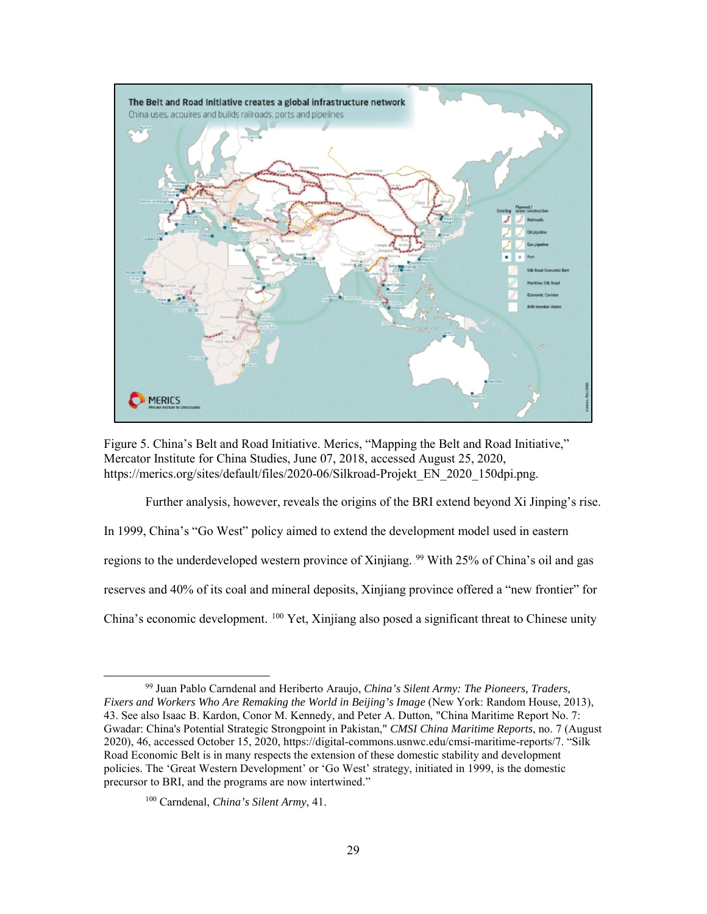Figure 5. China's Belt and Road Initiative. Merics, "Mapping the Belt and Road Initiative," Mercator Institute for China Studies, June 07, 2018, accessed August 25, 2020, https://merics.org/sites/default/files/2020-06/Silkroad-Projekt_EN_2020_150dpi.png.

Further analysis, however, reveals the origins of the BRI extend beyond Xi Jinping's rise. In 1999, China's "Go West" policy aimed to extend the development model used in eastern regions to the underdeveloped western province of Xinjiang.[99] With 25% of China's oil and gas reserves and 40% of its coal and mineral deposits, Xinjiang province offered a "new frontier" for China's economic development.[100] Yet, Xinjiang also posed a significant threat to Chinese unity

[99] Juan Pablo Carndenal and Heriberto Araujo, *China's Silent Army: The Pioneers, Traders, Fixers and Workers Who Are Remaking the World in Beijing's Image* (New York: Random House, 2013), 43. See also Isaac B. Kardon, Conor M. Kennedy, and Peter A. Dutton, "China Maritime Report No. 7: Gwadar: China's Potential Strategic Strongpoint in Pakistan," *CMSI China Maritime Reports*, no. 7 (August 2020), 46, accessed October 15, 2020, https://digital-commons.usnwc.edu/cmsi-maritime-reports/7. "Silk Road Economic Belt is in many respects the extension of these domestic stability and development policies. The 'Great Western Development' or 'Go West' strategy, initiated in 1999, is the domestic precursor to BRI, and the programs are now intertwined."

[100] Carndenal, *China's Silent Army*, 41.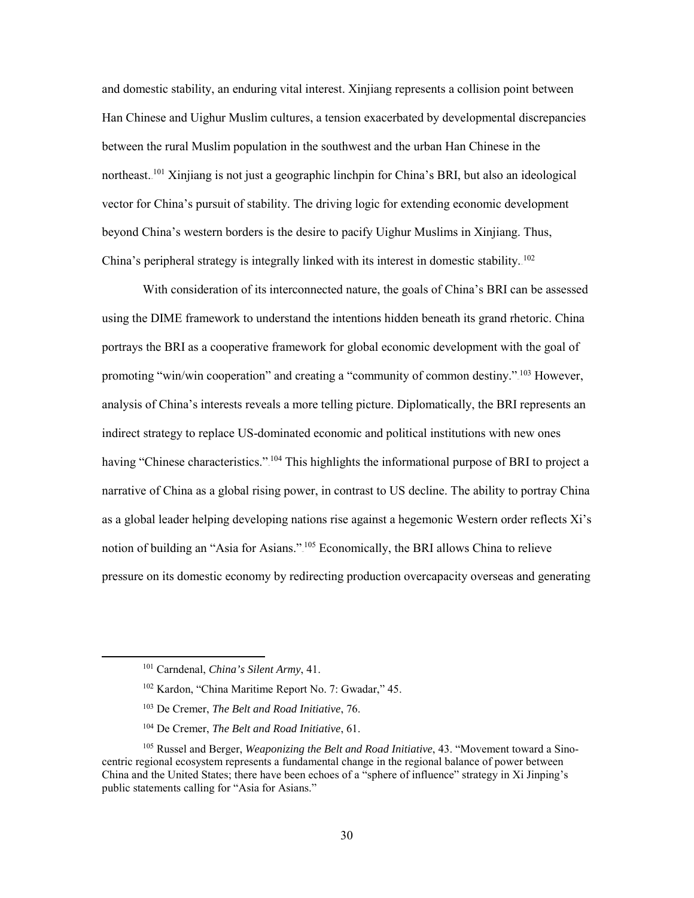and domestic stability, an enduring vital interest. Xinjiang represents a collision point between Han Chinese and Uighur Muslim cultures, a tension exacerbated by developmental discrepancies between the rural Muslim population in the southwest and the urban Han Chinese in the northeast.[101] Xinjiang is not just a geographic linchpin for China's BRI, but also an ideological vector for China's pursuit of stability. The driving logic for extending economic development beyond China's western borders is the desire to pacify Uighur Muslims in Xinjiang. Thus, China's peripheral strategy is integrally linked with its interest in domestic stability.[102]

With consideration of its interconnected nature, the goals of China's BRI can be assessed using the DIME framework to understand the intentions hidden beneath its grand rhetoric. China portrays the BRI as a cooperative framework for global economic development with the goal of promoting "win/win cooperation" and creating a "community of common destiny."[103] However, analysis of China's interests reveals a more telling picture. Diplomatically, the BRI represents an indirect strategy to replace US-dominated economic and political institutions with new ones having "Chinese characteristics."[104] This highlights the informational purpose of BRI to project a narrative of China as a global rising power, in contrast to US decline. The ability to portray China as a global leader helping developing nations rise against a hegemonic Western order reflects Xi's notion of building an "Asia for Asians."[105] Economically, the BRI allows China to relieve pressure on its domestic economy by redirecting production overcapacity overseas and generating

---

[101] Carndenal, *China's Silent Army*, 41.

[102] Kardon, "China Maritime Report No. 7: Gwadar," 45.

[103] De Cremer, *The Belt and Road Initiative*, 76.

[104] De Cremer, *The Belt and Road Initiative*, 61.

[105] Russel and Berger, *Weaponizing the Belt and Road Initiative*, 43. "Movement toward a Sino-centric regional ecosystem represents a fundamental change in the regional balance of power between China and the United States; there have been echoes of a "sphere of influence" strategy in Xi Jinping's public statements calling for "Asia for Asians."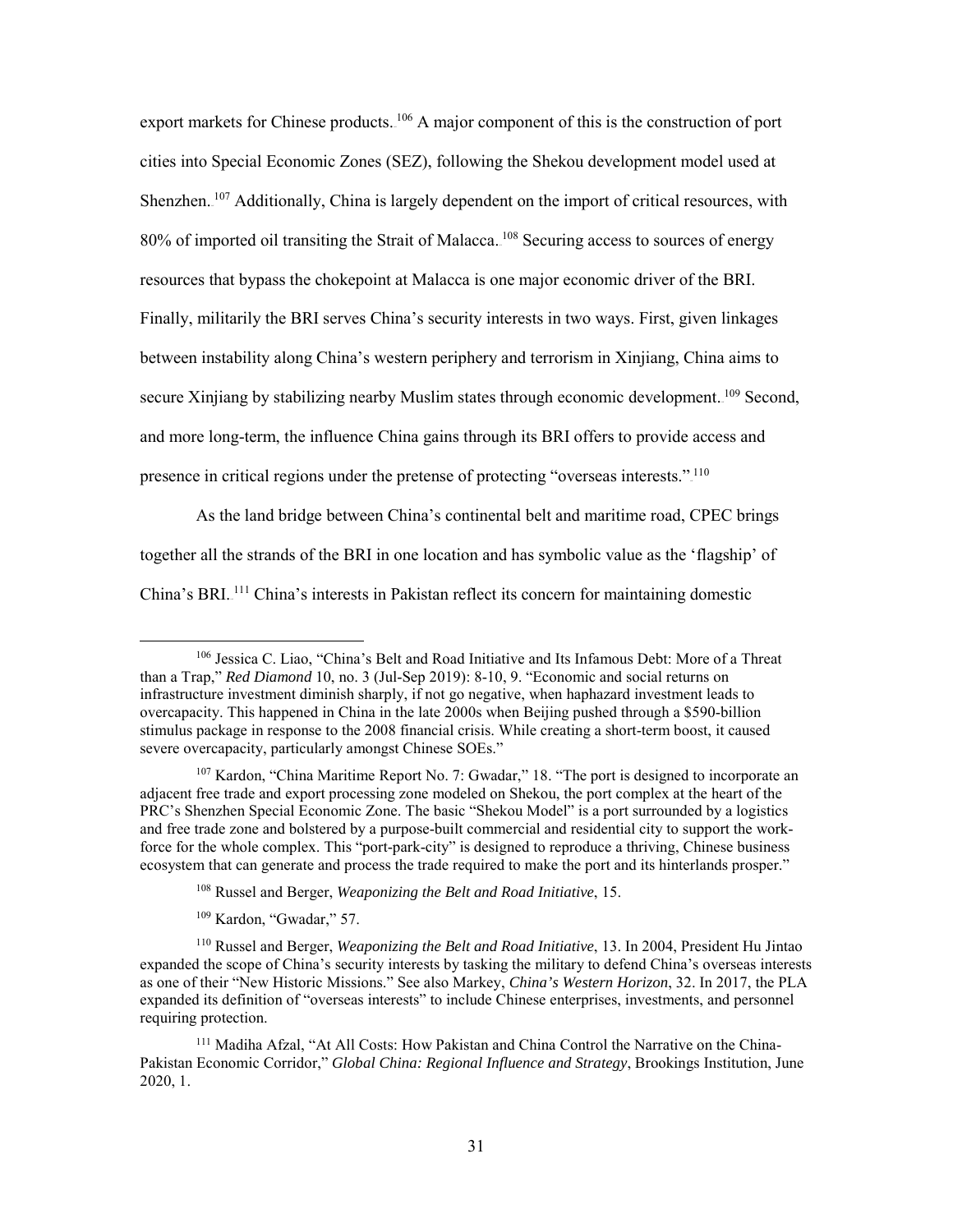export markets for Chinese products.[106] A major component of this is the construction of port cities into Special Economic Zones (SEZ), following the Shekou development model used at Shenzhen.[107] Additionally, China is largely dependent on the import of critical resources, with 80% of imported oil transiting the Strait of Malacca.[108] Securing access to sources of energy resources that bypass the chokepoint at Malacca is one major economic driver of the BRI. Finally, militarily the BRI serves China's security interests in two ways. First, given linkages between instability along China's western periphery and terrorism in Xinjiang, China aims to secure Xinjiang by stabilizing nearby Muslim states through economic development.[109] Second, and more long-term, the influence China gains through its BRI offers to provide access and presence in critical regions under the pretense of protecting "overseas interests."[110]

As the land bridge between China's continental belt and maritime road, CPEC brings together all the strands of the BRI in one location and has symbolic value as the 'flagship' of China's BRI.[111] China's interests in Pakistan reflect its concern for maintaining domestic

---

[106] Jessica C. Liao, "China's Belt and Road Initiative and Its Infamous Debt: More of a Threat than a Trap," *Red Diamond* 10, no. 3 (Jul-Sep 2019): 8-10, 9. "Economic and social returns on infrastructure investment diminish sharply, if not go negative, when haphazard investment leads to overcapacity. This happened in China in the late 2000s when Beijing pushed through a $590-billion stimulus package in response to the 2008 financial crisis. While creating a short-term boost, it caused severe overcapacity, particularly amongst Chinese SOEs."

[107] Kardon, "China Maritime Report No. 7: Gwadar," 18. "The port is designed to incorporate an adjacent free trade and export processing zone modeled on Shekou, the port complex at the heart of the PRC's Shenzhen Special Economic Zone. The basic "Shekou Model" is a port surrounded by a logistics and free trade zone and bolstered by a purpose-built commercial and residential city to support the work-force for the whole complex. This "port-park-city" is designed to reproduce a thriving, Chinese business ecosystem that can generate and process the trade required to make the port and its hinterlands prosper."

[108] Russel and Berger, *Weaponizing the Belt and Road Initiative*, 15.

[109] Kardon, "Gwadar," 57.

[110] Russel and Berger, *Weaponizing the Belt and Road Initiative*, 13. In 2004, President Hu Jintao expanded the scope of China's security interests by tasking the military to defend China's overseas interests as one of their "New Historic Missions." See also Markey, *China's Western Horizon*, 32. In 2017, the PLA expanded its definition of "overseas interests" to include Chinese enterprises, investments, and personnel requiring protection.

[111] Madiha Afzal, "At All Costs: How Pakistan and China Control the Narrative on the China-Pakistan Economic Corridor," *Global China: Regional Influence and Strategy*, Brookings Institution, June 2020, 1.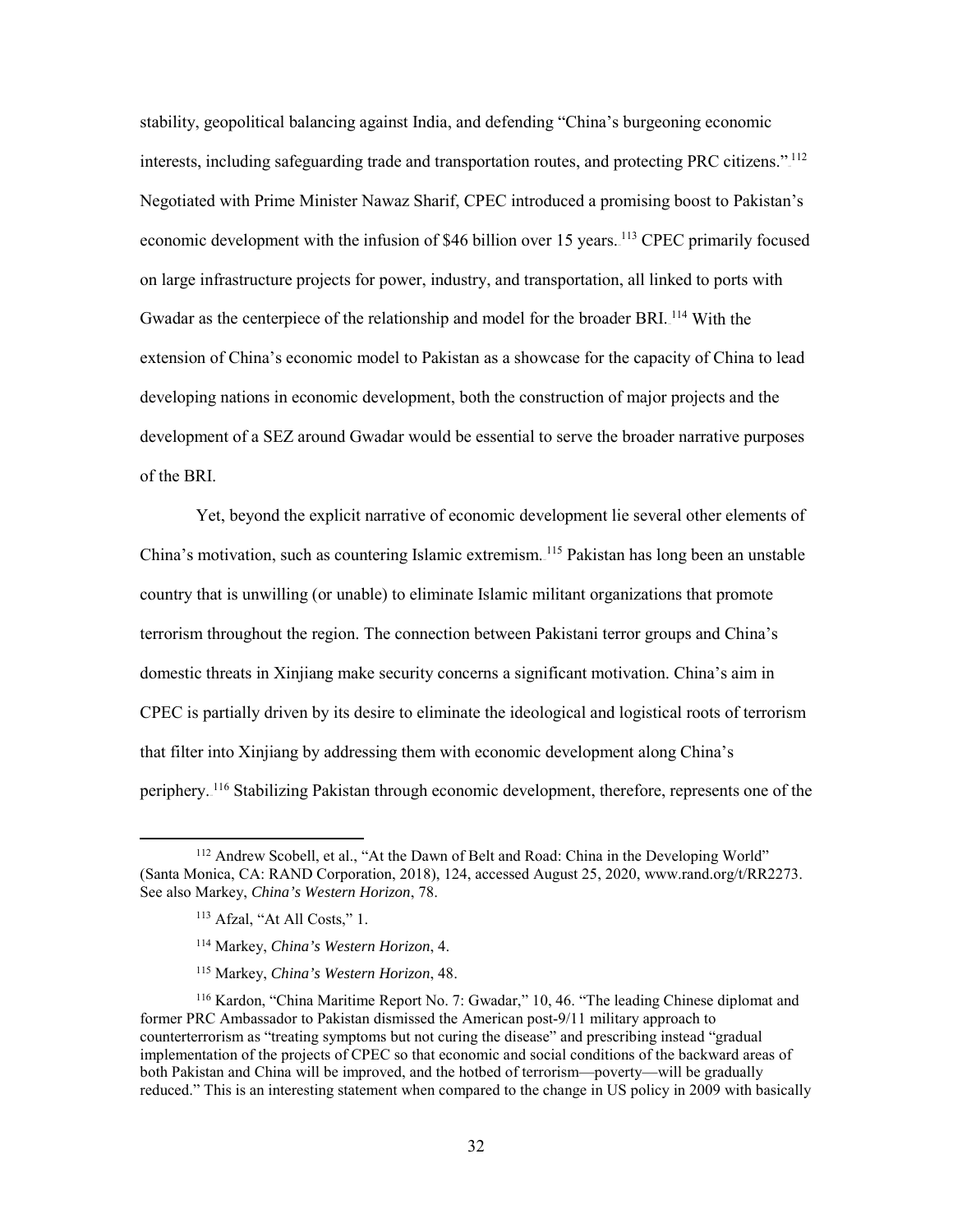stability, geopolitical balancing against India, and defending "China's burgeoning economic interests, including safeguarding trade and transportation routes, and protecting PRC citizens."[112] Negotiated with Prime Minister Nawaz Sharif, CPEC introduced a promising boost to Pakistan's economic development with the infusion of $46 billion over 15 years.[113] CPEC primarily focused on large infrastructure projects for power, industry, and transportation, all linked to ports with Gwadar as the centerpiece of the relationship and model for the broader BRI.[114] With the extension of China's economic model to Pakistan as a showcase for the capacity of China to lead developing nations in economic development, both the construction of major projects and the development of a SEZ around Gwadar would be essential to serve the broader narrative purposes of the BRI.

Yet, beyond the explicit narrative of economic development lie several other elements of China's motivation, such as countering Islamic extremism.[115] Pakistan has long been an unstable country that is unwilling (or unable) to eliminate Islamic militant organizations that promote terrorism throughout the region. The connection between Pakistani terror groups and China's domestic threats in Xinjiang make security concerns a significant motivation. China's aim in CPEC is partially driven by its desire to eliminate the ideological and logistical roots of terrorism that filter into Xinjiang by addressing them with economic development along China's periphery.[116] Stabilizing Pakistan through economic development, therefore, represents one of the

---

[112] Andrew Scobell, et al., "At the Dawn of Belt and Road: China in the Developing World" (Santa Monica, CA: RAND Corporation, 2018), 124, accessed August 25, 2020, www.rand.org/t/RR2273. See also Markey, *China's Western Horizon*, 78.

[113] Afzal, "At All Costs," 1.

[114] Markey, *China's Western Horizon*, 4.

[115] Markey, *China's Western Horizon*, 48.

[116] Kardon, "China Maritime Report No. 7: Gwadar," 10, 46. "The leading Chinese diplomat and former PRC Ambassador to Pakistan dismissed the American post-9/11 military approach to counterterrorism as "treating symptoms but not curing the disease" and prescribing instead "gradual implementation of the projects of CPEC so that economic and social conditions of the backward areas of both Pakistan and China will be improved, and the hotbed of terrorism—poverty—will be gradually reduced." This is an interesting statement when compared to the change in US policy in 2009 with basically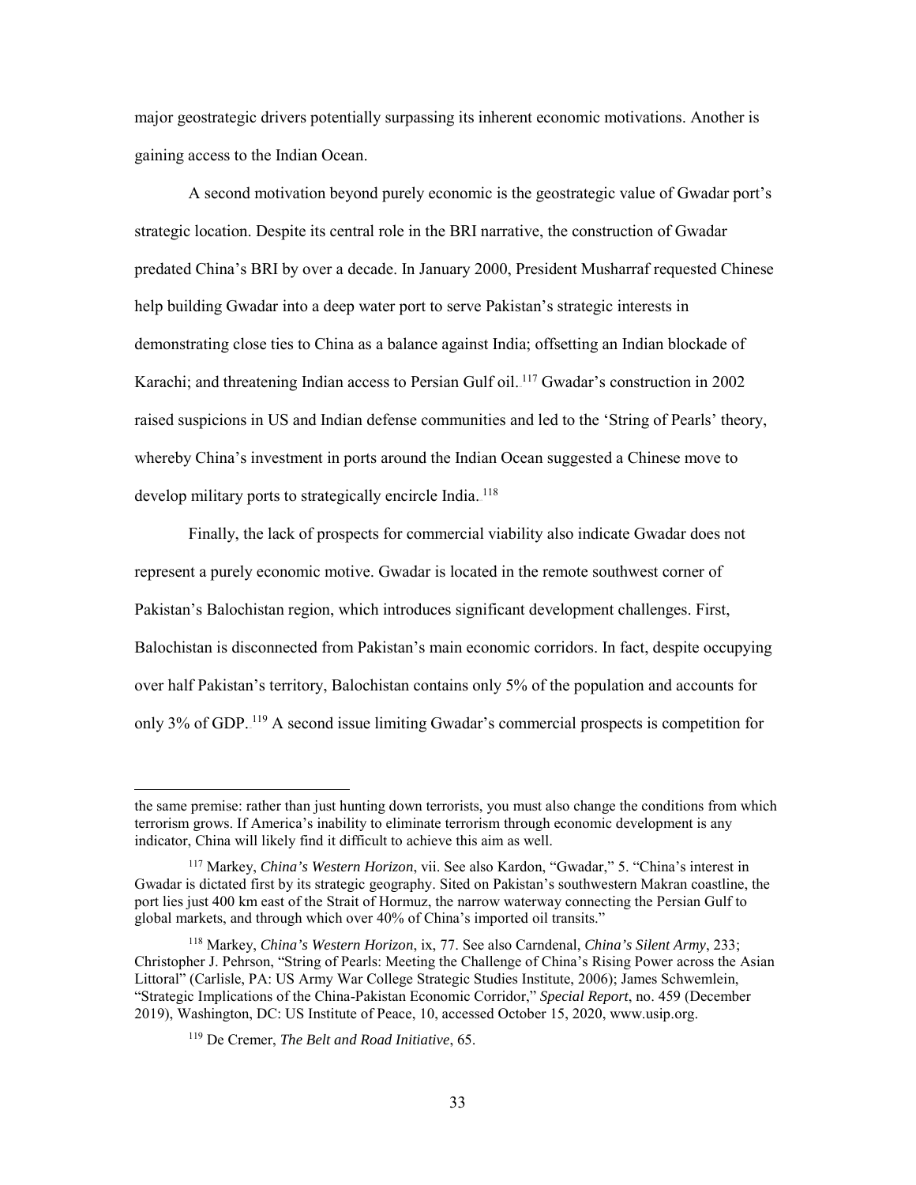major geostrategic drivers potentially surpassing its inherent economic motivations. Another is gaining access to the Indian Ocean.

A second motivation beyond purely economic is the geostrategic value of Gwadar port's strategic location. Despite its central role in the BRI narrative, the construction of Gwadar predated China's BRI by over a decade. In January 2000, President Musharraf requested Chinese help building Gwadar into a deep water port to serve Pakistan's strategic interests in demonstrating close ties to China as a balance against India; offsetting an Indian blockade of Karachi; and threatening Indian access to Persian Gulf oil.[117] Gwadar's construction in 2002 raised suspicions in US and Indian defense communities and led to the 'String of Pearls' theory, whereby China's investment in ports around the Indian Ocean suggested a Chinese move to develop military ports to strategically encircle India.[118]

Finally, the lack of prospects for commercial viability also indicate Gwadar does not represent a purely economic motive. Gwadar is located in the remote southwest corner of Pakistan's Balochistan region, which introduces significant development challenges. First, Balochistan is disconnected from Pakistan's main economic corridors. In fact, despite occupying over half Pakistan's territory, Balochistan contains only 5% of the population and accounts for only 3% of GDP.[119] A second issue limiting Gwadar's commercial prospects is competition for

---

the same premise: rather than just hunting down terrorists, you must also change the conditions from which terrorism grows. If America's inability to eliminate terrorism through economic development is any indicator, China will likely find it difficult to achieve this aim as well.

[117] Markey, *China's Western Horizon*, vii. See also Kardon, "Gwadar," 5. "China's interest in Gwadar is dictated first by its strategic geography. Sited on Pakistan's southwestern Makran coastline, the port lies just 400 km east of the Strait of Hormuz, the narrow waterway connecting the Persian Gulf to global markets, and through which over 40% of China's imported oil transits."

[118] Markey, *China's Western Horizon*, ix, 77. See also Carndenal, *China's Silent Army*, 233; Christopher J. Pehrson, "String of Pearls: Meeting the Challenge of China's Rising Power across the Asian Littoral" (Carlisle, PA: US Army War College Strategic Studies Institute, 2006); James Schwemlein, "Strategic Implications of the China-Pakistan Economic Corridor," *Special Report*, no. 459 (December 2019), Washington, DC: US Institute of Peace, 10, accessed October 15, 2020, www.usip.org.

[119] De Cremer, *The Belt and Road Initiative*, 65.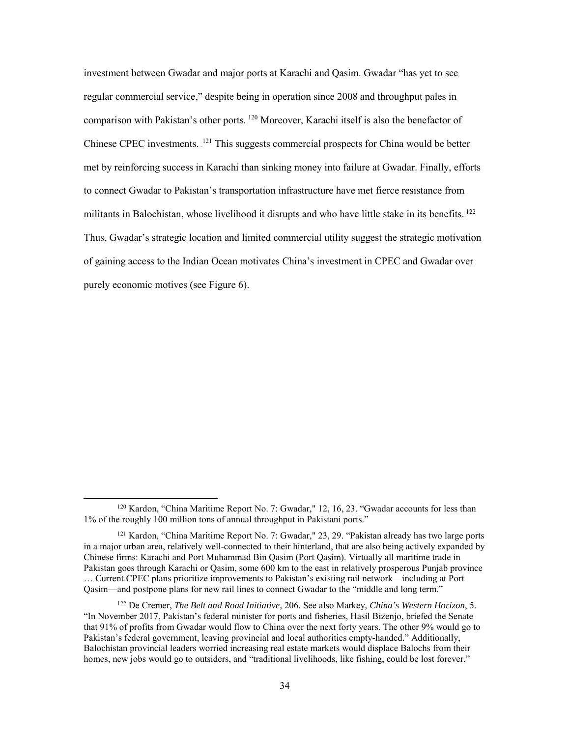investment between Gwadar and major ports at Karachi and Qasim. Gwadar "has yet to see regular commercial service," despite being in operation since 2008 and throughput pales in comparison with Pakistan's other ports.[120] Moreover, Karachi itself is also the benefactor of Chinese CPEC investments.[121] This suggests commercial prospects for China would be better met by reinforcing success in Karachi than sinking money into failure at Gwadar. Finally, efforts to connect Gwadar to Pakistan's transportation infrastructure have met fierce resistance from militants in Balochistan, whose livelihood it disrupts and who have little stake in its benefits.[122] Thus, Gwadar's strategic location and limited commercial utility suggest the strategic motivation of gaining access to the Indian Ocean motivates China's investment in CPEC and Gwadar over purely economic motives (see Figure 6).

---

[120] Kardon, "China Maritime Report No. 7: Gwadar," 12, 16, 23. "Gwadar accounts for less than 1% of the roughly 100 million tons of annual throughput in Pakistani ports."

[121] Kardon, "China Maritime Report No. 7: Gwadar," 23, 29. "Pakistan already has two large ports in a major urban area, relatively well-connected to their hinterland, that are also being actively expanded by Chinese firms: Karachi and Port Muhammad Bin Qasim (Port Qasim). Virtually all maritime trade in Pakistan goes through Karachi or Qasim, some 600 km to the east in relatively prosperous Punjab province … Current CPEC plans prioritize improvements to Pakistan's existing rail network—including at Port Qasim—and postpone plans for new rail lines to connect Gwadar to the "middle and long term."

[122] De Cremer, *The Belt and Road Initiative*, 206. See also Markey, *China's Western Horizon*, 5. "In November 2017, Pakistan's federal minister for ports and fisheries, Hasil Bizenjo, briefed the Senate that 91% of profits from Gwadar would flow to China over the next forty years. The other 9% would go to Pakistan's federal government, leaving provincial and local authorities empty-handed." Additionally, Balochistan provincial leaders worried increasing real estate markets would displace Balochs from their homes, new jobs would go to outsiders, and "traditional livelihoods, like fishing, could be lost forever."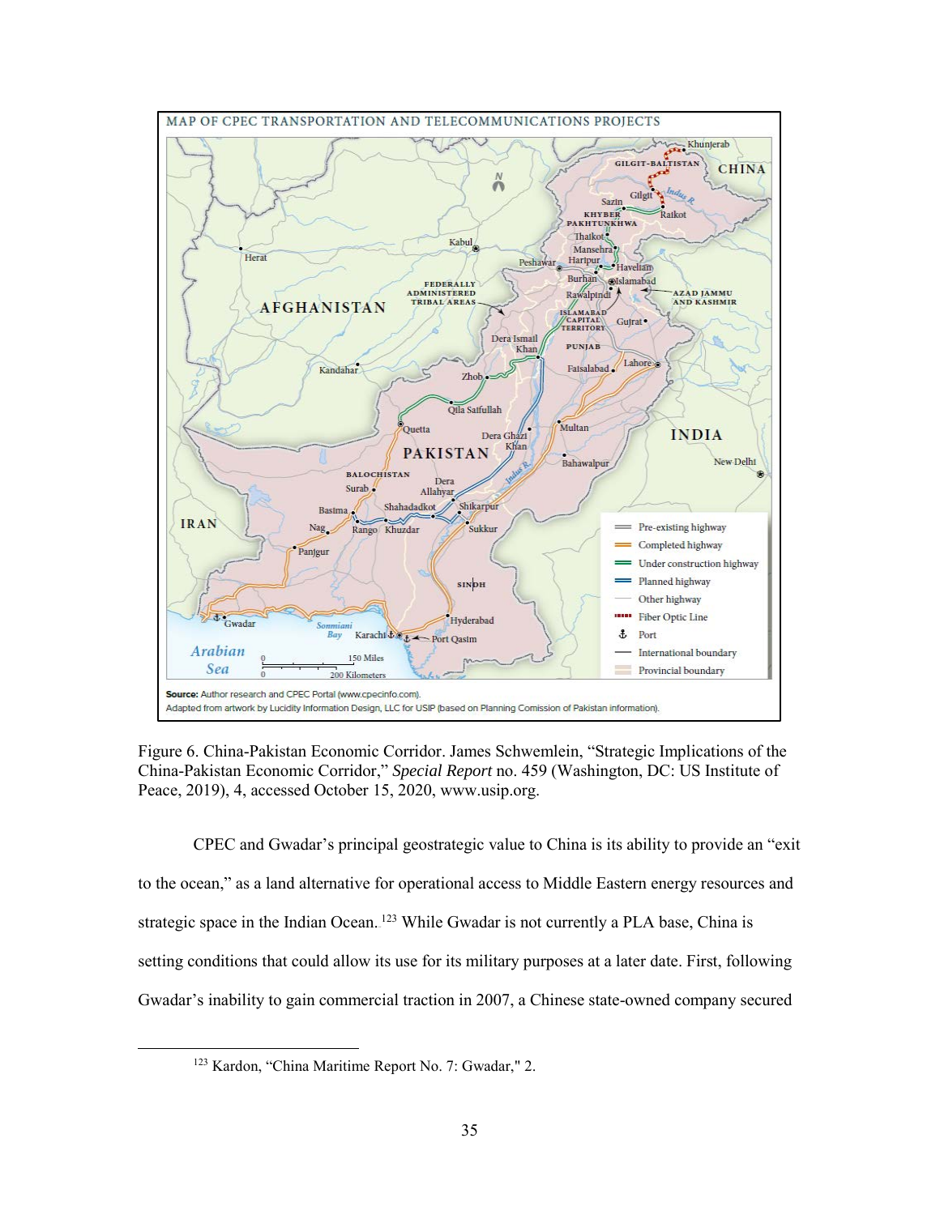Figure 6. China-Pakistan Economic Corridor. James Schwemlein, "Strategic Implications of the China-Pakistan Economic Corridor," *Special Report* no. 459 (Washington, DC: US Institute of Peace, 2019), 4, accessed October 15, 2020, www.usip.org.

CPEC and Gwadar's principal geostrategic value to China is its ability to provide an "exit to the ocean," as a land alternative for operational access to Middle Eastern energy resources and strategic space in the Indian Ocean.[123] While Gwadar is not currently a PLA base, China is setting conditions that could allow its use for its military purposes at a later date. First, following Gwadar's inability to gain commercial traction in 2007, a Chinese state-owned company secured

---

[123] Kardon, "China Maritime Report No. 7: Gwadar," 2.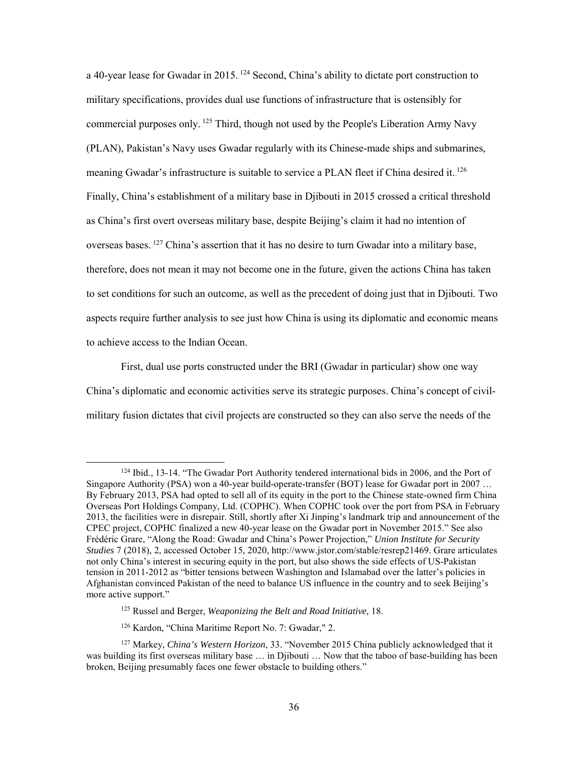a 40-year lease for Gwadar in 2015.[124] Second, China's ability to dictate port construction to military specifications, provides dual use functions of infrastructure that is ostensibly for commercial purposes only.[125] Third, though not used by the People's Liberation Army Navy (PLAN), Pakistan's Navy uses Gwadar regularly with its Chinese-made ships and submarines, meaning Gwadar's infrastructure is suitable to service a PLAN fleet if China desired it.[126] Finally, China's establishment of a military base in Djibouti in 2015 crossed a critical threshold as China's first overt overseas military base, despite Beijing's claim it had no intention of overseas bases.[127] China's assertion that it has no desire to turn Gwadar into a military base, therefore, does not mean it may not become one in the future, given the actions China has taken to set conditions for such an outcome, as well as the precedent of doing just that in Djibouti. Two aspects require further analysis to see just how China is using its diplomatic and economic means to achieve access to the Indian Ocean.

First, dual use ports constructed under the BRI (Gwadar in particular) show one way China's diplomatic and economic activities serve its strategic purposes. China's concept of civil-military fusion dictates that civil projects are constructed so they can also serve the needs of the

---

[124] Ibid., 13-14. "The Gwadar Port Authority tendered international bids in 2006, and the Port of Singapore Authority (PSA) won a 40-year build-operate-transfer (BOT) lease for Gwadar port in 2007 … By February 2013, PSA had opted to sell all of its equity in the port to the Chinese state-owned firm China Overseas Port Holdings Company, Ltd. (COPHC). When COPHC took over the port from PSA in February 2013, the facilities were in disrepair. Still, shortly after Xi Jinping's landmark trip and announcement of the CPEC project, COPHC finalized a new 40-year lease on the Gwadar port in November 2015." See also Frédéric Grare, "Along the Road: Gwadar and China's Power Projection," *Union Institute for Security Studies* 7 (2018), 2, accessed October 15, 2020, http://www.jstor.com/stable/resrep21469. Grare articulates not only China's interest in securing equity in the port, but also shows the side effects of US-Pakistan tension in 2011-2012 as "bitter tensions between Washington and Islamabad over the latter's policies in Afghanistan convinced Pakistan of the need to balance US influence in the country and to seek Beijing's more active support."

[125] Russel and Berger, *Weaponizing the Belt and Road Initiative*, 18.

[126] Kardon, "China Maritime Report No. 7: Gwadar," 2.

[127] Markey, *China's Western Horizon*, 33. "November 2015 China publicly acknowledged that it was building its first overseas military base … in Djibouti … Now that the taboo of base-building has been broken, Beijing presumably faces one fewer obstacle to building others."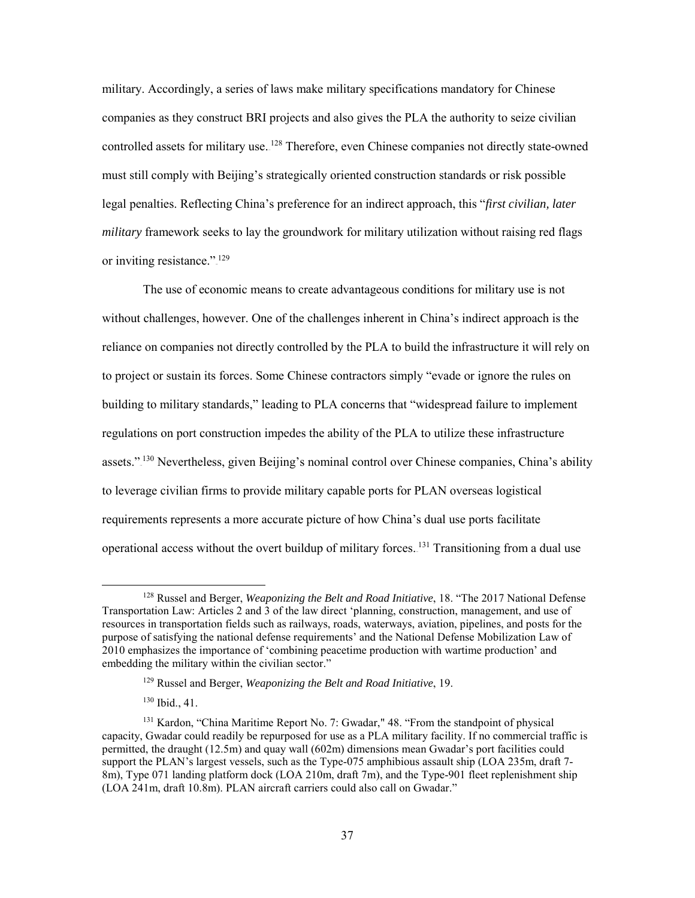military. Accordingly, a series of laws make military specifications mandatory for Chinese companies as they construct BRI projects and also gives the PLA the authority to seize civilian controlled assets for military use.[128] Therefore, even Chinese companies not directly state-owned must still comply with Beijing's strategically oriented construction standards or risk possible legal penalties. Reflecting China's preference for an indirect approach, this "*first civilian, later military* framework seeks to lay the groundwork for military utilization without raising red flags or inviting resistance."[129]

The use of economic means to create advantageous conditions for military use is not without challenges, however. One of the challenges inherent in China's indirect approach is the reliance on companies not directly controlled by the PLA to build the infrastructure it will rely on to project or sustain its forces. Some Chinese contractors simply "evade or ignore the rules on building to military standards," leading to PLA concerns that "widespread failure to implement regulations on port construction impedes the ability of the PLA to utilize these infrastructure assets."[130] Nevertheless, given Beijing's nominal control over Chinese companies, China's ability to leverage civilian firms to provide military capable ports for PLAN overseas logistical requirements represents a more accurate picture of how China's dual use ports facilitate operational access without the overt buildup of military forces.[131] Transitioning from a dual use

---

[128] Russel and Berger, *Weaponizing the Belt and Road Initiative*, 18. "The 2017 National Defense Transportation Law: Articles 2 and 3 of the law direct 'planning, construction, management, and use of resources in transportation fields such as railways, roads, waterways, aviation, pipelines, and posts for the purpose of satisfying the national defense requirements' and the National Defense Mobilization Law of 2010 emphasizes the importance of 'combining peacetime production with wartime production' and embedding the military within the civilian sector."

[129] Russel and Berger, *Weaponizing the Belt and Road Initiative*, 19.

[130] Ibid., 41.

[131] Kardon, "China Maritime Report No. 7: Gwadar," 48. "From the standpoint of physical capacity, Gwadar could readily be repurposed for use as a PLA military facility. If no commercial traffic is permitted, the draught (12.5m) and quay wall (602m) dimensions mean Gwadar's port facilities could support the PLAN's largest vessels, such as the Type-075 amphibious assault ship (LOA 235m, draft 7-8m), Type 071 landing platform dock (LOA 210m, draft 7m), and the Type-901 fleet replenishment ship (LOA 241m, draft 10.8m). PLAN aircraft carriers could also call on Gwadar."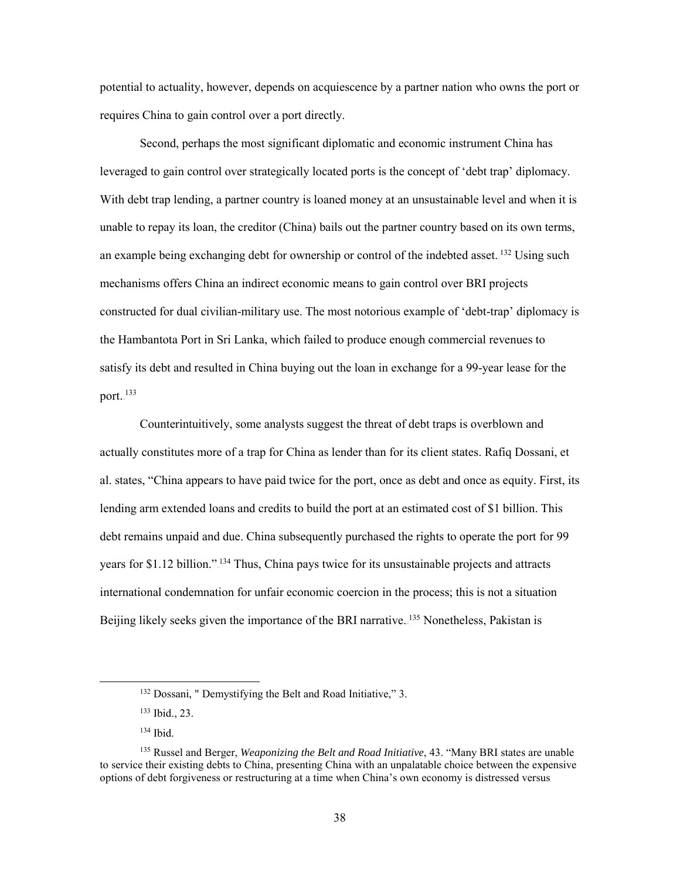potential to actuality, however, depends on acquiescence by a partner nation who owns the port or requires China to gain control over a port directly.

Second, perhaps the most significant diplomatic and economic instrument China has leveraged to gain control over strategically located ports is the concept of 'debt trap' diplomacy. With debt trap lending, a partner country is loaned money at an unsustainable level and when it is unable to repay its loan, the creditor (China) bails out the partner country based on its own terms, an example being exchanging debt for ownership or control of the indebted asset.[132] Using such mechanisms offers China an indirect economic means to gain control over BRI projects constructed for dual civilian-military use. The most notorious example of 'debt-trap' diplomacy is the Hambantota Port in Sri Lanka, which failed to produce enough commercial revenues to satisfy its debt and resulted in China buying out the loan in exchange for a 99-year lease for the port.[133]

Counterintuitively, some analysts suggest the threat of debt traps is overblown and actually constitutes more of a trap for China as lender than for its client states. Rafiq Dossani, et al. states, "China appears to have paid twice for the port, once as debt and once as equity. First, its lending arm extended loans and credits to build the port at an estimated cost of $1 billion. This debt remains unpaid and due. China subsequently purchased the rights to operate the port for 99 years for $1.12 billion."[134] Thus, China pays twice for its unsustainable projects and attracts international condemnation for unfair economic coercion in the process; this is not a situation Beijing likely seeks given the importance of the BRI narrative.[135] Nonetheless, Pakistan is

---

[132] Dossani, " Demystifying the Belt and Road Initiative," 3.

[133] Ibid., 23.

[134] Ibid.

[135] Russel and Berger, *Weaponizing the Belt and Road Initiative*, 43. "Many BRI states are unable to service their existing debts to China, presenting China with an unpalatable choice between the expensive options of debt forgiveness or restructuring at a time when China's own economy is distressed versus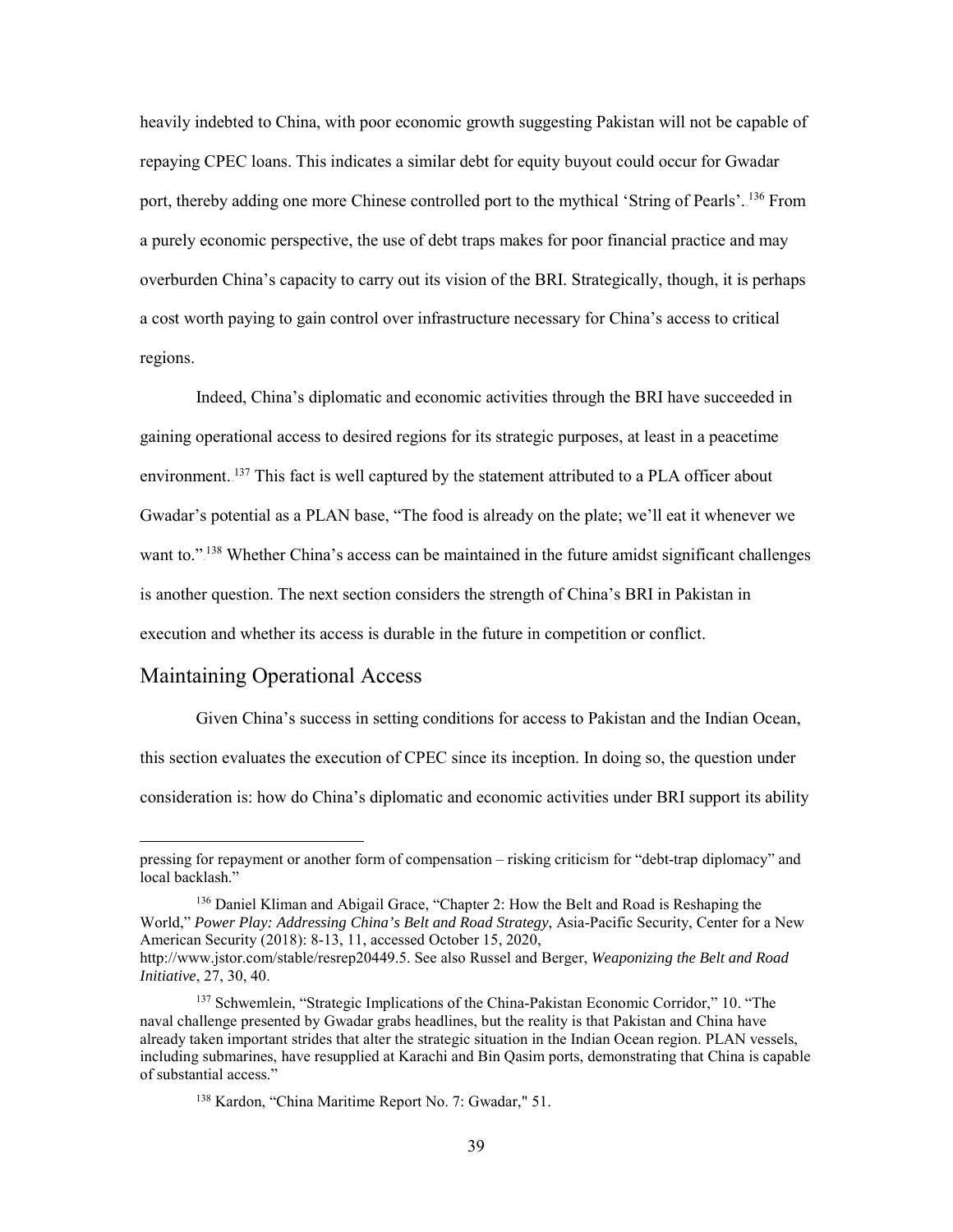heavily indebted to China, with poor economic growth suggesting Pakistan will not be capable of repaying CPEC loans. This indicates a similar debt for equity buyout could occur for Gwadar port, thereby adding one more Chinese controlled port to the mythical 'String of Pearls'.[136] From a purely economic perspective, the use of debt traps makes for poor financial practice and may overburden China's capacity to carry out its vision of the BRI. Strategically, though, it is perhaps a cost worth paying to gain control over infrastructure necessary for China's access to critical regions.

Indeed, China's diplomatic and economic activities through the BRI have succeeded in gaining operational access to desired regions for its strategic purposes, at least in a peacetime environment.[137] This fact is well captured by the statement attributed to a PLA officer about Gwadar's potential as a PLAN base, "The food is already on the plate; we'll eat it whenever we want to."[138] Whether China's access can be maintained in the future amidst significant challenges is another question. The next section considers the strength of China's BRI in Pakistan in execution and whether its access is durable in the future in competition or conflict.

## Maintaining Operational Access

Given China's success in setting conditions for access to Pakistan and the Indian Ocean, this section evaluates the execution of CPEC since its inception. In doing so, the question under consideration is: how do China's diplomatic and economic activities under BRI support its ability

---

pressing for repayment or another form of compensation – risking criticism for "debt-trap diplomacy" and local backlash."

[136] Daniel Kliman and Abigail Grace, "Chapter 2: How the Belt and Road is Reshaping the World," *Power Play: Addressing China's Belt and Road Strategy*, Asia-Pacific Security, Center for a New American Security (2018): 8-13, 11, accessed October 15, 2020, http://www.jstor.com/stable/resrep20449.5. See also Russel and Berger, *Weaponizing the Belt and Road Initiative*, 27, 30, 40.

[137] Schwemlein, "Strategic Implications of the China-Pakistan Economic Corridor," 10. "The naval challenge presented by Gwadar grabs headlines, but the reality is that Pakistan and China have already taken important strides that alter the strategic situation in the Indian Ocean region. PLAN vessels, including submarines, have resupplied at Karachi and Bin Qasim ports, demonstrating that China is capable of substantial access."

[138] Kardon, "China Maritime Report No. 7: Gwadar," 51.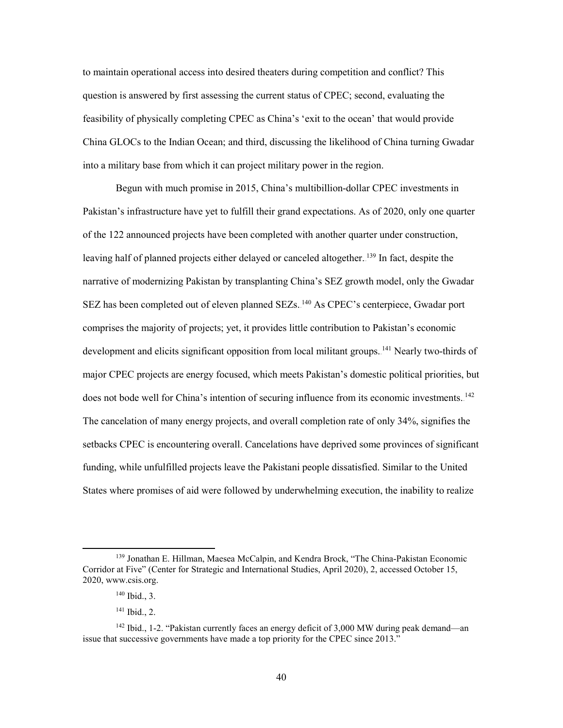to maintain operational access into desired theaters during competition and conflict? This question is answered by first assessing the current status of CPEC; second, evaluating the feasibility of physically completing CPEC as China's 'exit to the ocean' that would provide China GLOCs to the Indian Ocean; and third, discussing the likelihood of China turning Gwadar into a military base from which it can project military power in the region.

Begun with much promise in 2015, China's multibillion-dollar CPEC investments in Pakistan's infrastructure have yet to fulfill their grand expectations. As of 2020, only one quarter of the 122 announced projects have been completed with another quarter under construction, leaving half of planned projects either delayed or canceled altogether.[139] In fact, despite the narrative of modernizing Pakistan by transplanting China's SEZ growth model, only the Gwadar SEZ has been completed out of eleven planned SEZs.[140] As CPEC's centerpiece, Gwadar port comprises the majority of projects; yet, it provides little contribution to Pakistan's economic development and elicits significant opposition from local militant groups.[141] Nearly two-thirds of major CPEC projects are energy focused, which meets Pakistan's domestic political priorities, but does not bode well for China's intention of securing influence from its economic investments.[142] The cancelation of many energy projects, and overall completion rate of only 34%, signifies the setbacks CPEC is encountering overall. Cancelations have deprived some provinces of significant funding, while unfulfilled projects leave the Pakistani people dissatisfied. Similar to the United States where promises of aid were followed by underwhelming execution, the inability to realize

---

[139] Jonathan E. Hillman, Maesea McCalpin, and Kendra Brock, "The China-Pakistan Economic Corridor at Five" (Center for Strategic and International Studies, April 2020), 2, accessed October 15, 2020, www.csis.org.

[140] Ibid., 3.

[141] Ibid., 2.

[142] Ibid., 1-2. "Pakistan currently faces an energy deficit of 3,000 MW during peak demand—an issue that successive governments have made a top priority for the CPEC since 2013."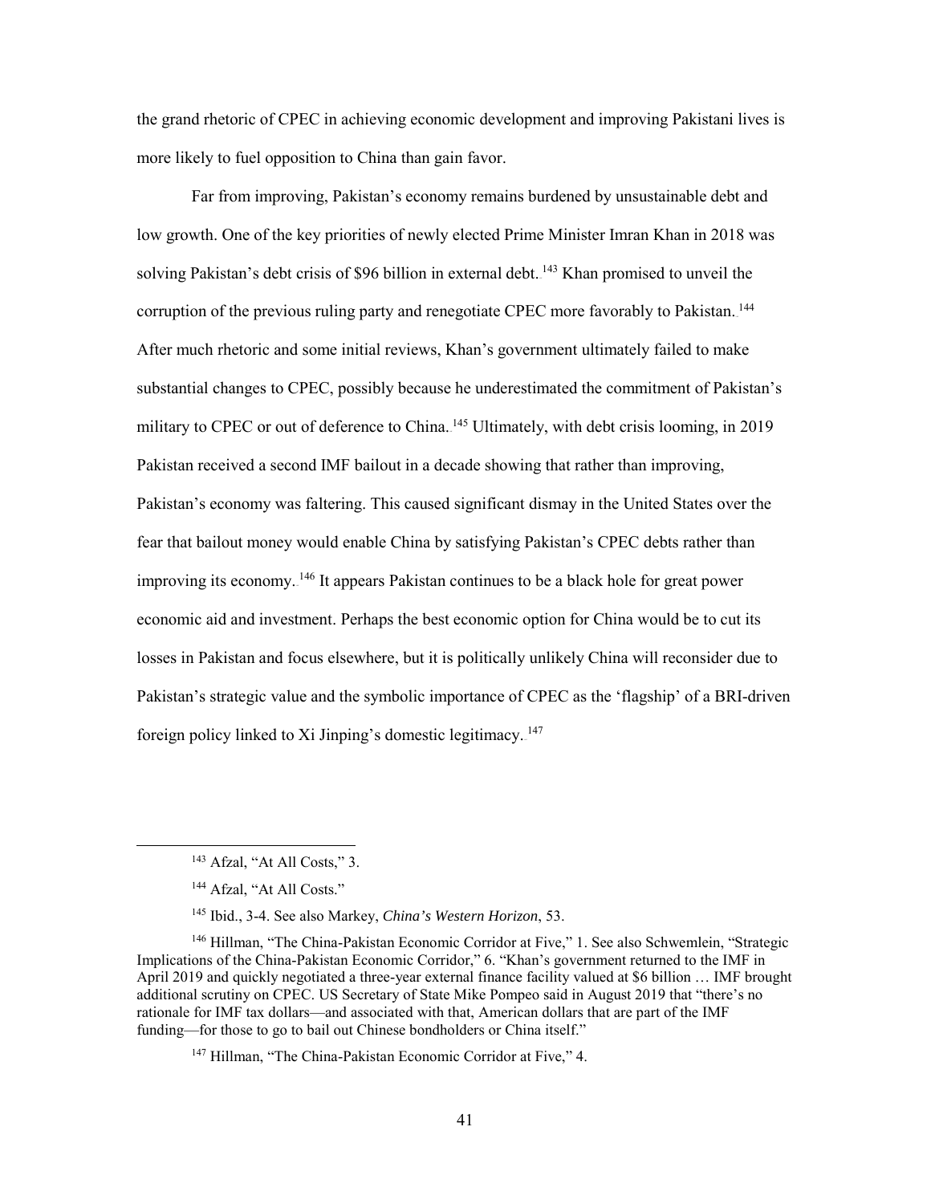the grand rhetoric of CPEC in achieving economic development and improving Pakistani lives is more likely to fuel opposition to China than gain favor.

Far from improving, Pakistan's economy remains burdened by unsustainable debt and low growth. One of the key priorities of newly elected Prime Minister Imran Khan in 2018 was solving Pakistan's debt crisis of \$96 billion in external debt.[143] Khan promised to unveil the corruption of the previous ruling party and renegotiate CPEC more favorably to Pakistan.[144] After much rhetoric and some initial reviews, Khan's government ultimately failed to make substantial changes to CPEC, possibly because he underestimated the commitment of Pakistan's military to CPEC or out of deference to China.[145] Ultimately, with debt crisis looming, in 2019 Pakistan received a second IMF bailout in a decade showing that rather than improving, Pakistan's economy was faltering. This caused significant dismay in the United States over the fear that bailout money would enable China by satisfying Pakistan's CPEC debts rather than improving its economy.[146] It appears Pakistan continues to be a black hole for great power economic aid and investment. Perhaps the best economic option for China would be to cut its losses in Pakistan and focus elsewhere, but it is politically unlikely China will reconsider due to Pakistan's strategic value and the symbolic importance of CPEC as the 'flagship' of a BRI-driven foreign policy linked to Xi Jinping's domestic legitimacy.[147]

---

[143] Afzal, "At All Costs," 3.

[144] Afzal, "At All Costs."

[145] Ibid., 3-4. See also Markey, *China's Western Horizon*, 53.

[146] Hillman, "The China-Pakistan Economic Corridor at Five," 1. See also Schwemlein, "Strategic Implications of the China-Pakistan Economic Corridor," 6. "Khan's government returned to the IMF in April 2019 and quickly negotiated a three-year external finance facility valued at \$6 billion … IMF brought additional scrutiny on CPEC. US Secretary of State Mike Pompeo said in August 2019 that "there's no rationale for IMF tax dollars—and associated with that, American dollars that are part of the IMF funding—for those to go to bail out Chinese bondholders or China itself."

[147] Hillman, "The China-Pakistan Economic Corridor at Five," 4.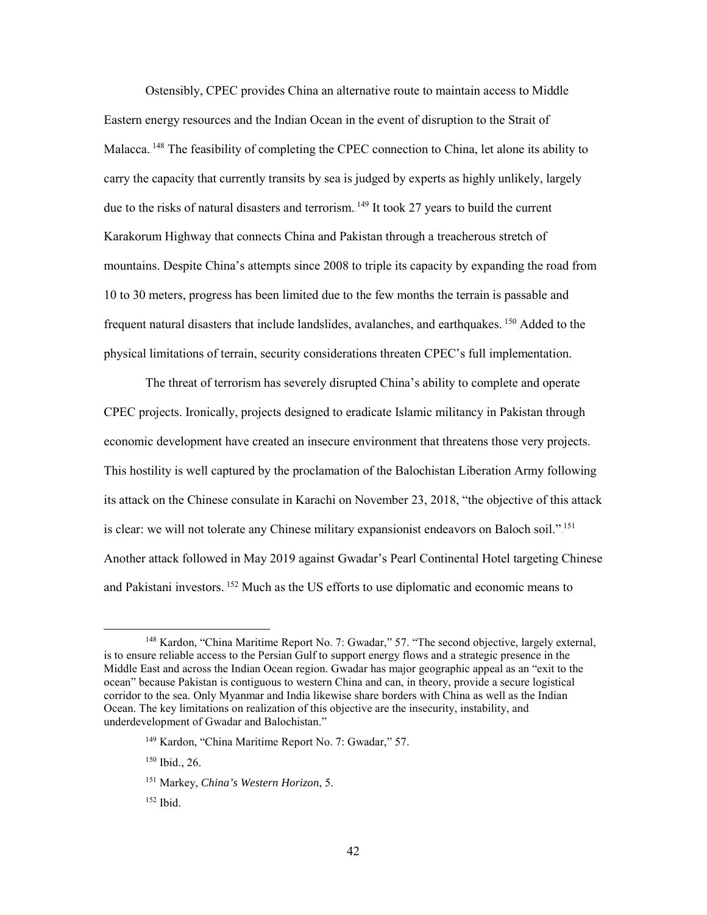Ostensibly, CPEC provides China an alternative route to maintain access to Middle Eastern energy resources and the Indian Ocean in the event of disruption to the Strait of Malacca.[148] The feasibility of completing the CPEC connection to China, let alone its ability to carry the capacity that currently transits by sea is judged by experts as highly unlikely, largely due to the risks of natural disasters and terrorism.[149] It took 27 years to build the current Karakorum Highway that connects China and Pakistan through a treacherous stretch of mountains. Despite China's attempts since 2008 to triple its capacity by expanding the road from 10 to 30 meters, progress has been limited due to the few months the terrain is passable and frequent natural disasters that include landslides, avalanches, and earthquakes.[150] Added to the physical limitations of terrain, security considerations threaten CPEC's full implementation.

The threat of terrorism has severely disrupted China's ability to complete and operate CPEC projects. Ironically, projects designed to eradicate Islamic militancy in Pakistan through economic development have created an insecure environment that threatens those very projects. This hostility is well captured by the proclamation of the Balochistan Liberation Army following its attack on the Chinese consulate in Karachi on November 23, 2018, "the objective of this attack is clear: we will not tolerate any Chinese military expansionist endeavors on Baloch soil."[151] Another attack followed in May 2019 against Gwadar's Pearl Continental Hotel targeting Chinese and Pakistani investors.[152] Much as the US efforts to use diplomatic and economic means to

---

[148] Kardon, "China Maritime Report No. 7: Gwadar," 57. "The second objective, largely external, is to ensure reliable access to the Persian Gulf to support energy flows and a strategic presence in the Middle East and across the Indian Ocean region. Gwadar has major geographic appeal as an "exit to the ocean" because Pakistan is contiguous to western China and can, in theory, provide a secure logistical corridor to the sea. Only Myanmar and India likewise share borders with China as well as the Indian Ocean. The key limitations on realization of this objective are the insecurity, instability, and underdevelopment of Gwadar and Balochistan."

[149] Kardon, "China Maritime Report No. 7: Gwadar," 57.

[150] Ibid., 26.

[151] Markey, *China's Western Horizon*, 5.

[152] Ibid.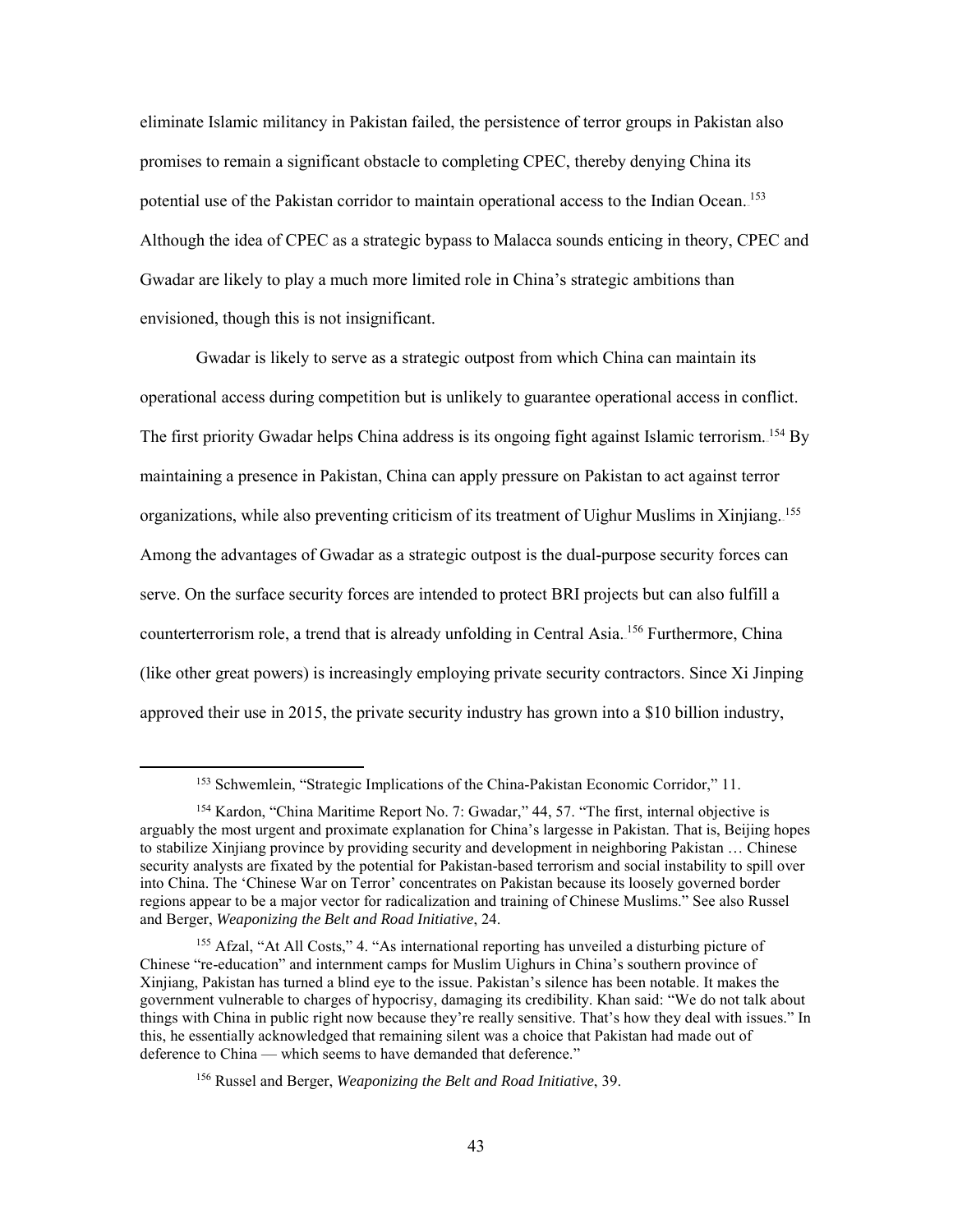eliminate Islamic militancy in Pakistan failed, the persistence of terror groups in Pakistan also promises to remain a significant obstacle to completing CPEC, thereby denying China its potential use of the Pakistan corridor to maintain operational access to the Indian Ocean.[153] Although the idea of CPEC as a strategic bypass to Malacca sounds enticing in theory, CPEC and Gwadar are likely to play a much more limited role in China's strategic ambitions than envisioned, though this is not insignificant.

Gwadar is likely to serve as a strategic outpost from which China can maintain its operational access during competition but is unlikely to guarantee operational access in conflict. The first priority Gwadar helps China address is its ongoing fight against Islamic terrorism.[154] By maintaining a presence in Pakistan, China can apply pressure on Pakistan to act against terror organizations, while also preventing criticism of its treatment of Uighur Muslims in Xinjiang.[155] Among the advantages of Gwadar as a strategic outpost is the dual-purpose security forces can serve. On the surface security forces are intended to protect BRI projects but can also fulfill a counterterrorism role, a trend that is already unfolding in Central Asia.[156] Furthermore, China (like other great powers) is increasingly employing private security contractors. Since Xi Jinping approved their use in 2015, the private security industry has grown into a $10 billion industry,

---

[153] Schwemlein, "Strategic Implications of the China-Pakistan Economic Corridor," 11.

[154] Kardon, "China Maritime Report No. 7: Gwadar," 44, 57. "The first, internal objective is arguably the most urgent and proximate explanation for China's largesse in Pakistan. That is, Beijing hopes to stabilize Xinjiang province by providing security and development in neighboring Pakistan … Chinese security analysts are fixated by the potential for Pakistan-based terrorism and social instability to spill over into China. The 'Chinese War on Terror' concentrates on Pakistan because its loosely governed border regions appear to be a major vector for radicalization and training of Chinese Muslims." See also Russel and Berger, *Weaponizing the Belt and Road Initiative*, 24.

[155] Afzal, "At All Costs," 4. "As international reporting has unveiled a disturbing picture of Chinese "re-education" and internment camps for Muslim Uighurs in China's southern province of Xinjiang, Pakistan has turned a blind eye to the issue. Pakistan's silence has been notable. It makes the government vulnerable to charges of hypocrisy, damaging its credibility. Khan said: "We do not talk about things with China in public right now because they're really sensitive. That's how they deal with issues." In this, he essentially acknowledged that remaining silent was a choice that Pakistan had made out of deference to China — which seems to have demanded that deference."

[156] Russel and Berger, *Weaponizing the Belt and Road Initiative*, 39.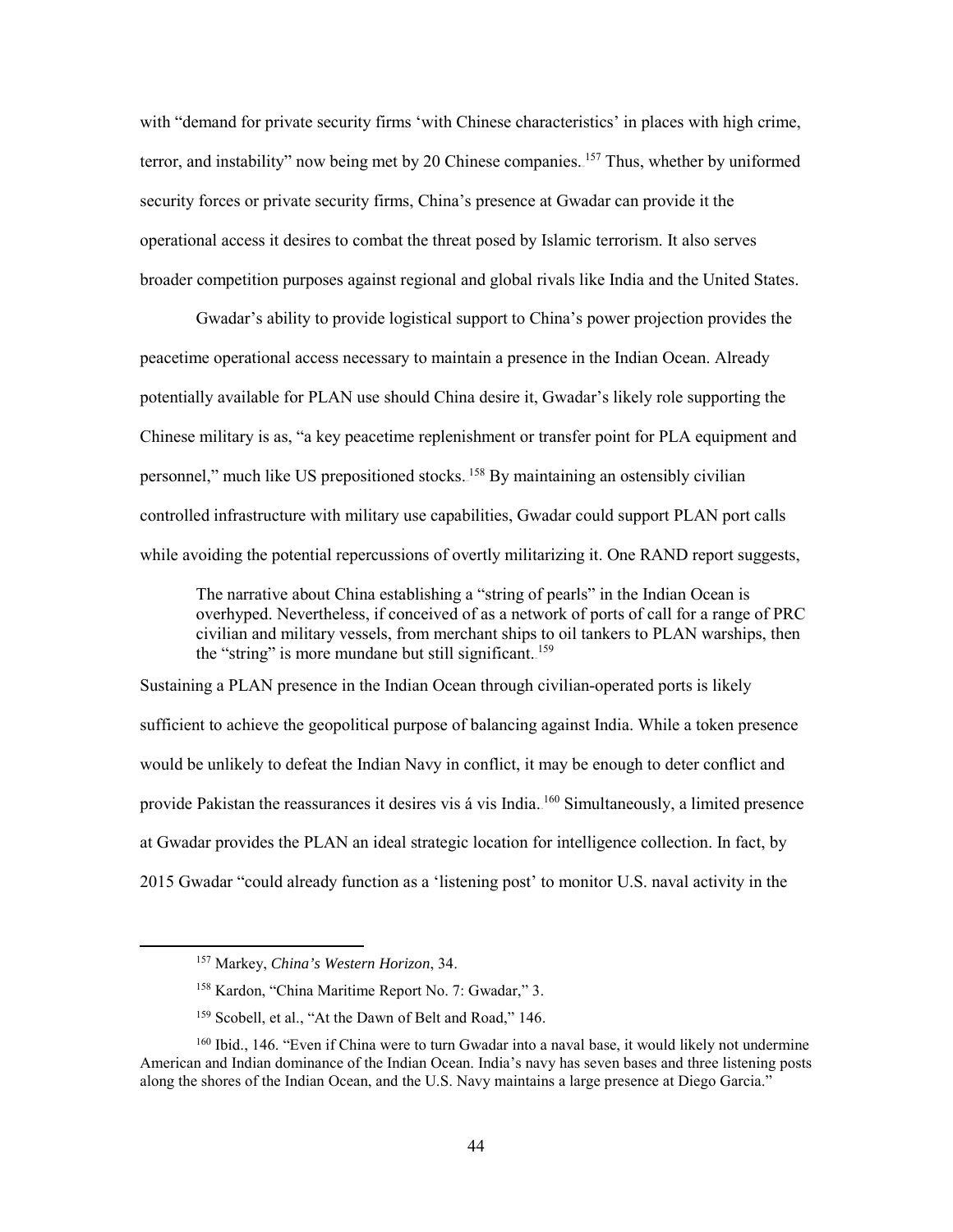with "demand for private security firms 'with Chinese characteristics' in places with high crime, terror, and instability" now being met by 20 Chinese companies.[157] Thus, whether by uniformed security forces or private security firms, China's presence at Gwadar can provide it the operational access it desires to combat the threat posed by Islamic terrorism. It also serves broader competition purposes against regional and global rivals like India and the United States.

Gwadar's ability to provide logistical support to China's power projection provides the peacetime operational access necessary to maintain a presence in the Indian Ocean. Already potentially available for PLAN use should China desire it, Gwadar's likely role supporting the Chinese military is as, "a key peacetime replenishment or transfer point for PLA equipment and personnel," much like US prepositioned stocks.[158] By maintaining an ostensibly civilian controlled infrastructure with military use capabilities, Gwadar could support PLAN port calls while avoiding the potential repercussions of overtly militarizing it. One RAND report suggests,

> The narrative about China establishing a "string of pearls" in the Indian Ocean is overhyped. Nevertheless, if conceived of as a network of ports of call for a range of PRC civilian and military vessels, from merchant ships to oil tankers to PLAN warships, then the "string" is more mundane but still significant.[159]

Sustaining a PLAN presence in the Indian Ocean through civilian-operated ports is likely sufficient to achieve the geopolitical purpose of balancing against India. While a token presence would be unlikely to defeat the Indian Navy in conflict, it may be enough to deter conflict and provide Pakistan the reassurances it desires vis á vis India.[160] Simultaneously, a limited presence at Gwadar provides the PLAN an ideal strategic location for intelligence collection. In fact, by 2015 Gwadar "could already function as a 'listening post' to monitor U.S. naval activity in the

---

[157] Markey, *China's Western Horizon*, 34.

[158] Kardon, "China Maritime Report No. 7: Gwadar," 3.

[159] Scobell, et al., "At the Dawn of Belt and Road," 146.

[160] Ibid., 146. "Even if China were to turn Gwadar into a naval base, it would likely not undermine American and Indian dominance of the Indian Ocean. India's navy has seven bases and three listening posts along the shores of the Indian Ocean, and the U.S. Navy maintains a large presence at Diego Garcia."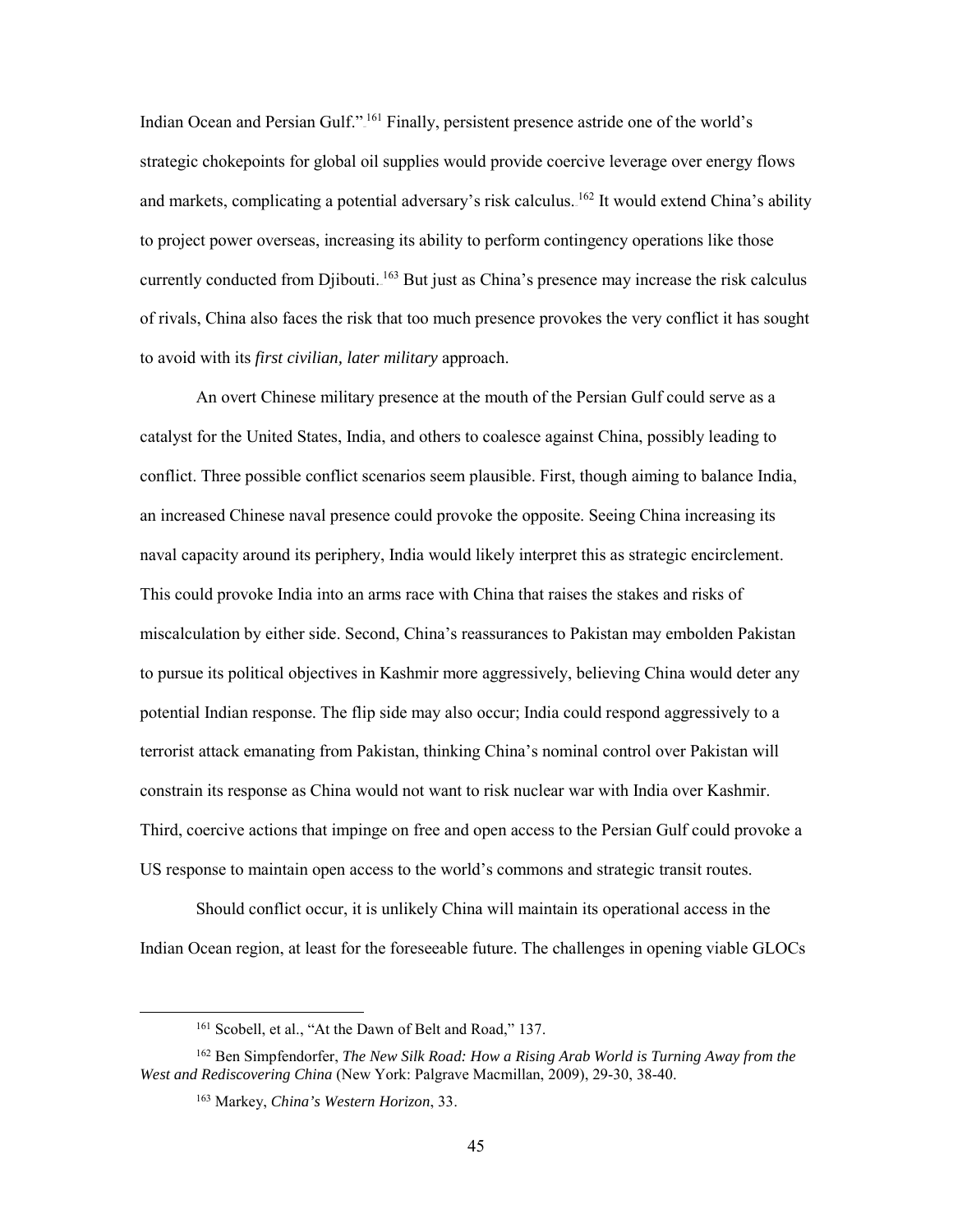Indian Ocean and Persian Gulf."[161] Finally, persistent presence astride one of the world's strategic chokepoints for global oil supplies would provide coercive leverage over energy flows and markets, complicating a potential adversary's risk calculus.[162] It would extend China's ability to project power overseas, increasing its ability to perform contingency operations like those currently conducted from Djibouti.[163] But just as China's presence may increase the risk calculus of rivals, China also faces the risk that too much presence provokes the very conflict it has sought to avoid with its *first civilian, later military* approach.

An overt Chinese military presence at the mouth of the Persian Gulf could serve as a catalyst for the United States, India, and others to coalesce against China, possibly leading to conflict. Three possible conflict scenarios seem plausible. First, though aiming to balance India, an increased Chinese naval presence could provoke the opposite. Seeing China increasing its naval capacity around its periphery, India would likely interpret this as strategic encirclement. This could provoke India into an arms race with China that raises the stakes and risks of miscalculation by either side. Second, China's reassurances to Pakistan may embolden Pakistan to pursue its political objectives in Kashmir more aggressively, believing China would deter any potential Indian response. The flip side may also occur; India could respond aggressively to a terrorist attack emanating from Pakistan, thinking China's nominal control over Pakistan will constrain its response as China would not want to risk nuclear war with India over Kashmir. Third, coercive actions that impinge on free and open access to the Persian Gulf could provoke a US response to maintain open access to the world's commons and strategic transit routes.

Should conflict occur, it is unlikely China will maintain its operational access in the Indian Ocean region, at least for the foreseeable future. The challenges in opening viable GLOCs

---

[161] Scobell, et al., "At the Dawn of Belt and Road," 137.

[162] Ben Simpfendorfer, *The New Silk Road: How a Rising Arab World is Turning Away from the West and Rediscovering China* (New York: Palgrave Macmillan, 2009), 29-30, 38-40.

[163] Markey, *China's Western Horizon*, 33.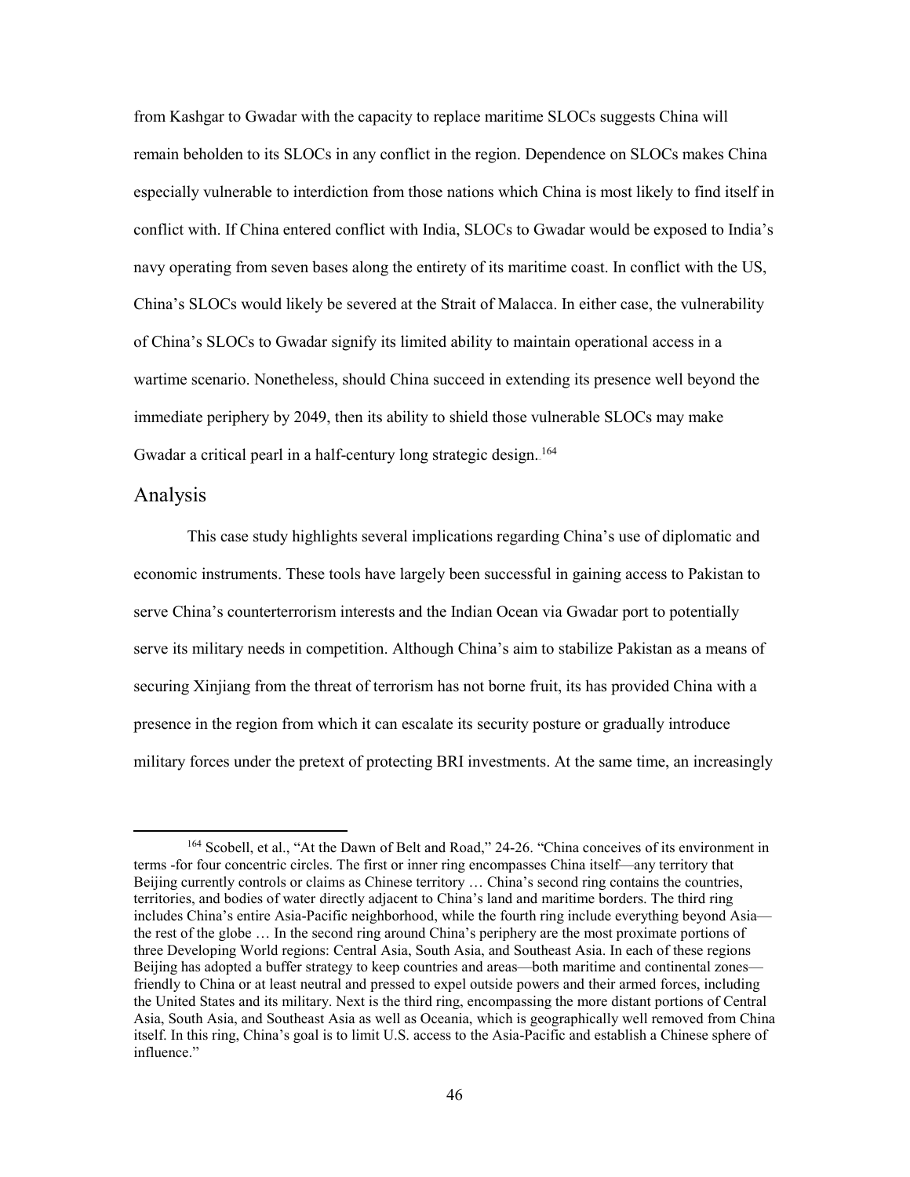from Kashgar to Gwadar with the capacity to replace maritime SLOCs suggests China will remain beholden to its SLOCs in any conflict in the region. Dependence on SLOCs makes China especially vulnerable to interdiction from those nations which China is most likely to find itself in conflict with. If China entered conflict with India, SLOCs to Gwadar would be exposed to India's navy operating from seven bases along the entirety of its maritime coast. In conflict with the US, China's SLOCs would likely be severed at the Strait of Malacca. In either case, the vulnerability of China's SLOCs to Gwadar signify its limited ability to maintain operational access in a wartime scenario. Nonetheless, should China succeed in extending its presence well beyond the immediate periphery by 2049, then its ability to shield those vulnerable SLOCs may make Gwadar a critical pearl in a half-century long strategic design.[164]

## Analysis

This case study highlights several implications regarding China's use of diplomatic and economic instruments. These tools have largely been successful in gaining access to Pakistan to serve China's counterterrorism interests and the Indian Ocean via Gwadar port to potentially serve its military needs in competition. Although China's aim to stabilize Pakistan as a means of securing Xinjiang from the threat of terrorism has not borne fruit, its has provided China with a presence in the region from which it can escalate its security posture or gradually introduce military forces under the pretext of protecting BRI investments. At the same time, an increasingly

---

[164] Scobell, et al., "At the Dawn of Belt and Road," 24-26. "China conceives of its environment in terms -for four concentric circles. The first or inner ring encompasses China itself—any territory that Beijing currently controls or claims as Chinese territory … China's second ring contains the countries, territories, and bodies of water directly adjacent to China's land and maritime borders. The third ring includes China's entire Asia-Pacific neighborhood, while the fourth ring include everything beyond Asia—the rest of the globe … In the second ring around China's periphery are the most proximate portions of three Developing World regions: Central Asia, South Asia, and Southeast Asia. In each of these regions Beijing has adopted a buffer strategy to keep countries and areas—both maritime and continental zones—friendly to China or at least neutral and pressed to expel outside powers and their armed forces, including the United States and its military. Next is the third ring, encompassing the more distant portions of Central Asia, South Asia, and Southeast Asia as well as Oceania, which is geographically well removed from China itself. In this ring, China's goal is to limit U.S. access to the Asia-Pacific and establish a Chinese sphere of influence."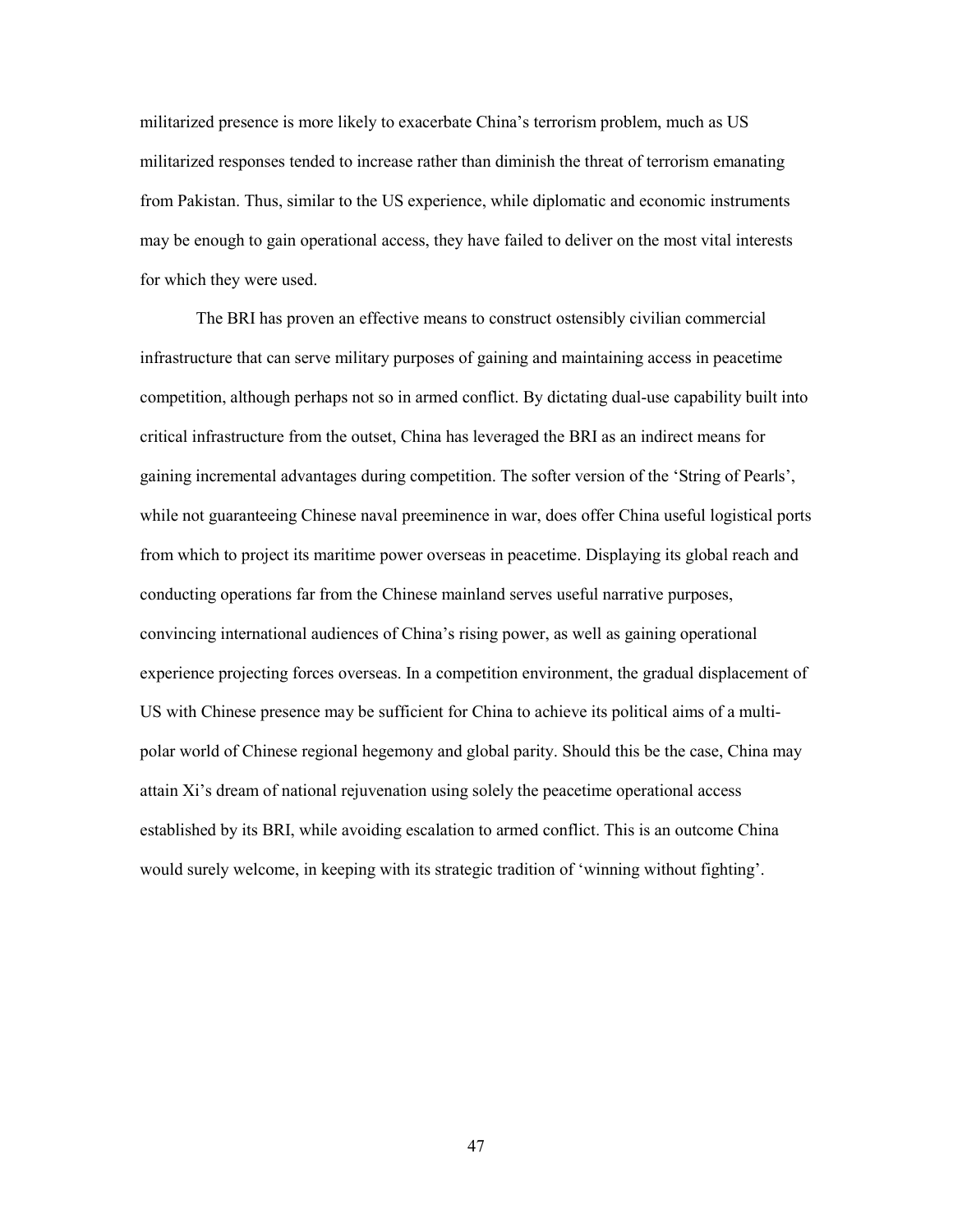militarized presence is more likely to exacerbate China's terrorism problem, much as US militarized responses tended to increase rather than diminish the threat of terrorism emanating from Pakistan. Thus, similar to the US experience, while diplomatic and economic instruments may be enough to gain operational access, they have failed to deliver on the most vital interests for which they were used.

The BRI has proven an effective means to construct ostensibly civilian commercial infrastructure that can serve military purposes of gaining and maintaining access in peacetime competition, although perhaps not so in armed conflict. By dictating dual-use capability built into critical infrastructure from the outset, China has leveraged the BRI as an indirect means for gaining incremental advantages during competition. The softer version of the 'String of Pearls', while not guaranteeing Chinese naval preeminence in war, does offer China useful logistical ports from which to project its maritime power overseas in peacetime. Displaying its global reach and conducting operations far from the Chinese mainland serves useful narrative purposes, convincing international audiences of China's rising power, as well as gaining operational experience projecting forces overseas. In a competition environment, the gradual displacement of US with Chinese presence may be sufficient for China to achieve its political aims of a multi-polar world of Chinese regional hegemony and global parity. Should this be the case, China may attain Xi's dream of national rejuvenation using solely the peacetime operational access established by its BRI, while avoiding escalation to armed conflict. This is an outcome China would surely welcome, in keeping with its strategic tradition of 'winning without fighting'.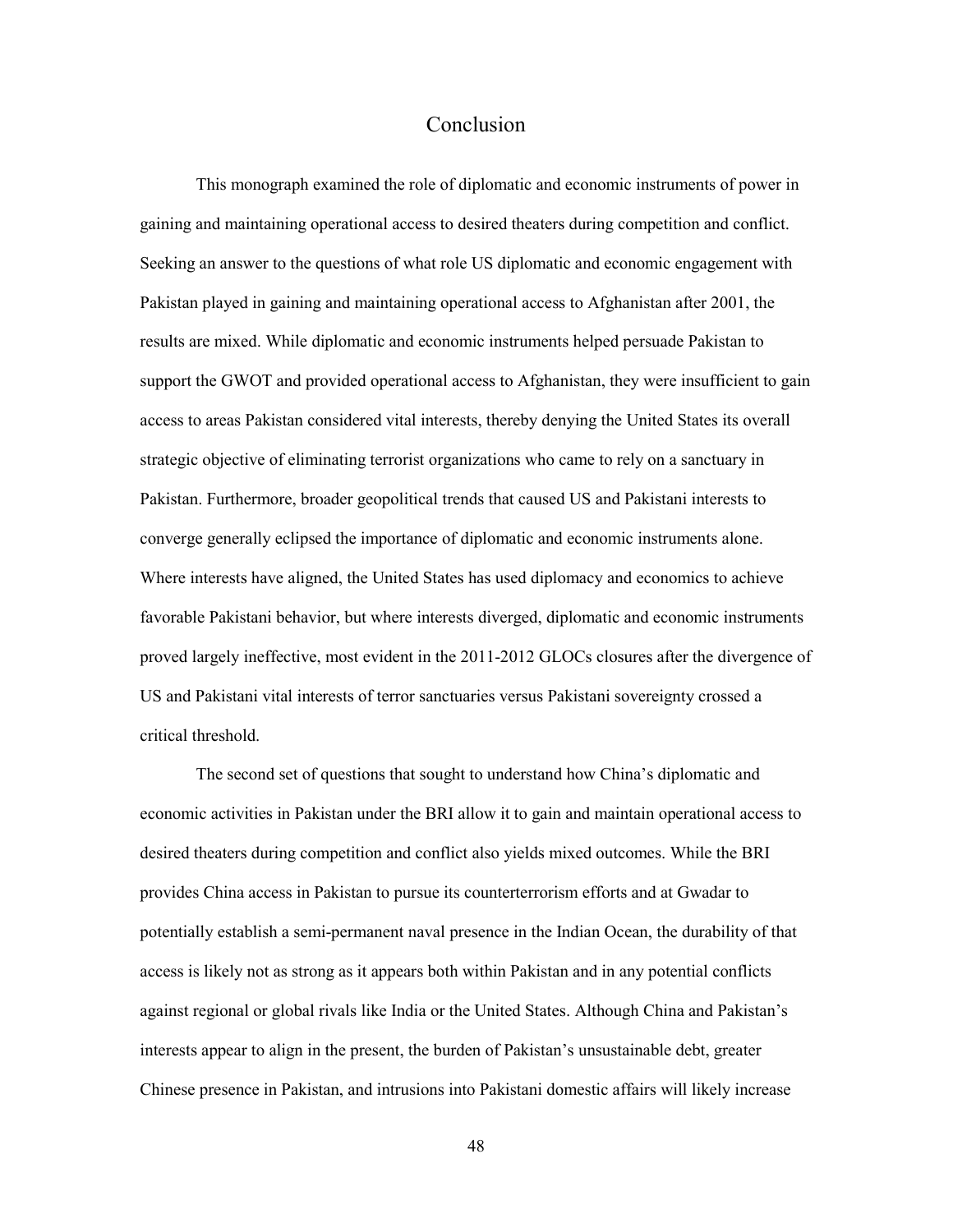# Conclusion

This monograph examined the role of diplomatic and economic instruments of power in gaining and maintaining operational access to desired theaters during competition and conflict. Seeking an answer to the questions of what role US diplomatic and economic engagement with Pakistan played in gaining and maintaining operational access to Afghanistan after 2001, the results are mixed. While diplomatic and economic instruments helped persuade Pakistan to support the GWOT and provided operational access to Afghanistan, they were insufficient to gain access to areas Pakistan considered vital interests, thereby denying the United States its overall strategic objective of eliminating terrorist organizations who came to rely on a sanctuary in Pakistan. Furthermore, broader geopolitical trends that caused US and Pakistani interests to converge generally eclipsed the importance of diplomatic and economic instruments alone. Where interests have aligned, the United States has used diplomacy and economics to achieve favorable Pakistani behavior, but where interests diverged, diplomatic and economic instruments proved largely ineffective, most evident in the 2011-2012 GLOCs closures after the divergence of US and Pakistani vital interests of terror sanctuaries versus Pakistani sovereignty crossed a critical threshold.

The second set of questions that sought to understand how China's diplomatic and economic activities in Pakistan under the BRI allow it to gain and maintain operational access to desired theaters during competition and conflict also yields mixed outcomes. While the BRI provides China access in Pakistan to pursue its counterterrorism efforts and at Gwadar to potentially establish a semi-permanent naval presence in the Indian Ocean, the durability of that access is likely not as strong as it appears both within Pakistan and in any potential conflicts against regional or global rivals like India or the United States. Although China and Pakistan's interests appear to align in the present, the burden of Pakistan's unsustainable debt, greater Chinese presence in Pakistan, and intrusions into Pakistani domestic affairs will likely increase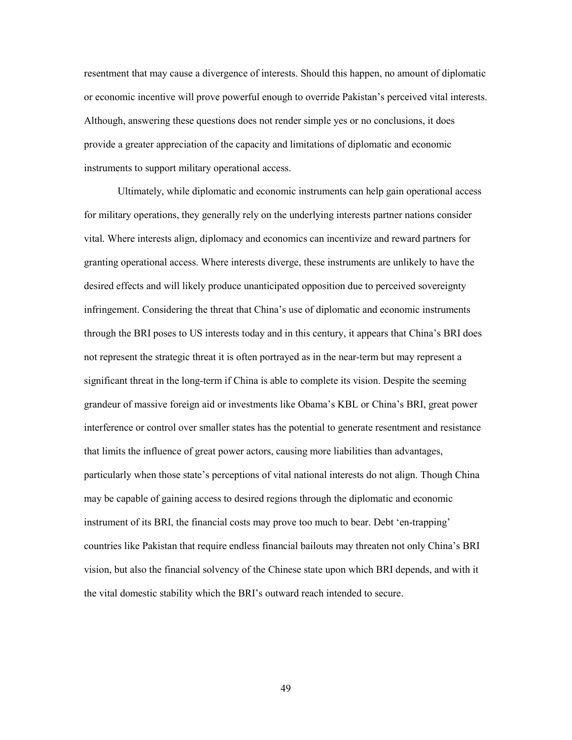resentment that may cause a divergence of interests. Should this happen, no amount of diplomatic or economic incentive will prove powerful enough to override Pakistan's perceived vital interests. Although, answering these questions does not render simple yes or no conclusions, it does provide a greater appreciation of the capacity and limitations of diplomatic and economic instruments to support military operational access.

Ultimately, while diplomatic and economic instruments can help gain operational access for military operations, they generally rely on the underlying interests partner nations consider vital. Where interests align, diplomacy and economics can incentivize and reward partners for granting operational access. Where interests diverge, these instruments are unlikely to have the desired effects and will likely produce unanticipated opposition due to perceived sovereignty infringement. Considering the threat that China's use of diplomatic and economic instruments through the BRI poses to US interests today and in this century, it appears that China's BRI does not represent the strategic threat it is often portrayed as in the near-term but may represent a significant threat in the long-term if China is able to complete its vision. Despite the seeming grandeur of massive foreign aid or investments like Obama's KBL or China's BRI, great power interference or control over smaller states has the potential to generate resentment and resistance that limits the influence of great power actors, causing more liabilities than advantages, particularly when those state's perceptions of vital national interests do not align. Though China may be capable of gaining access to desired regions through the diplomatic and economic instrument of its BRI, the financial costs may prove too much to bear. Debt 'en-trapping' countries like Pakistan that require endless financial bailouts may threaten not only China's BRI vision, but also the financial solvency of the Chinese state upon which BRI depends, and with it the vital domestic stability which the BRI's outward reach intended to secure.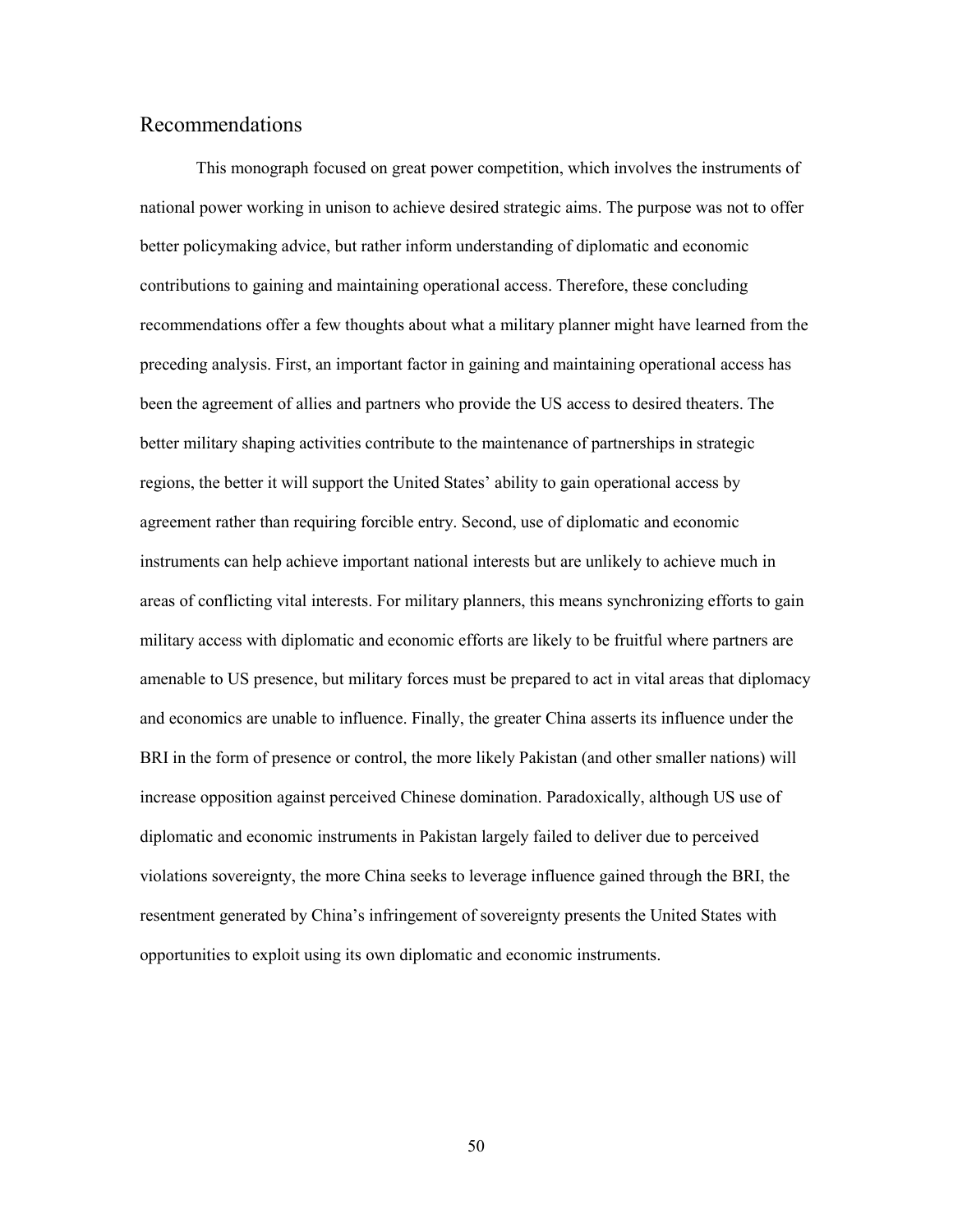## Recommendations

This monograph focused on great power competition, which involves the instruments of national power working in unison to achieve desired strategic aims. The purpose was not to offer better policymaking advice, but rather inform understanding of diplomatic and economic contributions to gaining and maintaining operational access. Therefore, these concluding recommendations offer a few thoughts about what a military planner might have learned from the preceding analysis. First, an important factor in gaining and maintaining operational access has been the agreement of allies and partners who provide the US access to desired theaters. The better military shaping activities contribute to the maintenance of partnerships in strategic regions, the better it will support the United States' ability to gain operational access by agreement rather than requiring forcible entry. Second, use of diplomatic and economic instruments can help achieve important national interests but are unlikely to achieve much in areas of conflicting vital interests. For military planners, this means synchronizing efforts to gain military access with diplomatic and economic efforts are likely to be fruitful where partners are amenable to US presence, but military forces must be prepared to act in vital areas that diplomacy and economics are unable to influence. Finally, the greater China asserts its influence under the BRI in the form of presence or control, the more likely Pakistan (and other smaller nations) will increase opposition against perceived Chinese domination. Paradoxically, although US use of diplomatic and economic instruments in Pakistan largely failed to deliver due to perceived violations sovereignty, the more China seeks to leverage influence gained through the BRI, the resentment generated by China's infringement of sovereignty presents the United States with opportunities to exploit using its own diplomatic and economic instruments.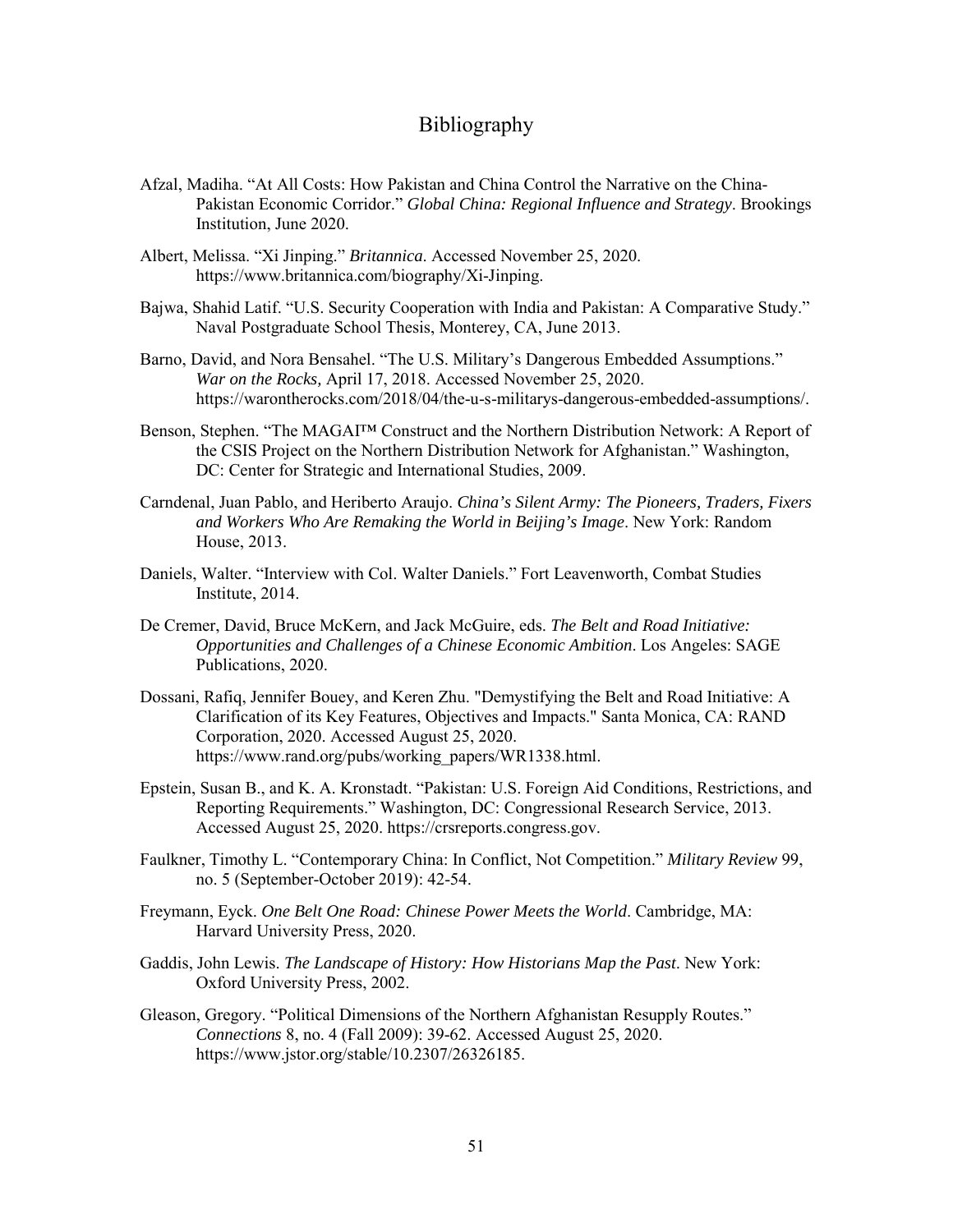# Bibliography

Afzal, Madiha. "At All Costs: How Pakistan and China Control the Narrative on the China-Pakistan Economic Corridor." *Global China: Regional Influence and Strategy*. Brookings Institution, June 2020.

Albert, Melissa. "Xi Jinping." *Britannica*. Accessed November 25, 2020. https://www.britannica.com/biography/Xi-Jinping.

Bajwa, Shahid Latif. "U.S. Security Cooperation with India and Pakistan: A Comparative Study." Naval Postgraduate School Thesis, Monterey, CA, June 2013.

Barno, David, and Nora Bensahel. "The U.S. Military's Dangerous Embedded Assumptions." *War on the Rocks,* April 17, 2018. Accessed November 25, 2020. https://warontherocks.com/2018/04/the-u-s-militarys-dangerous-embedded-assumptions/.

Benson, Stephen. "The MAGAI™ Construct and the Northern Distribution Network: A Report of the CSIS Project on the Northern Distribution Network for Afghanistan." Washington, DC: Center for Strategic and International Studies, 2009.

Carndenal, Juan Pablo, and Heriberto Araujo. *China's Silent Army: The Pioneers, Traders, Fixers and Workers Who Are Remaking the World in Beijing's Image*. New York: Random House, 2013.

Daniels, Walter. "Interview with Col. Walter Daniels." Fort Leavenworth, Combat Studies Institute, 2014.

De Cremer, David, Bruce McKern, and Jack McGuire, eds. *The Belt and Road Initiative: Opportunities and Challenges of a Chinese Economic Ambition*. Los Angeles: SAGE Publications, 2020.

Dossani, Rafiq, Jennifer Bouey, and Keren Zhu. "Demystifying the Belt and Road Initiative: A Clarification of its Key Features, Objectives and Impacts." Santa Monica, CA: RAND Corporation, 2020. Accessed August 25, 2020. https://www.rand.org/pubs/working_papers/WR1338.html.

Epstein, Susan B., and K. A. Kronstadt. "Pakistan: U.S. Foreign Aid Conditions, Restrictions, and Reporting Requirements." Washington, DC: Congressional Research Service, 2013. Accessed August 25, 2020. https://crsreports.congress.gov.

Faulkner, Timothy L. "Contemporary China: In Conflict, Not Competition." *Military Review* 99, no. 5 (September-October 2019): 42-54.

Freymann, Eyck. *One Belt One Road: Chinese Power Meets the World*. Cambridge, MA: Harvard University Press, 2020.

Gaddis, John Lewis. *The Landscape of History: How Historians Map the Past*. New York: Oxford University Press, 2002.

Gleason, Gregory. "Political Dimensions of the Northern Afghanistan Resupply Routes." *Connections* 8, no. 4 (Fall 2009): 39-62. Accessed August 25, 2020. https://www.jstor.org/stable/10.2307/26326185.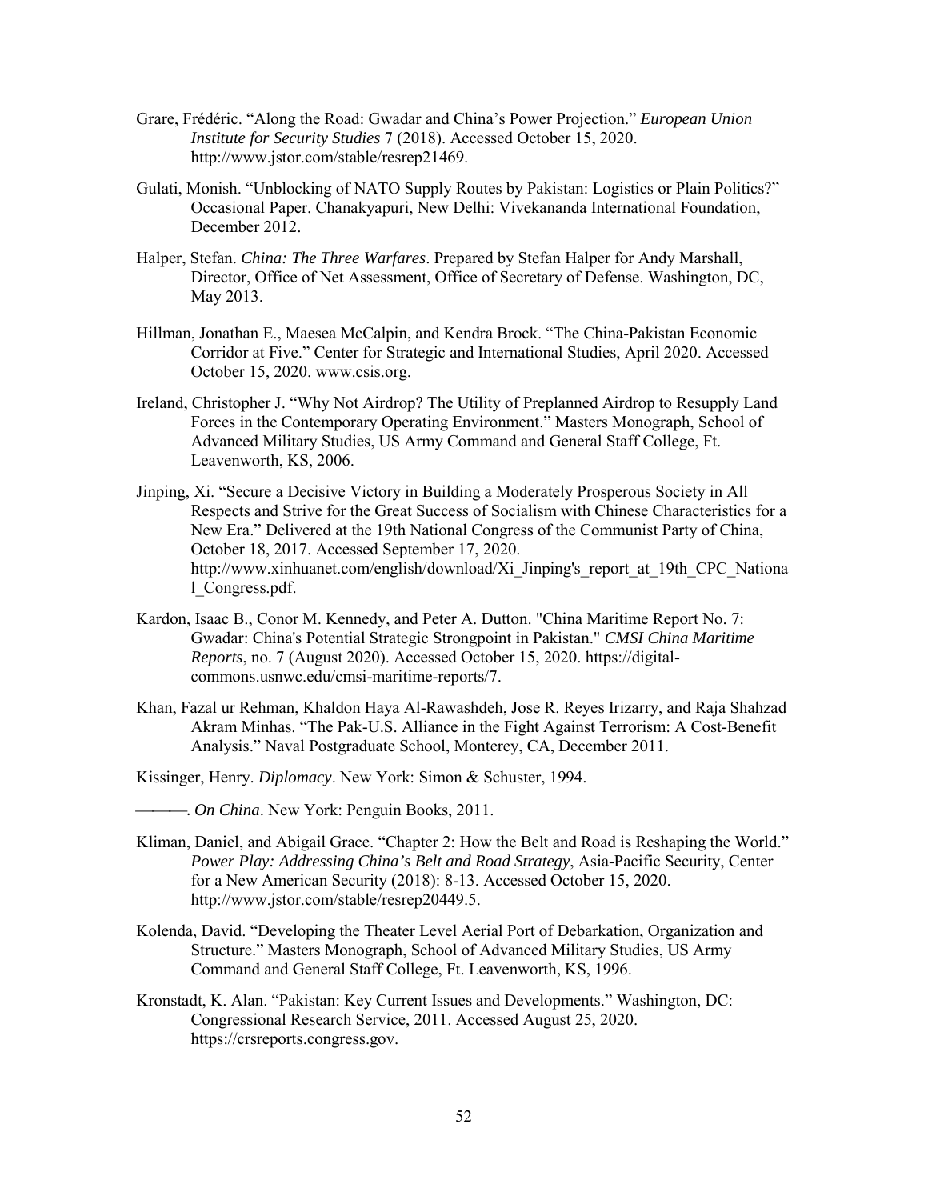Grare, Frédéric. "Along the Road: Gwadar and China's Power Projection." *European Union Institute for Security Studies* 7 (2018). Accessed October 15, 2020. http://www.jstor.com/stable/resrep21469.

Gulati, Monish. "Unblocking of NATO Supply Routes by Pakistan: Logistics or Plain Politics?" Occasional Paper. Chanakyapuri, New Delhi: Vivekananda International Foundation, December 2012.

Halper, Stefan. *China: The Three Warfares*. Prepared by Stefan Halper for Andy Marshall, Director, Office of Net Assessment, Office of Secretary of Defense. Washington, DC, May 2013.

Hillman, Jonathan E., Maesea McCalpin, and Kendra Brock. "The China-Pakistan Economic Corridor at Five." Center for Strategic and International Studies, April 2020. Accessed October 15, 2020. www.csis.org.

Ireland, Christopher J. "Why Not Airdrop? The Utility of Preplanned Airdrop to Resupply Land Forces in the Contemporary Operating Environment." Masters Monograph, School of Advanced Military Studies, US Army Command and General Staff College, Ft. Leavenworth, KS, 2006.

Jinping, Xi. "Secure a Decisive Victory in Building a Moderately Prosperous Society in All Respects and Strive for the Great Success of Socialism with Chinese Characteristics for a New Era." Delivered at the 19th National Congress of the Communist Party of China, October 18, 2017. Accessed September 17, 2020. http://www.xinhuanet.com/english/download/Xi_Jinping's_report_at_19th_CPC_National_Congress.pdf.

Kardon, Isaac B., Conor M. Kennedy, and Peter A. Dutton. "China Maritime Report No. 7: Gwadar: China's Potential Strategic Strongpoint in Pakistan." *CMSI China Maritime Reports*, no. 7 (August 2020). Accessed October 15, 2020. https://digital-commons.usnwc.edu/cmsi-maritime-reports/7.

Khan, Fazal ur Rehman, Khaldon Haya Al-Rawashdeh, Jose R. Reyes Irizarry, and Raja Shahzad Akram Minhas. "The Pak-U.S. Alliance in the Fight Against Terrorism: A Cost-Benefit Analysis." Naval Postgraduate School, Monterey, CA, December 2011.

Kissinger, Henry. *Diplomacy*. New York: Simon & Schuster, 1994.

———. *On China*. New York: Penguin Books, 2011.

Kliman, Daniel, and Abigail Grace. "Chapter 2: How the Belt and Road is Reshaping the World." *Power Play: Addressing China's Belt and Road Strategy*, Asia-Pacific Security, Center for a New American Security (2018): 8-13. Accessed October 15, 2020. http://www.jstor.com/stable/resrep20449.5.

Kolenda, David. "Developing the Theater Level Aerial Port of Debarkation, Organization and Structure." Masters Monograph, School of Advanced Military Studies, US Army Command and General Staff College, Ft. Leavenworth, KS, 1996.

Kronstadt, K. Alan. "Pakistan: Key Current Issues and Developments." Washington, DC: Congressional Research Service, 2011. Accessed August 25, 2020. https://crsreports.congress.gov.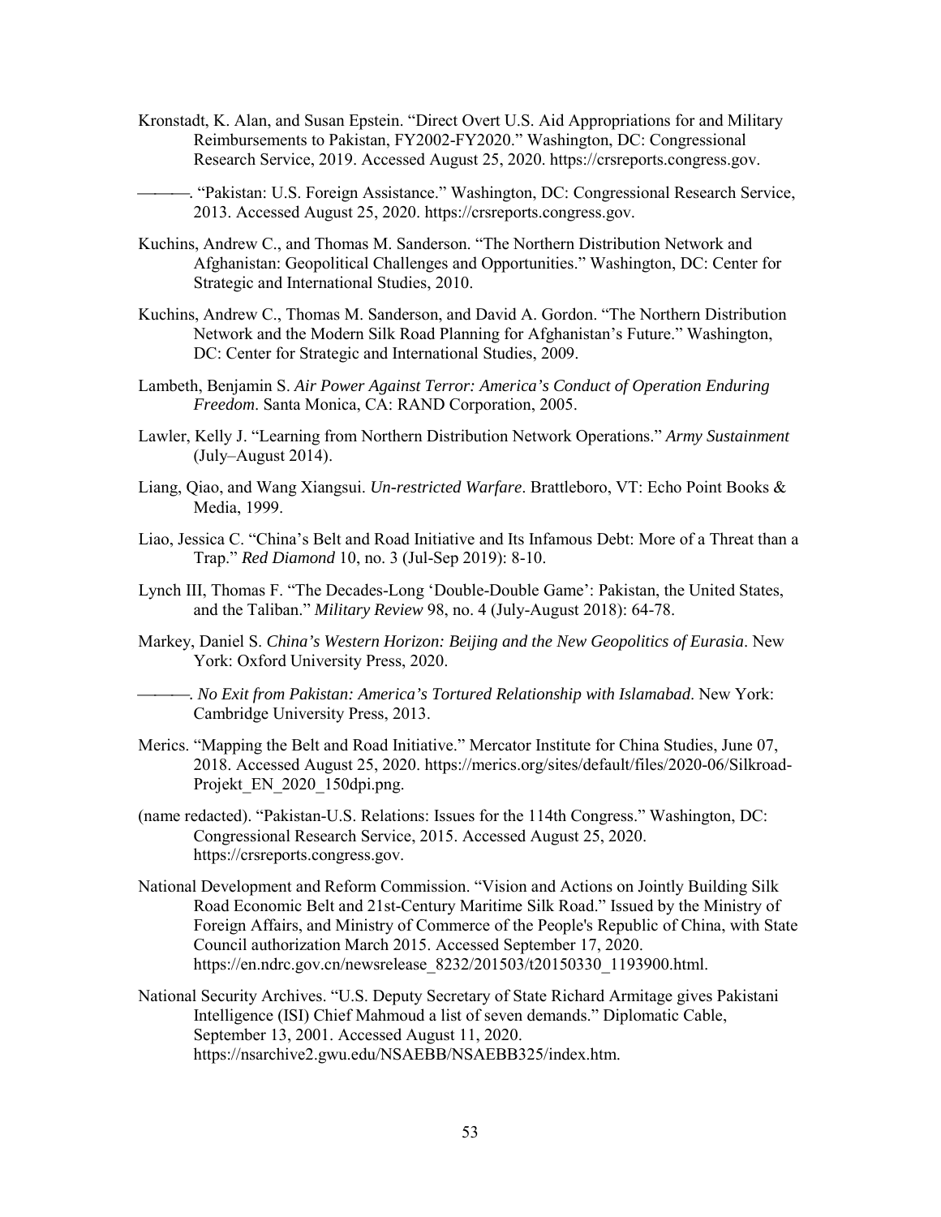Kronstadt, K. Alan, and Susan Epstein. "Direct Overt U.S. Aid Appropriations for and Military Reimbursements to Pakistan, FY2002-FY2020." Washington, DC: Congressional Research Service, 2019. Accessed August 25, 2020. https://crsreports.congress.gov.

———. "Pakistan: U.S. Foreign Assistance." Washington, DC: Congressional Research Service, 2013. Accessed August 25, 2020. https://crsreports.congress.gov.

Kuchins, Andrew C., and Thomas M. Sanderson. "The Northern Distribution Network and Afghanistan: Geopolitical Challenges and Opportunities." Washington, DC: Center for Strategic and International Studies, 2010.

Kuchins, Andrew C., Thomas M. Sanderson, and David A. Gordon. "The Northern Distribution Network and the Modern Silk Road Planning for Afghanistan's Future." Washington, DC: Center for Strategic and International Studies, 2009.

Lambeth, Benjamin S. *Air Power Against Terror: America's Conduct of Operation Enduring Freedom*. Santa Monica, CA: RAND Corporation, 2005.

Lawler, Kelly J. "Learning from Northern Distribution Network Operations." *Army Sustainment* (July–August 2014).

Liang, Qiao, and Wang Xiangsui. *Un-restricted Warfare*. Brattleboro, VT: Echo Point Books & Media, 1999.

Liao, Jessica C. "China's Belt and Road Initiative and Its Infamous Debt: More of a Threat than a Trap." *Red Diamond* 10, no. 3 (Jul-Sep 2019): 8-10.

Lynch III, Thomas F. "The Decades-Long 'Double-Double Game': Pakistan, the United States, and the Taliban." *Military Review* 98, no. 4 (July-August 2018): 64-78.

Markey, Daniel S. *China's Western Horizon: Beijing and the New Geopolitics of Eurasia*. New York: Oxford University Press, 2020.

———. *No Exit from Pakistan: America's Tortured Relationship with Islamabad*. New York: Cambridge University Press, 2013.

Merics. "Mapping the Belt and Road Initiative." Mercator Institute for China Studies, June 07, 2018. Accessed August 25, 2020. https://merics.org/sites/default/files/2020-06/Silkroad-Projekt_EN_2020_150dpi.png.

(name redacted). "Pakistan-U.S. Relations: Issues for the 114th Congress." Washington, DC: Congressional Research Service, 2015. Accessed August 25, 2020. https://crsreports.congress.gov.

National Development and Reform Commission. "Vision and Actions on Jointly Building Silk Road Economic Belt and 21st-Century Maritime Silk Road." Issued by the Ministry of Foreign Affairs, and Ministry of Commerce of the People's Republic of China, with State Council authorization March 2015. Accessed September 17, 2020. https://en.ndrc.gov.cn/newsrelease_8232/201503/t20150330_1193900.html.

National Security Archives. "U.S. Deputy Secretary of State Richard Armitage gives Pakistani Intelligence (ISI) Chief Mahmoud a list of seven demands." Diplomatic Cable, September 13, 2001. Accessed August 11, 2020. https://nsarchive2.gwu.edu/NSAEBB/NSAEBB325/index.htm.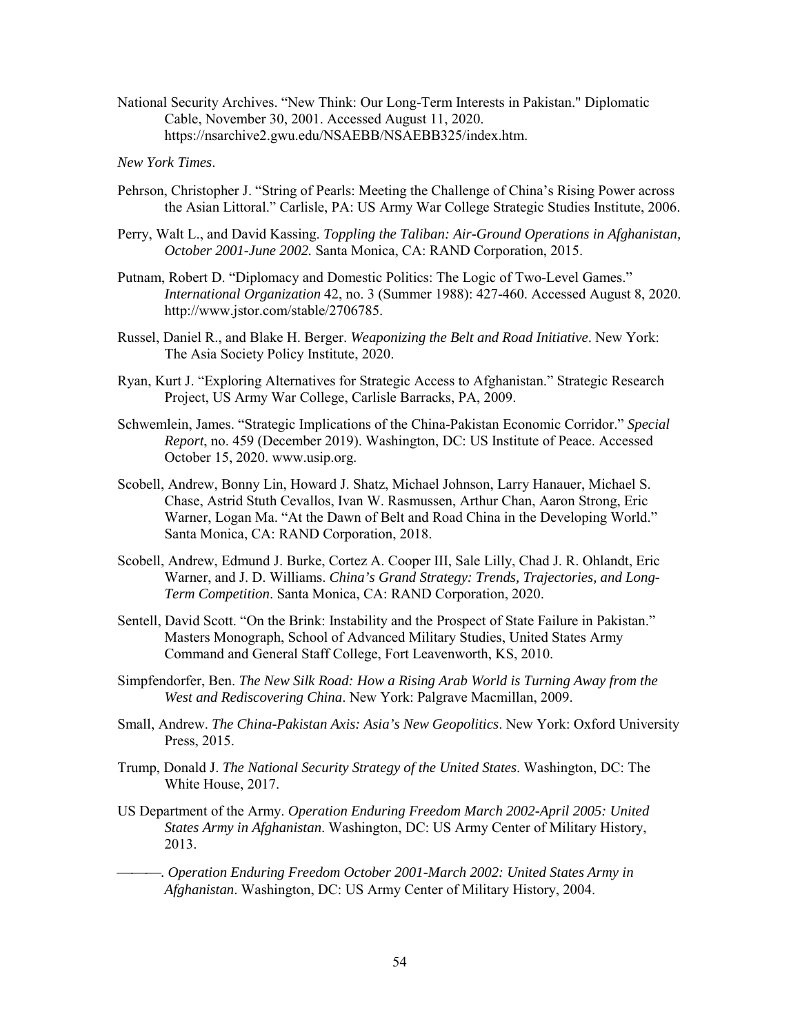National Security Archives. "New Think: Our Long-Term Interests in Pakistan." Diplomatic Cable, November 30, 2001. Accessed August 11, 2020. https://nsarchive2.gwu.edu/NSAEBB/NSAEBB325/index.htm.

*New York Times*.

Pehrson, Christopher J. "String of Pearls: Meeting the Challenge of China's Rising Power across the Asian Littoral." Carlisle, PA: US Army War College Strategic Studies Institute, 2006.

Perry, Walt L., and David Kassing. *Toppling the Taliban: Air-Ground Operations in Afghanistan, October 2001-June 2002.* Santa Monica, CA: RAND Corporation, 2015.

Putnam, Robert D. "Diplomacy and Domestic Politics: The Logic of Two-Level Games." *International Organization* 42, no. 3 (Summer 1988): 427-460. Accessed August 8, 2020. http://www.jstor.com/stable/2706785.

Russel, Daniel R., and Blake H. Berger. *Weaponizing the Belt and Road Initiative*. New York: The Asia Society Policy Institute, 2020.

Ryan, Kurt J. "Exploring Alternatives for Strategic Access to Afghanistan." Strategic Research Project, US Army War College, Carlisle Barracks, PA, 2009.

Schwemlein, James. "Strategic Implications of the China-Pakistan Economic Corridor." *Special Report*, no. 459 (December 2019). Washington, DC: US Institute of Peace. Accessed October 15, 2020. www.usip.org.

Scobell, Andrew, Bonny Lin, Howard J. Shatz, Michael Johnson, Larry Hanauer, Michael S. Chase, Astrid Stuth Cevallos, Ivan W. Rasmussen, Arthur Chan, Aaron Strong, Eric Warner, Logan Ma. "At the Dawn of Belt and Road China in the Developing World." Santa Monica, CA: RAND Corporation, 2018.

Scobell, Andrew, Edmund J. Burke, Cortez A. Cooper III, Sale Lilly, Chad J. R. Ohlandt, Eric Warner, and J. D. Williams. *China's Grand Strategy: Trends, Trajectories, and Long-Term Competition*. Santa Monica, CA: RAND Corporation, 2020.

Sentell, David Scott. "On the Brink: Instability and the Prospect of State Failure in Pakistan." Masters Monograph, School of Advanced Military Studies, United States Army Command and General Staff College, Fort Leavenworth, KS, 2010.

Simpfendorfer, Ben. *The New Silk Road: How a Rising Arab World is Turning Away from the West and Rediscovering China*. New York: Palgrave Macmillan, 2009.

Small, Andrew. *The China-Pakistan Axis: Asia's New Geopolitics*. New York: Oxford University Press, 2015.

Trump, Donald J. *The National Security Strategy of the United States*. Washington, DC: The White House, 2017.

US Department of the Army. *Operation Enduring Freedom March 2002-April 2005: United States Army in Afghanistan*. Washington, DC: US Army Center of Military History, 2013.

———. *Operation Enduring Freedom October 2001-March 2002: United States Army in Afghanistan*. Washington, DC: US Army Center of Military History, 2004.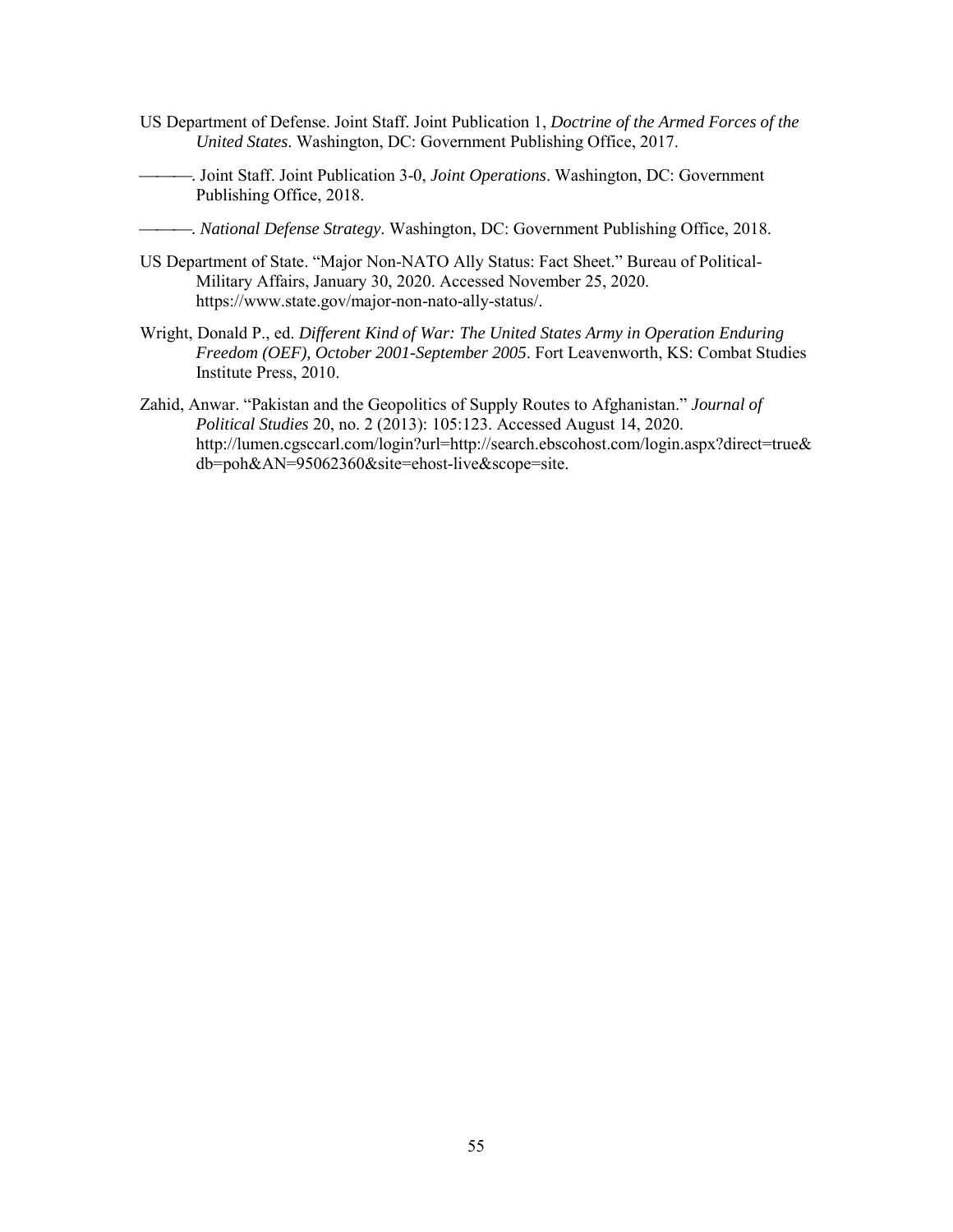US Department of Defense. Joint Staff. Joint Publication 1, *Doctrine of the Armed Forces of the United States*. Washington, DC: Government Publishing Office, 2017.

———. Joint Staff. Joint Publication 3-0, *Joint Operations*. Washington, DC: Government Publishing Office, 2018.

———. *National Defense Strategy*. Washington, DC: Government Publishing Office, 2018.

US Department of State. "Major Non-NATO Ally Status: Fact Sheet." Bureau of Political-Military Affairs, January 30, 2020. Accessed November 25, 2020. https://www.state.gov/major-non-nato-ally-status/.

Wright, Donald P., ed. *Different Kind of War: The United States Army in Operation Enduring Freedom (OEF), October 2001-September 2005*. Fort Leavenworth, KS: Combat Studies Institute Press, 2010.

Zahid, Anwar. "Pakistan and the Geopolitics of Supply Routes to Afghanistan." *Journal of Political Studies* 20, no. 2 (2013): 105:123. Accessed August 14, 2020. http://lumen.cgsccarl.com/login?url=http://search.ebscohost.com/login.aspx?direct=true&db=poh&AN=95062360&site=ehost-live&scope=site.